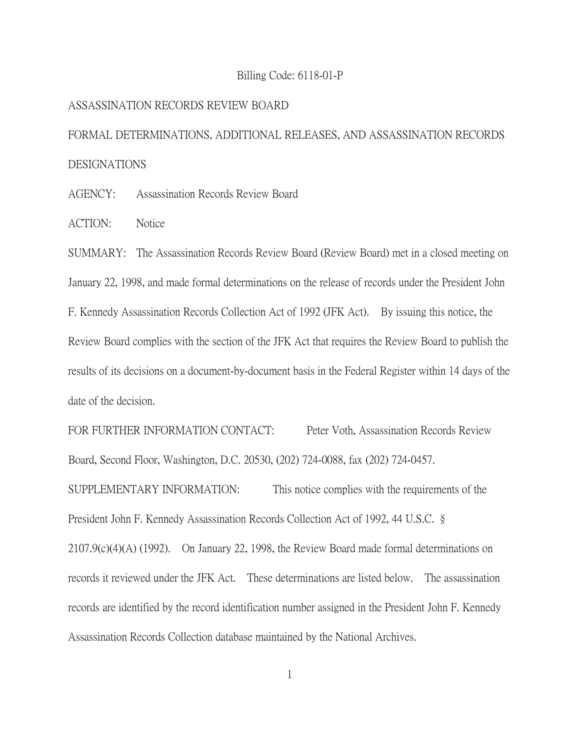Billing Code: 6118-01-P

ASSASSINATION RECORDS REVIEW BOARD

FORMAL DETERMINATIONS, ADDITIONAL RELEASES, AND ASSASSINATION RECORDS DESIGNATIONS

AGENCY: Assassination Records Review Board

ACTION: Notice

SUMMARY: The Assassination Records Review Board (Review Board) met in a closed meeting on January 22, 1998, and made formal determinations on the release of records under the President John F. Kennedy Assassination Records Collection Act of 1992 (JFK Act). By issuing this notice, the Review Board complies with the section of the JFK Act that requires the Review Board to publish the results of its decisions on a document-by-document basis in the Federal Register within 14 days of the date of the decision.

FOR FURTHER INFORMATION CONTACT: Peter Voth, Assassination Records Review Board, Second Floor, Washington, D.C. 20530, (202) 724-0088, fax (202) 724-0457.

SUPPLEMENTARY INFORMATION: This notice complies with the requirements of the President John F. Kennedy Assassination Records Collection Act of 1992, 44 U.S.C. § 2107.9(c)(4)(A) (1992). On January 22, 1998, the Review Board made formal determinations on records it reviewed under the JFK Act. These determinations are listed below. The assassination records are identified by the record identification number assigned in the President John F. Kennedy Assassination Records Collection database maintained by the National Archives.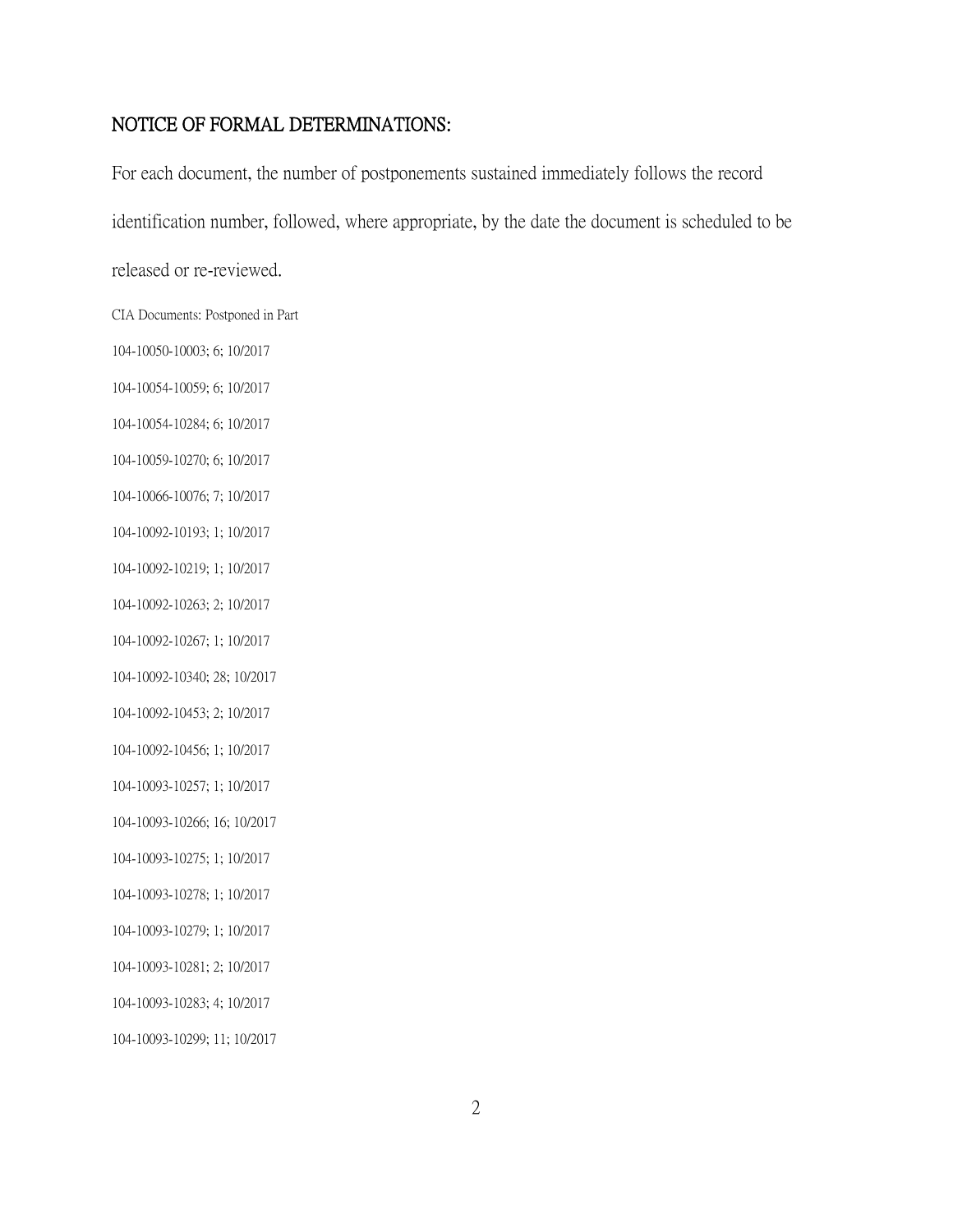## NOTICE OF FORMAL DETERMINATIONS:

For each document, the number of postponements sustained immediately follows the record identification number, followed, where appropriate, by the date the document is scheduled to be released or re-reviewed.

CIA Documents: Postponed in Part

104-10050-10003; 6; 10/2017

104-10054-10059; 6; 10/2017

104-10054-10284; 6; 10/2017

104-10059-10270; 6; 10/2017

104-10066-10076; 7; 10/2017

104-10092-10193; 1; 10/2017

104-10092-10219; 1; 10/2017

104-10092-10263; 2; 10/2017

104-10092-10267; 1; 10/2017

104-10092-10340; 28; 10/2017

104-10092-10453; 2; 10/2017

104-10092-10456; 1; 10/2017

104-10093-10257; 1; 10/2017

104-10093-10266; 16; 10/2017

104-10093-10275; 1; 10/2017

104-10093-10278; 1; 10/2017

104-10093-10279; 1; 10/2017

104-10093-10281; 2; 10/2017

104-10093-10283; 4; 10/2017

104-10093-10299; 11; 10/2017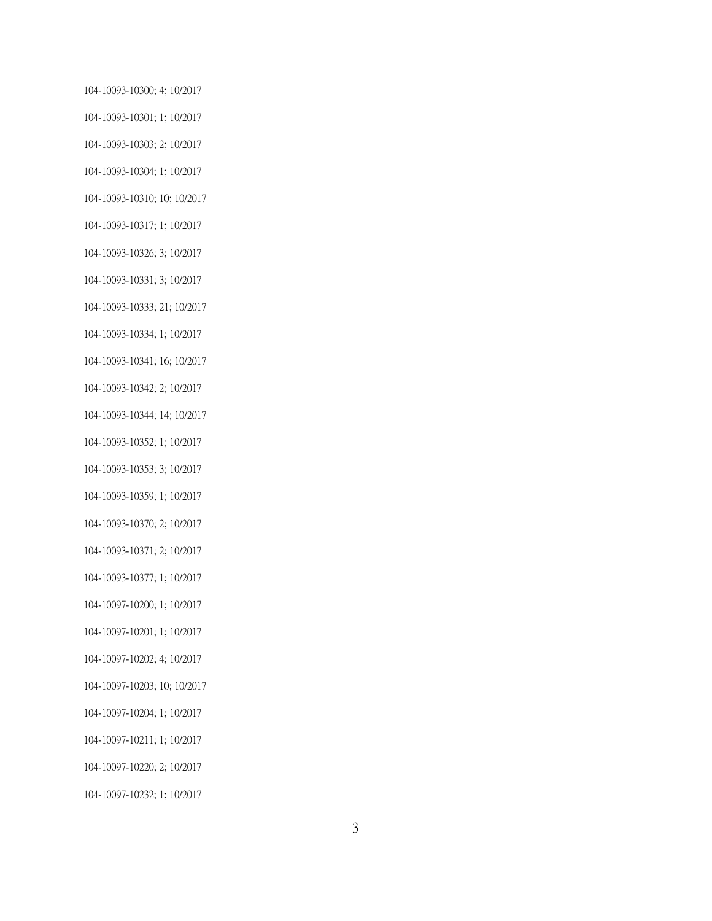104-10093-10300; 4; 10/2017

104-10093-10301; 1; 10/2017

104-10093-10303; 2; 10/2017

104-10093-10304; 1; 10/2017

104-10093-10310; 10; 10/2017

104-10093-10317; 1; 10/2017

104-10093-10326; 3; 10/2017

104-10093-10331; 3; 10/2017

104-10093-10333; 21; 10/2017

104-10093-10334; 1; 10/2017

104-10093-10341; 16; 10/2017

104-10093-10342; 2; 10/2017

104-10093-10344; 14; 10/2017

104-10093-10352; 1; 10/2017

104-10093-10353; 3; 10/2017

104-10093-10359; 1; 10/2017

104-10093-10370; 2; 10/2017

104-10093-10371; 2; 10/2017

104-10093-10377; 1; 10/2017

104-10097-10200; 1; 10/2017

104-10097-10201; 1; 10/2017

104-10097-10202; 4; 10/2017

104-10097-10203; 10; 10/2017

104-10097-10204; 1; 10/2017

104-10097-10211; 1; 10/2017

104-10097-10220; 2; 10/2017

104-10097-10232; 1; 10/2017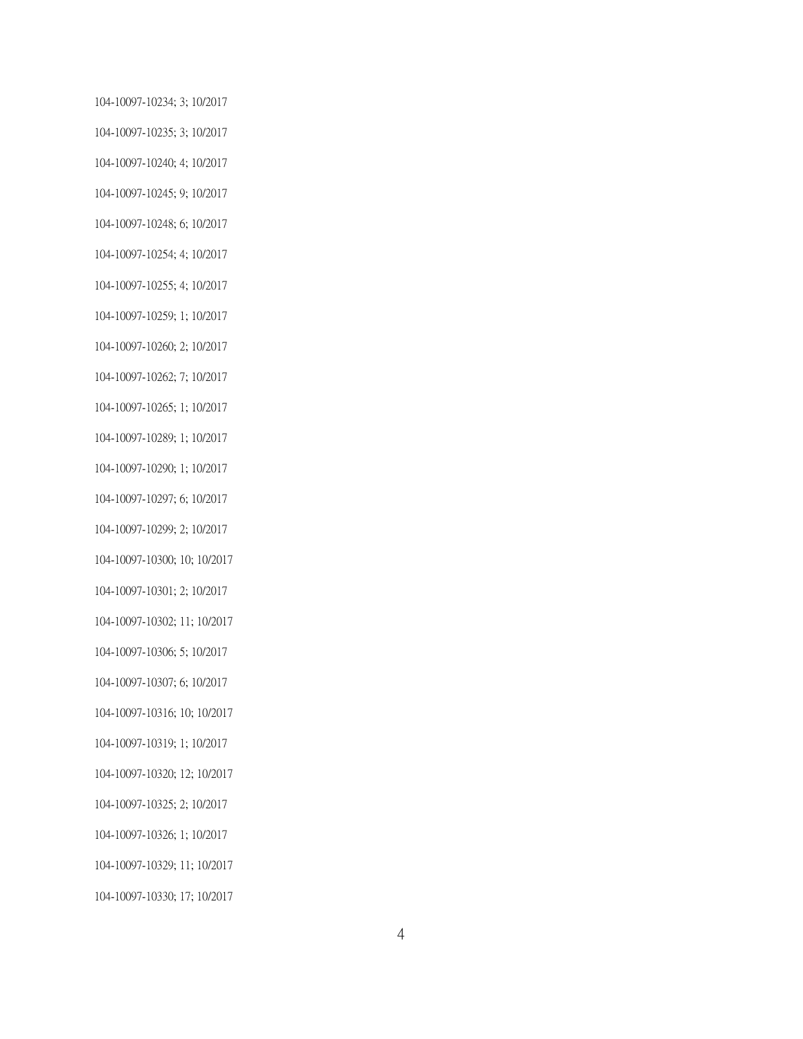104-10097-10234; 3; 10/2017

104-10097-10235; 3; 10/2017

104-10097-10240; 4; 10/2017

104-10097-10245; 9; 10/2017

104-10097-10248; 6; 10/2017

104-10097-10254; 4; 10/2017

104-10097-10255; 4; 10/2017

104-10097-10259; 1; 10/2017

104-10097-10260; 2; 10/2017

104-10097-10262; 7; 10/2017

104-10097-10265; 1; 10/2017

104-10097-10289; 1; 10/2017

104-10097-10290; 1; 10/2017

104-10097-10297; 6; 10/2017

104-10097-10299; 2; 10/2017

104-10097-10300; 10; 10/2017

104-10097-10301; 2; 10/2017

104-10097-10302; 11; 10/2017

104-10097-10306; 5; 10/2017

104-10097-10307; 6; 10/2017

104-10097-10316; 10; 10/2017

104-10097-10319; 1; 10/2017

104-10097-10320; 12; 10/2017

104-10097-10325; 2; 10/2017

104-10097-10326; 1; 10/2017

104-10097-10329; 11; 10/2017

104-10097-10330; 17; 10/2017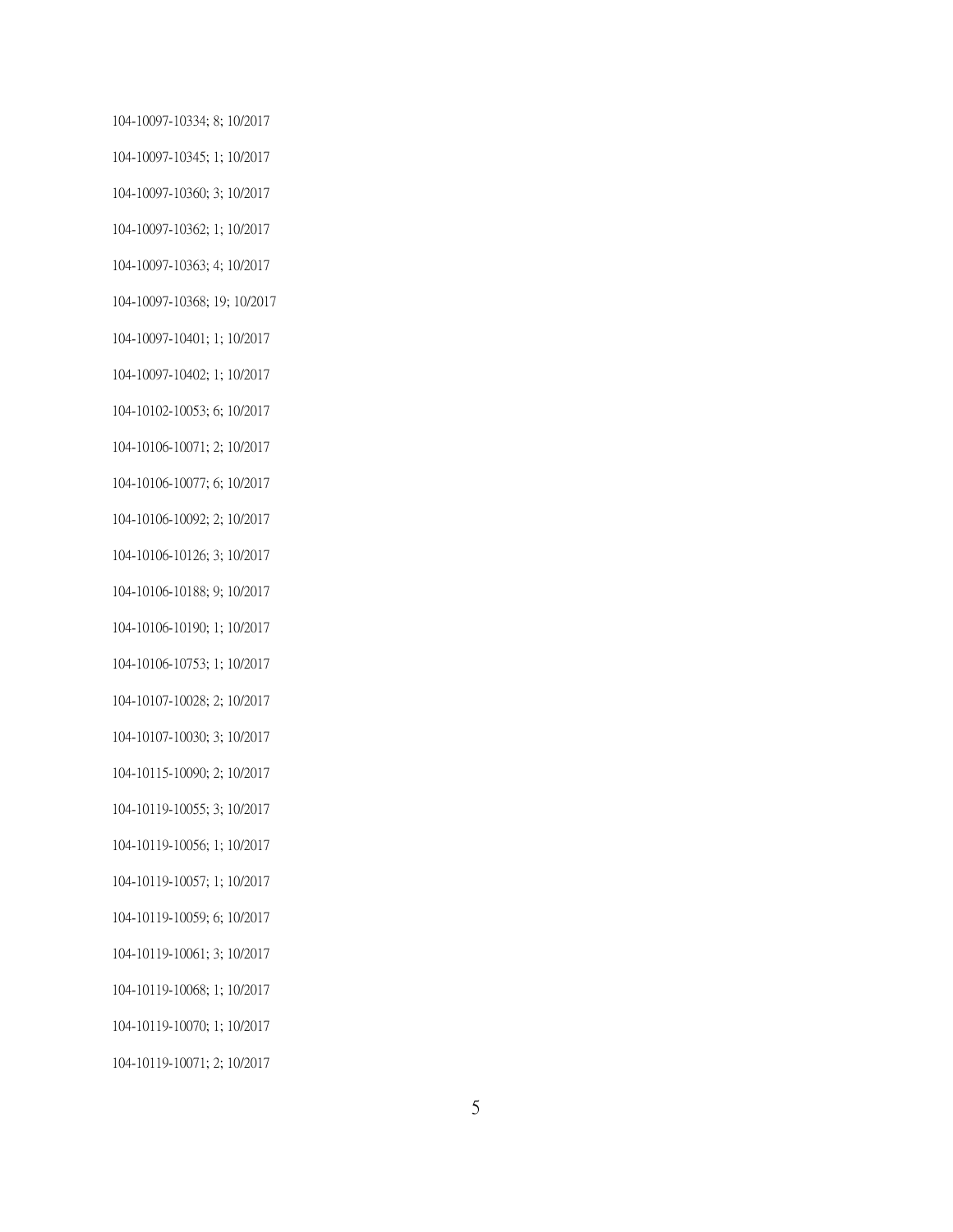104-10097-10334; 8; 10/2017

104-10097-10345; 1; 10/2017

104-10097-10360; 3; 10/2017

104-10097-10362; 1; 10/2017

104-10097-10363; 4; 10/2017

104-10097-10368; 19; 10/2017

104-10097-10401; 1; 10/2017

104-10097-10402; 1; 10/2017

104-10102-10053; 6; 10/2017

104-10106-10071; 2; 10/2017

104-10106-10077; 6; 10/2017

104-10106-10092; 2; 10/2017

104-10106-10126; 3; 10/2017

104-10106-10188; 9; 10/2017

104-10106-10190; 1; 10/2017

104-10106-10753; 1; 10/2017

104-10107-10028; 2; 10/2017

104-10107-10030; 3; 10/2017

104-10115-10090; 2; 10/2017

104-10119-10055; 3; 10/2017

104-10119-10056; 1; 10/2017

104-10119-10057; 1; 10/2017

104-10119-10059; 6; 10/2017

104-10119-10061; 3; 10/2017

104-10119-10068; 1; 10/2017

104-10119-10070; 1; 10/2017

104-10119-10071; 2; 10/2017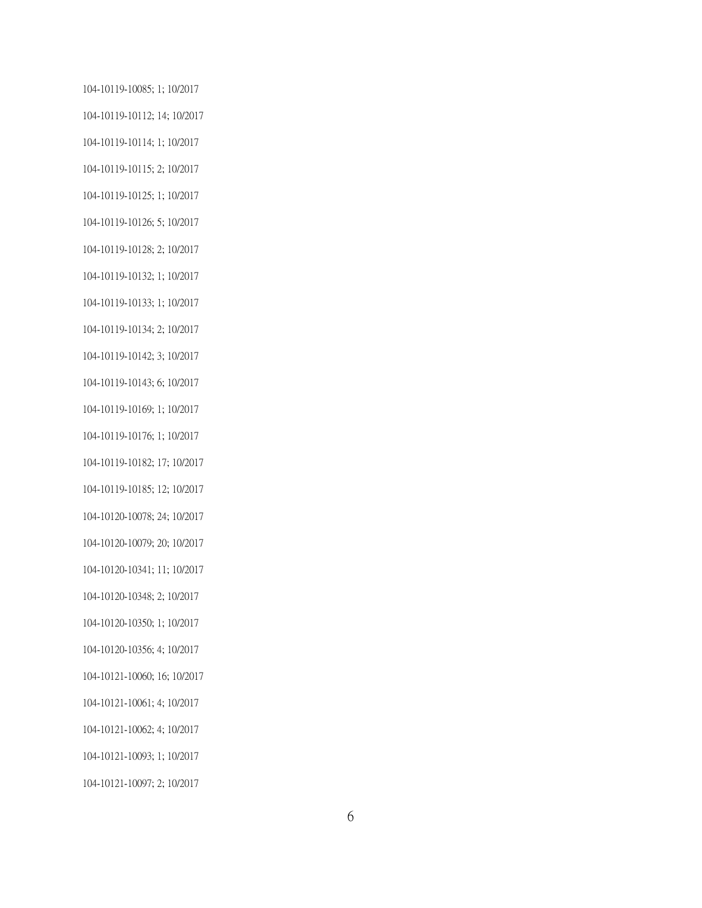104-10119-10085; 1; 10/2017

104-10119-10112; 14; 10/2017

104-10119-10114; 1; 10/2017

104-10119-10115; 2; 10/2017

104-10119-10125; 1; 10/2017

104-10119-10126; 5; 10/2017

104-10119-10128; 2; 10/2017

104-10119-10132; 1; 10/2017

104-10119-10133; 1; 10/2017

104-10119-10134; 2; 10/2017

104-10119-10142; 3; 10/2017

104-10119-10143; 6; 10/2017

104-10119-10169; 1; 10/2017

104-10119-10176; 1; 10/2017

104-10119-10182; 17; 10/2017

104-10119-10185; 12; 10/2017

104-10120-10078; 24; 10/2017

104-10120-10079; 20; 10/2017

104-10120-10341; 11; 10/2017

104-10120-10348; 2; 10/2017

104-10120-10350; 1; 10/2017

104-10120-10356; 4; 10/2017

104-10121-10060; 16; 10/2017

104-10121-10061; 4; 10/2017

104-10121-10062; 4; 10/2017

104-10121-10093; 1; 10/2017

104-10121-10097; 2; 10/2017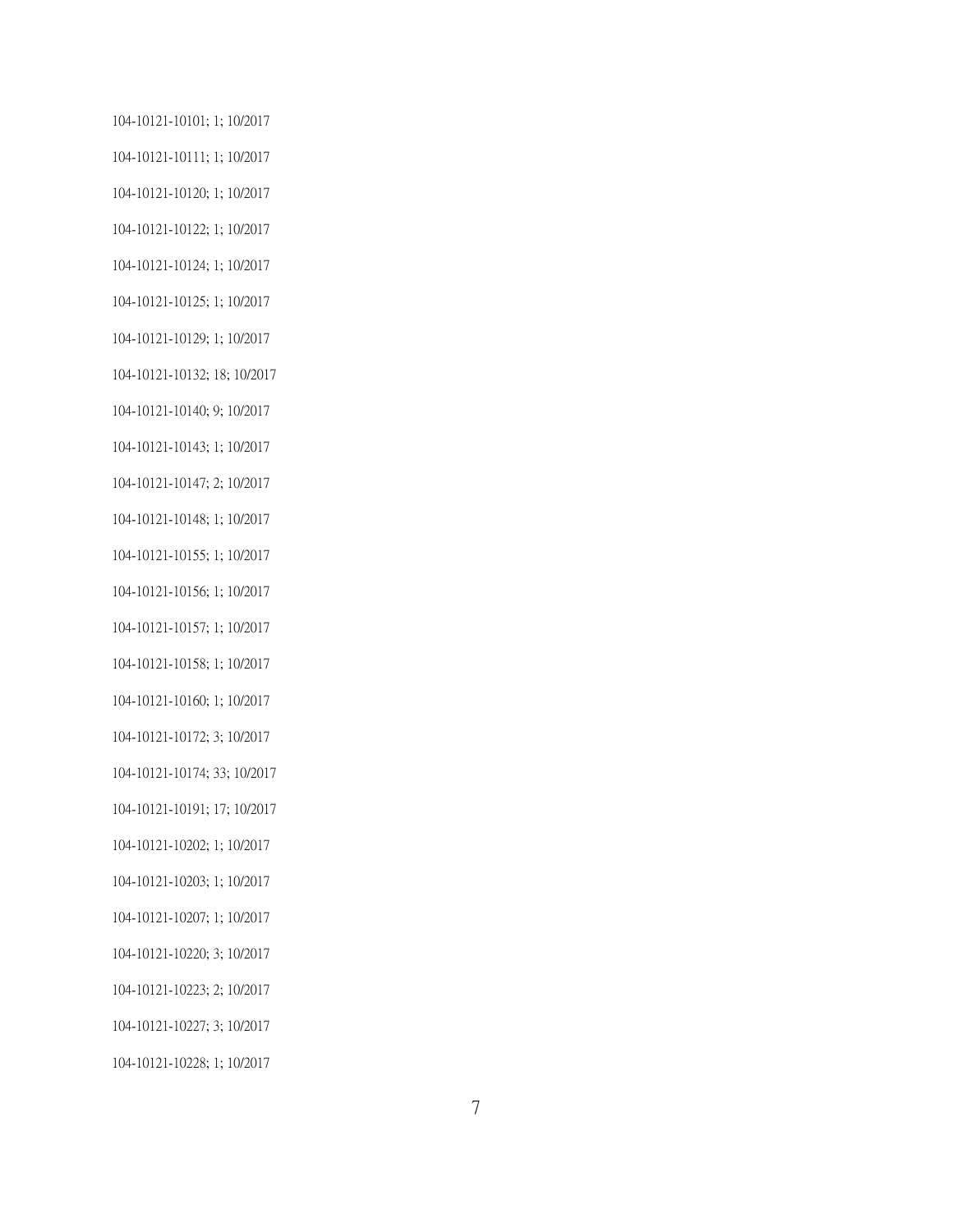104-10121-10101; 1; 10/2017

104-10121-10111; 1; 10/2017

104-10121-10120; 1; 10/2017

104-10121-10122; 1; 10/2017

104-10121-10124; 1; 10/2017

104-10121-10125; 1; 10/2017

104-10121-10129; 1; 10/2017

104-10121-10132; 18; 10/2017

104-10121-10140; 9; 10/2017

104-10121-10143; 1; 10/2017

104-10121-10147; 2; 10/2017

104-10121-10148; 1; 10/2017

104-10121-10155; 1; 10/2017

104-10121-10156; 1; 10/2017

104-10121-10157; 1; 10/2017

104-10121-10158; 1; 10/2017

104-10121-10160; 1; 10/2017

104-10121-10172; 3; 10/2017

104-10121-10174; 33; 10/2017

104-10121-10191; 17; 10/2017

104-10121-10202; 1; 10/2017

104-10121-10203; 1; 10/2017

104-10121-10207; 1; 10/2017

104-10121-10220; 3; 10/2017

104-10121-10223; 2; 10/2017

104-10121-10227; 3; 10/2017

104-10121-10228; 1; 10/2017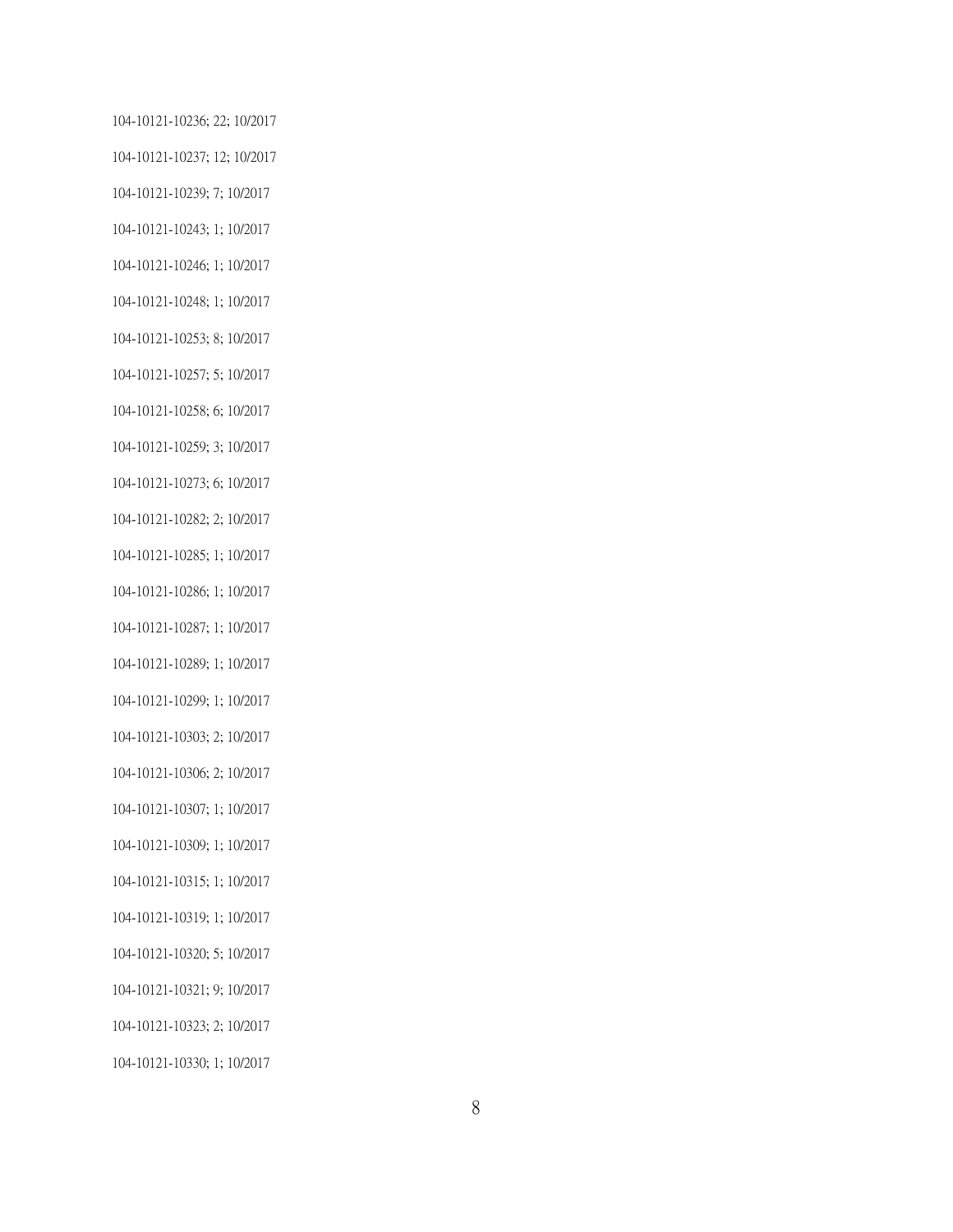104-10121-10236; 22; 10/2017

104-10121-10237; 12; 10/2017

104-10121-10239; 7; 10/2017

104-10121-10243; 1; 10/2017

104-10121-10246; 1; 10/2017

104-10121-10248; 1; 10/2017

104-10121-10253; 8; 10/2017

104-10121-10257; 5; 10/2017

104-10121-10258; 6; 10/2017

104-10121-10259; 3; 10/2017

104-10121-10273; 6; 10/2017

104-10121-10282; 2; 10/2017

104-10121-10285; 1; 10/2017

104-10121-10286; 1; 10/2017

104-10121-10287; 1; 10/2017

104-10121-10289; 1; 10/2017

104-10121-10299; 1; 10/2017

104-10121-10303; 2; 10/2017

104-10121-10306; 2; 10/2017

104-10121-10307; 1; 10/2017

104-10121-10309; 1; 10/2017

104-10121-10315; 1; 10/2017

104-10121-10319; 1; 10/2017

104-10121-10320; 5; 10/2017

104-10121-10321; 9; 10/2017

104-10121-10323; 2; 10/2017

104-10121-10330; 1; 10/2017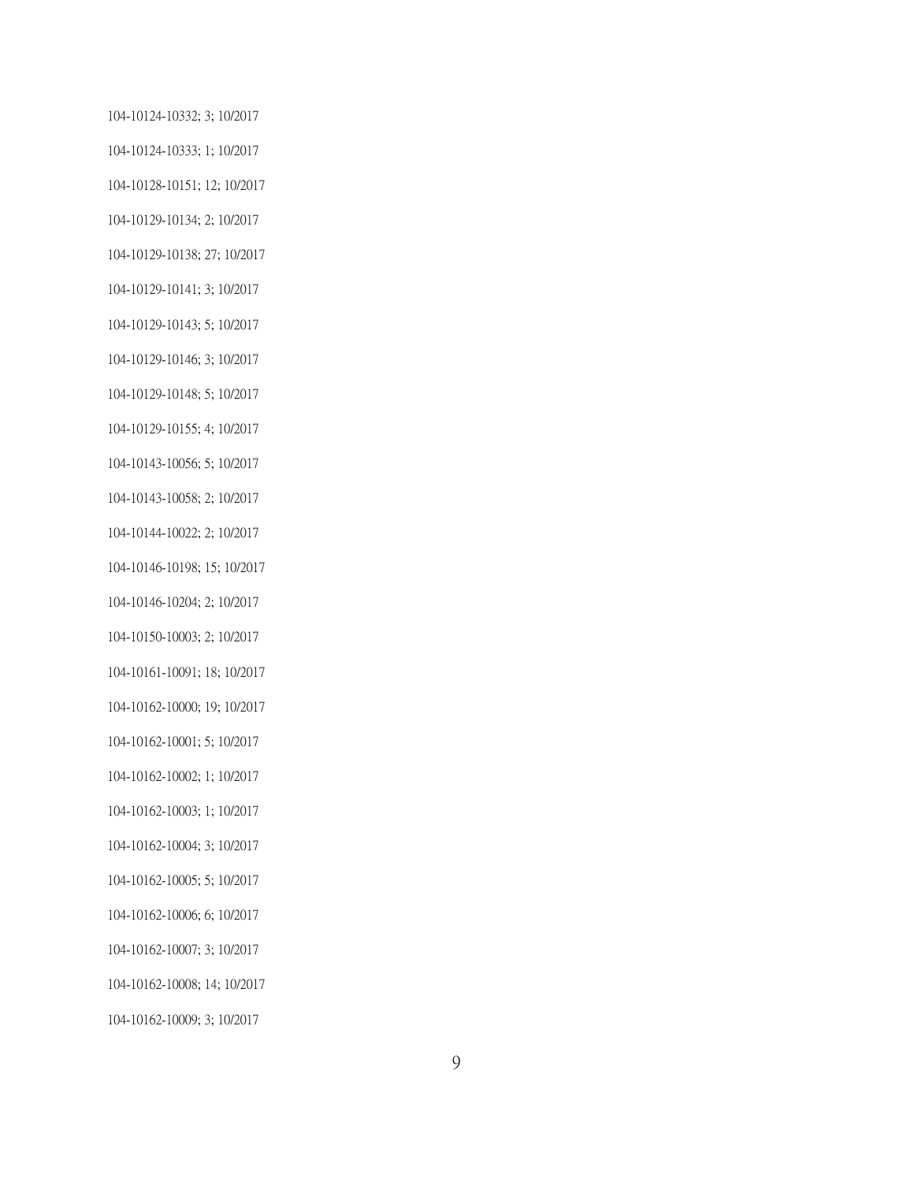104-10124-10332; 3; 10/2017

104-10124-10333; 1; 10/2017

104-10128-10151; 12; 10/2017

104-10129-10134; 2; 10/2017

104-10129-10138; 27; 10/2017

104-10129-10141; 3; 10/2017

104-10129-10143; 5; 10/2017

104-10129-10146; 3; 10/2017

104-10129-10148; 5; 10/2017

104-10129-10155; 4; 10/2017

104-10143-10056; 5; 10/2017

104-10143-10058; 2; 10/2017

104-10144-10022; 2; 10/2017

104-10146-10198; 15; 10/2017

104-10146-10204; 2; 10/2017

104-10150-10003; 2; 10/2017

104-10161-10091; 18; 10/2017

104-10162-10000; 19; 10/2017

104-10162-10001; 5; 10/2017

104-10162-10002; 1; 10/2017

104-10162-10003; 1; 10/2017

104-10162-10004; 3; 10/2017

104-10162-10005; 5; 10/2017

104-10162-10006; 6; 10/2017

104-10162-10007; 3; 10/2017

104-10162-10008; 14; 10/2017

104-10162-10009; 3; 10/2017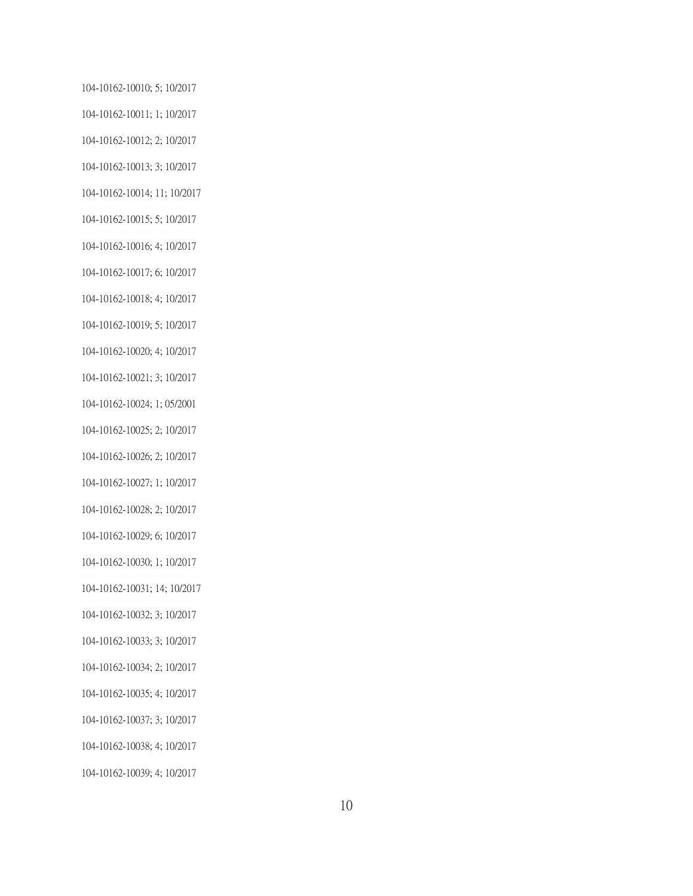104-10162-10010; 5; 10/2017

104-10162-10011; 1; 10/2017

104-10162-10012; 2; 10/2017

104-10162-10013; 3; 10/2017

104-10162-10014; 11; 10/2017

104-10162-10015; 5; 10/2017

104-10162-10016; 4; 10/2017

104-10162-10017; 6; 10/2017

104-10162-10018; 4; 10/2017

104-10162-10019; 5; 10/2017

104-10162-10020; 4; 10/2017

104-10162-10021; 3; 10/2017

104-10162-10024; 1; 05/2001

104-10162-10025; 2; 10/2017

104-10162-10026; 2; 10/2017

104-10162-10027; 1; 10/2017

104-10162-10028; 2; 10/2017

104-10162-10029; 6; 10/2017

104-10162-10030; 1; 10/2017

104-10162-10031; 14; 10/2017

104-10162-10032; 3; 10/2017

104-10162-10033; 3; 10/2017

104-10162-10034; 2; 10/2017

104-10162-10035; 4; 10/2017

104-10162-10037; 3; 10/2017

104-10162-10038; 4; 10/2017

104-10162-10039; 4; 10/2017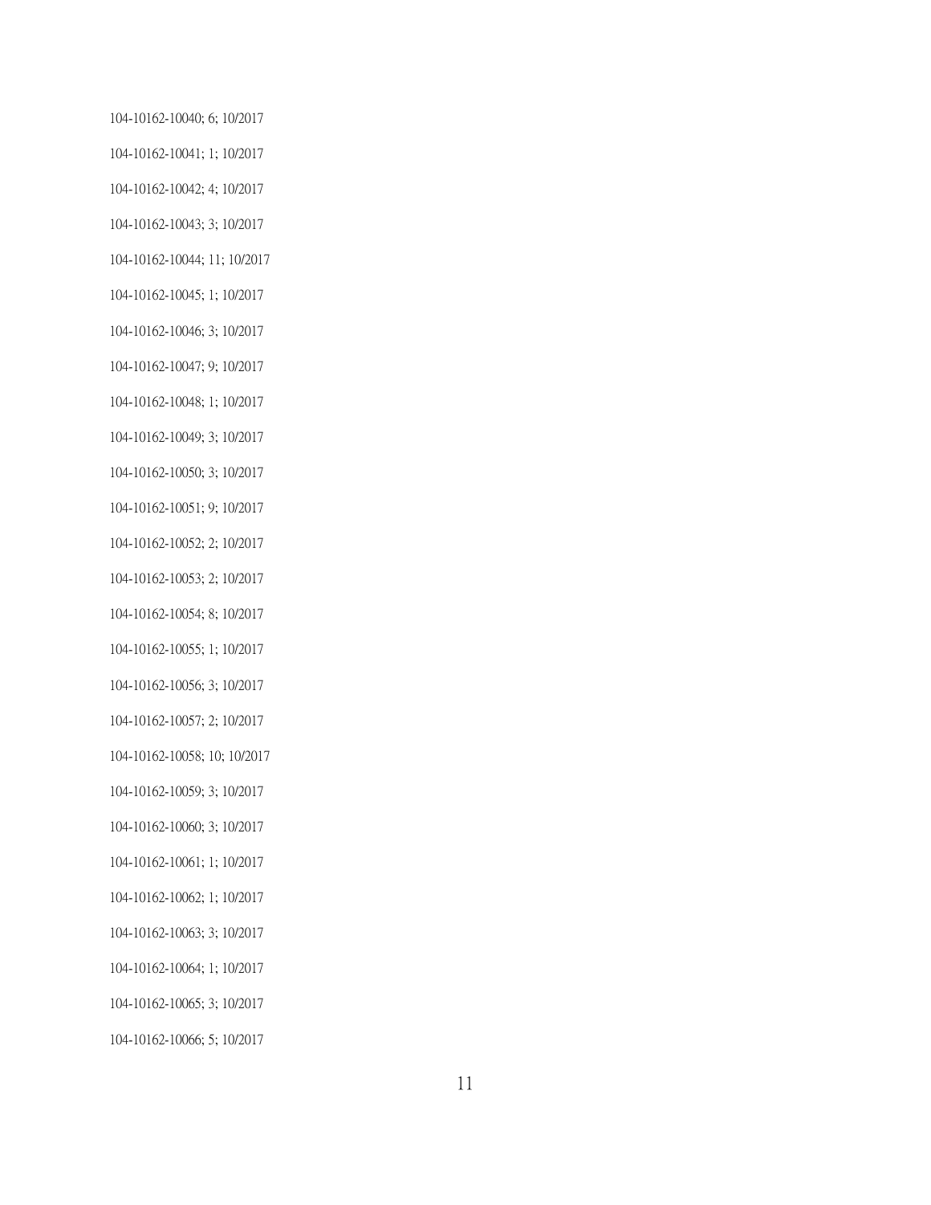104-10162-10040; 6; 10/2017

104-10162-10041; 1; 10/2017

104-10162-10042; 4; 10/2017

104-10162-10043; 3; 10/2017

104-10162-10044; 11; 10/2017

104-10162-10045; 1; 10/2017

104-10162-10046; 3; 10/2017

104-10162-10047; 9; 10/2017

104-10162-10048; 1; 10/2017

104-10162-10049; 3; 10/2017

104-10162-10050; 3; 10/2017

104-10162-10051; 9; 10/2017

104-10162-10052; 2; 10/2017

104-10162-10053; 2; 10/2017

104-10162-10054; 8; 10/2017

104-10162-10055; 1; 10/2017

104-10162-10056; 3; 10/2017

104-10162-10057; 2; 10/2017

104-10162-10058; 10; 10/2017

104-10162-10059; 3; 10/2017

104-10162-10060; 3; 10/2017

104-10162-10061; 1; 10/2017

104-10162-10062; 1; 10/2017

104-10162-10063; 3; 10/2017

104-10162-10064; 1; 10/2017

104-10162-10065; 3; 10/2017

104-10162-10066; 5; 10/2017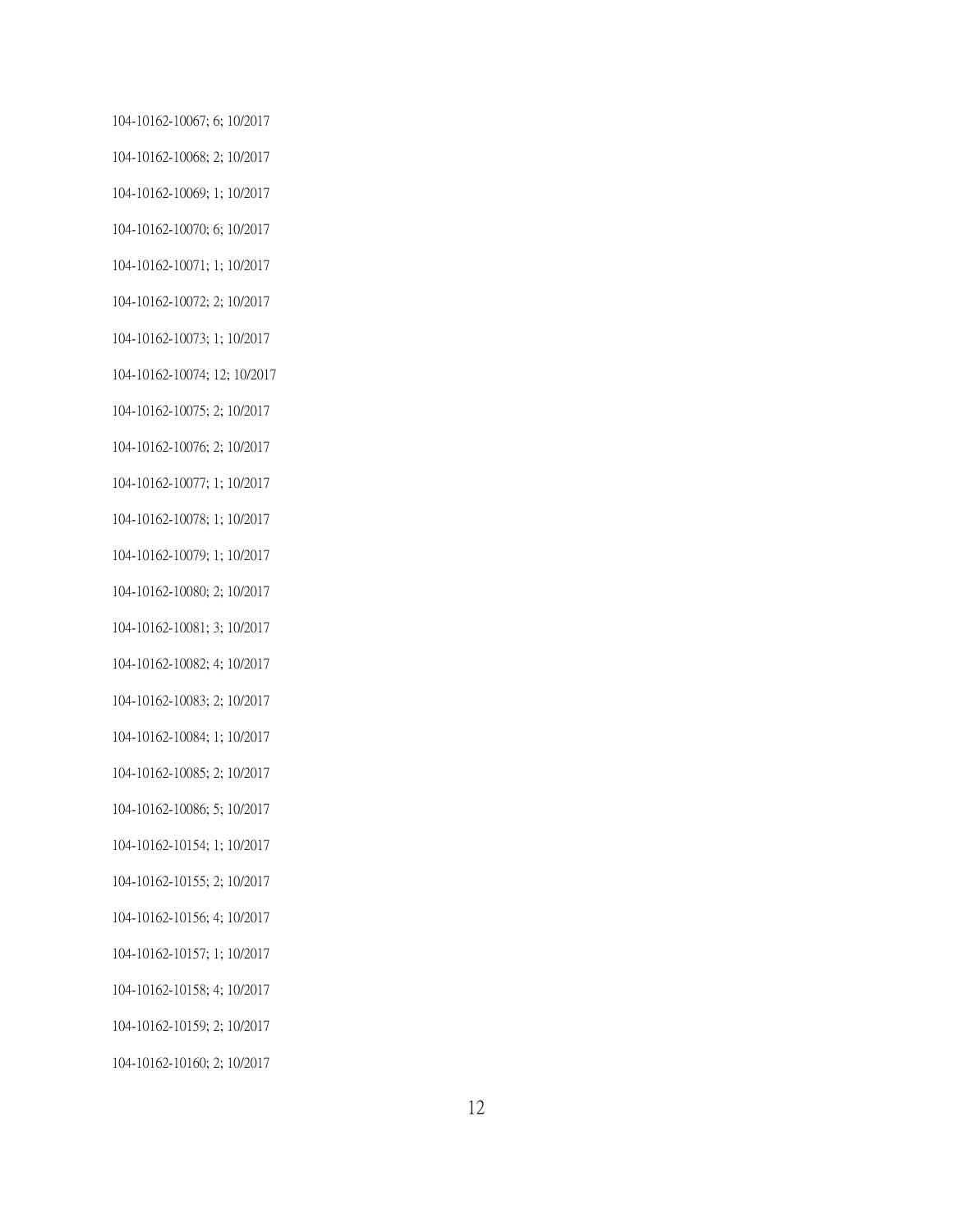104-10162-10067; 6; 10/2017

104-10162-10068; 2; 10/2017

104-10162-10069; 1; 10/2017

104-10162-10070; 6; 10/2017

104-10162-10071; 1; 10/2017

104-10162-10072; 2; 10/2017

104-10162-10073; 1; 10/2017

104-10162-10074; 12; 10/2017

104-10162-10075; 2; 10/2017

104-10162-10076; 2; 10/2017

104-10162-10077; 1; 10/2017

104-10162-10078; 1; 10/2017

104-10162-10079; 1; 10/2017

104-10162-10080; 2; 10/2017

104-10162-10081; 3; 10/2017

104-10162-10082; 4; 10/2017

104-10162-10083; 2; 10/2017

104-10162-10084; 1; 10/2017

104-10162-10085; 2; 10/2017

104-10162-10086; 5; 10/2017

104-10162-10154; 1; 10/2017

104-10162-10155; 2; 10/2017

104-10162-10156; 4; 10/2017

104-10162-10157; 1; 10/2017

104-10162-10158; 4; 10/2017

104-10162-10159; 2; 10/2017

104-10162-10160; 2; 10/2017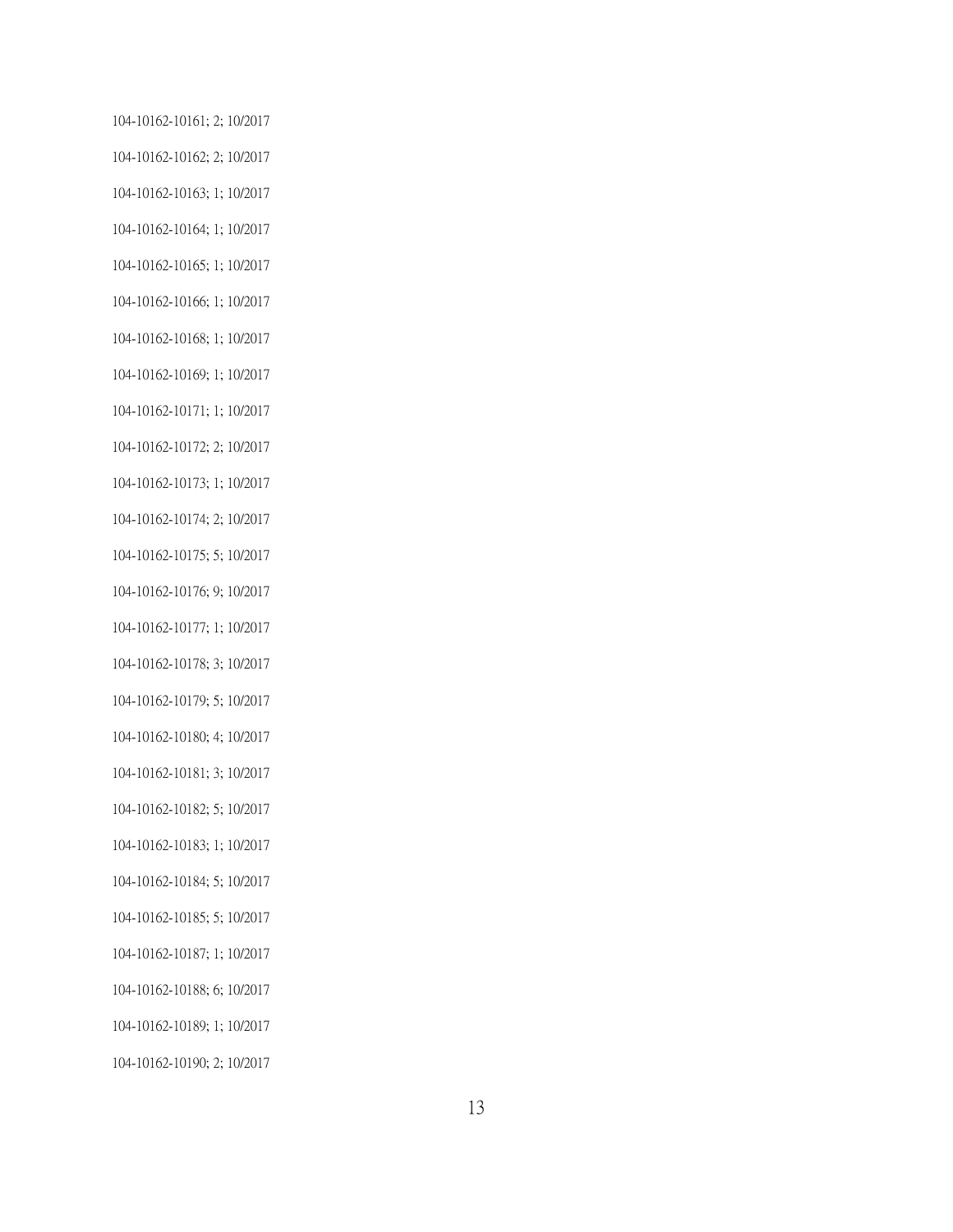104-10162-10161; 2; 10/2017

104-10162-10162; 2; 10/2017

104-10162-10163; 1; 10/2017

104-10162-10164; 1; 10/2017

104-10162-10165; 1; 10/2017

104-10162-10166; 1; 10/2017

104-10162-10168; 1; 10/2017

104-10162-10169; 1; 10/2017

104-10162-10171; 1; 10/2017

104-10162-10172; 2; 10/2017

104-10162-10173; 1; 10/2017

104-10162-10174; 2; 10/2017

104-10162-10175; 5; 10/2017

104-10162-10176; 9; 10/2017

104-10162-10177; 1; 10/2017

104-10162-10178; 3; 10/2017

104-10162-10179; 5; 10/2017

104-10162-10180; 4; 10/2017

104-10162-10181; 3; 10/2017

104-10162-10182; 5; 10/2017

104-10162-10183; 1; 10/2017

104-10162-10184; 5; 10/2017

104-10162-10185; 5; 10/2017

104-10162-10187; 1; 10/2017

104-10162-10188; 6; 10/2017

104-10162-10189; 1; 10/2017

104-10162-10190; 2; 10/2017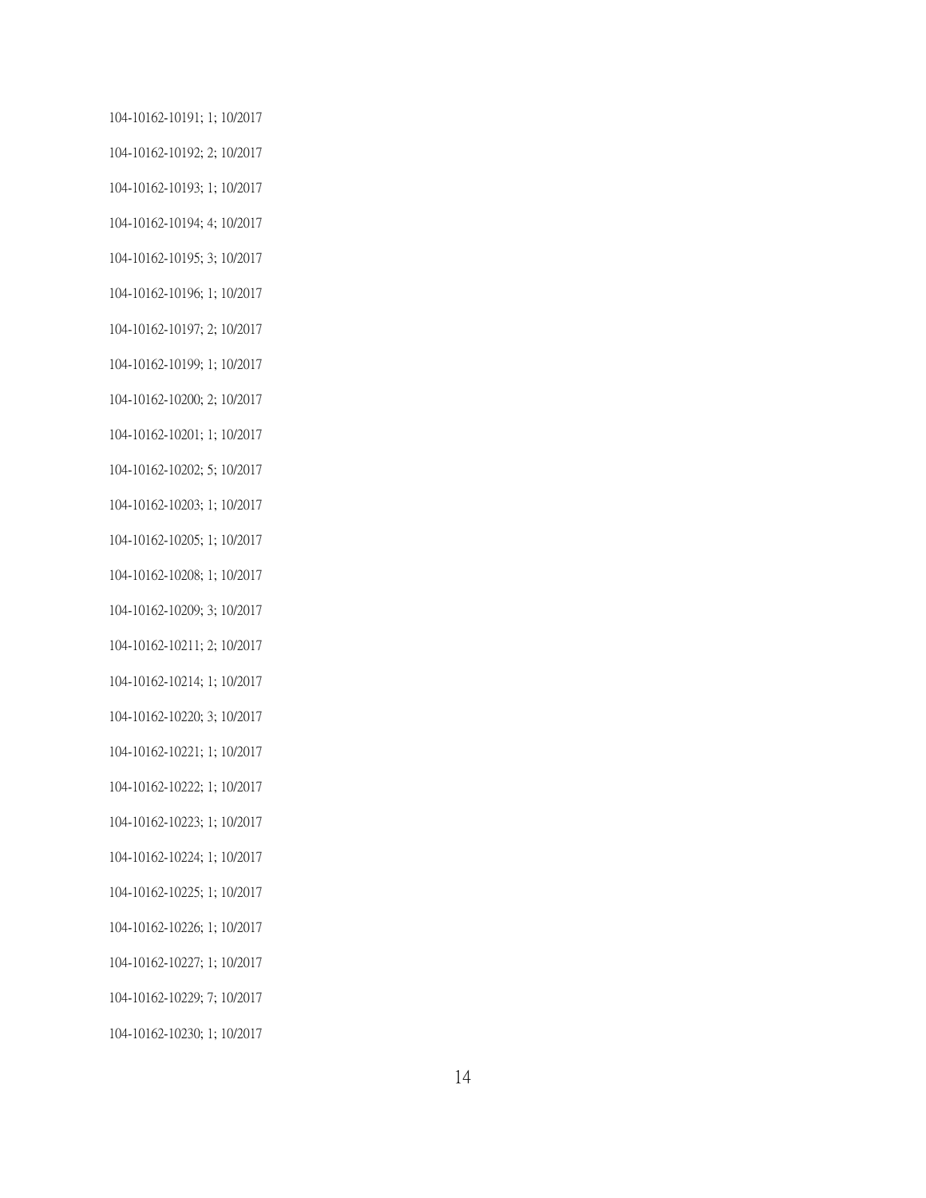104-10162-10191; 1; 10/2017

104-10162-10192; 2; 10/2017

104-10162-10193; 1; 10/2017

104-10162-10194; 4; 10/2017

104-10162-10195; 3; 10/2017

104-10162-10196; 1; 10/2017

104-10162-10197; 2; 10/2017

104-10162-10199; 1; 10/2017

104-10162-10200; 2; 10/2017

104-10162-10201; 1; 10/2017

104-10162-10202; 5; 10/2017

104-10162-10203; 1; 10/2017

104-10162-10205; 1; 10/2017

104-10162-10208; 1; 10/2017

104-10162-10209; 3; 10/2017

104-10162-10211; 2; 10/2017

104-10162-10214; 1; 10/2017

104-10162-10220; 3; 10/2017

104-10162-10221; 1; 10/2017

104-10162-10222; 1; 10/2017

104-10162-10223; 1; 10/2017

104-10162-10224; 1; 10/2017

104-10162-10225; 1; 10/2017

104-10162-10226; 1; 10/2017

104-10162-10227; 1; 10/2017

104-10162-10229; 7; 10/2017

104-10162-10230; 1; 10/2017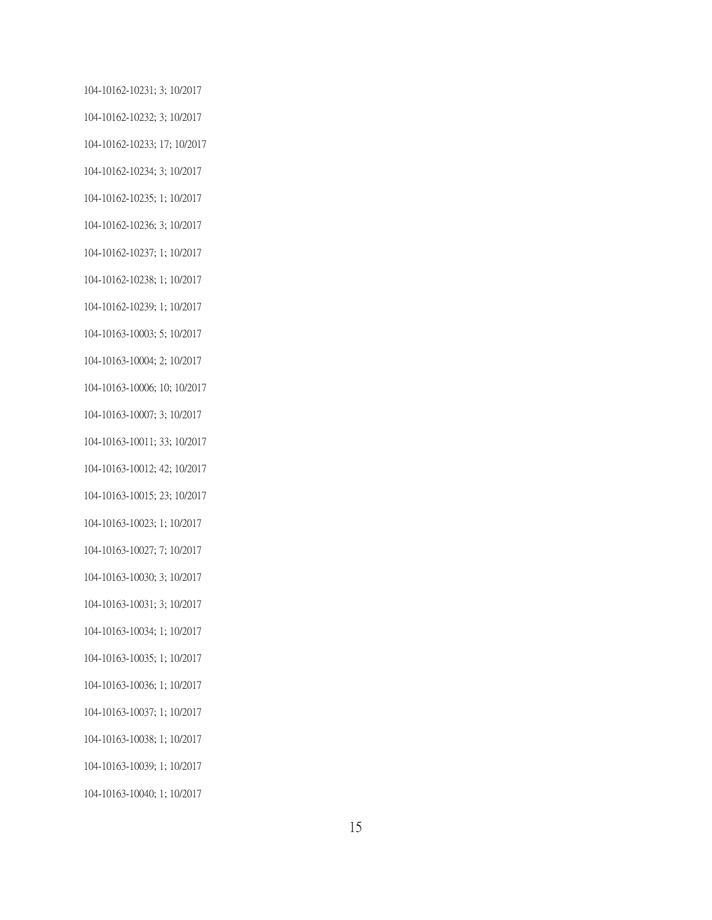104-10162-10231; 3; 10/2017

104-10162-10232; 3; 10/2017

104-10162-10233; 17; 10/2017

104-10162-10234; 3; 10/2017

104-10162-10235; 1; 10/2017

104-10162-10236; 3; 10/2017

104-10162-10237; 1; 10/2017

104-10162-10238; 1; 10/2017

104-10162-10239; 1; 10/2017

104-10163-10003; 5; 10/2017

104-10163-10004; 2; 10/2017

104-10163-10006; 10; 10/2017

104-10163-10007; 3; 10/2017

104-10163-10011; 33; 10/2017

104-10163-10012; 42; 10/2017

104-10163-10015; 23; 10/2017

104-10163-10023; 1; 10/2017

104-10163-10027; 7; 10/2017

104-10163-10030; 3; 10/2017

104-10163-10031; 3; 10/2017

104-10163-10034; 1; 10/2017

104-10163-10035; 1; 10/2017

104-10163-10036; 1; 10/2017

104-10163-10037; 1; 10/2017

104-10163-10038; 1; 10/2017

104-10163-10039; 1; 10/2017

104-10163-10040; 1; 10/2017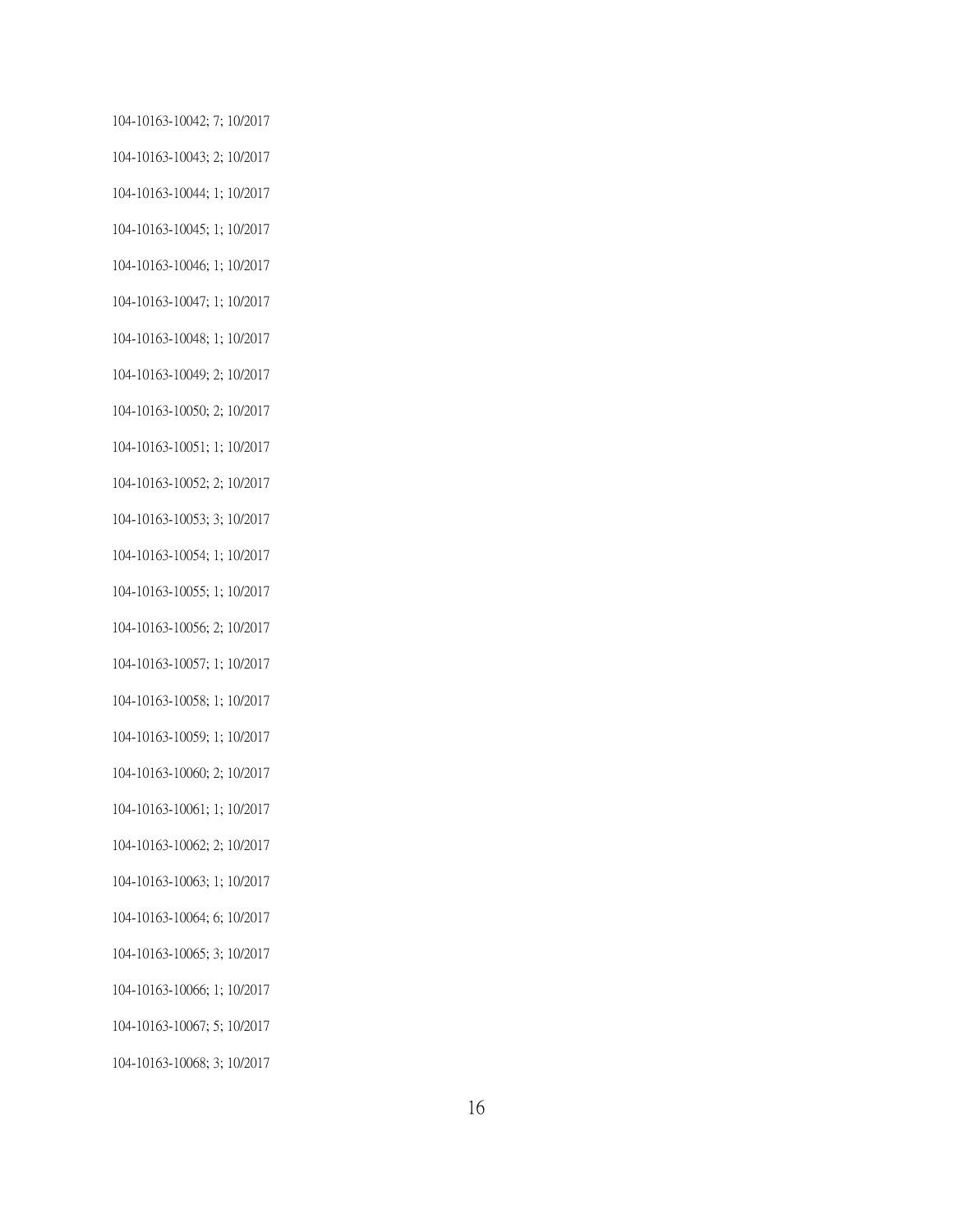104-10163-10042; 7; 10/2017

104-10163-10043; 2; 10/2017

104-10163-10044; 1; 10/2017

104-10163-10045; 1; 10/2017

104-10163-10046; 1; 10/2017

104-10163-10047; 1; 10/2017

104-10163-10048; 1; 10/2017

104-10163-10049; 2; 10/2017

104-10163-10050; 2; 10/2017

104-10163-10051; 1; 10/2017

104-10163-10052; 2; 10/2017

104-10163-10053; 3; 10/2017

104-10163-10054; 1; 10/2017

104-10163-10055; 1; 10/2017

104-10163-10056; 2; 10/2017

104-10163-10057; 1; 10/2017

104-10163-10058; 1; 10/2017

104-10163-10059; 1; 10/2017

104-10163-10060; 2; 10/2017

104-10163-10061; 1; 10/2017

104-10163-10062; 2; 10/2017

104-10163-10063; 1; 10/2017

104-10163-10064; 6; 10/2017

104-10163-10065; 3; 10/2017

104-10163-10066; 1; 10/2017

104-10163-10067; 5; 10/2017

104-10163-10068; 3; 10/2017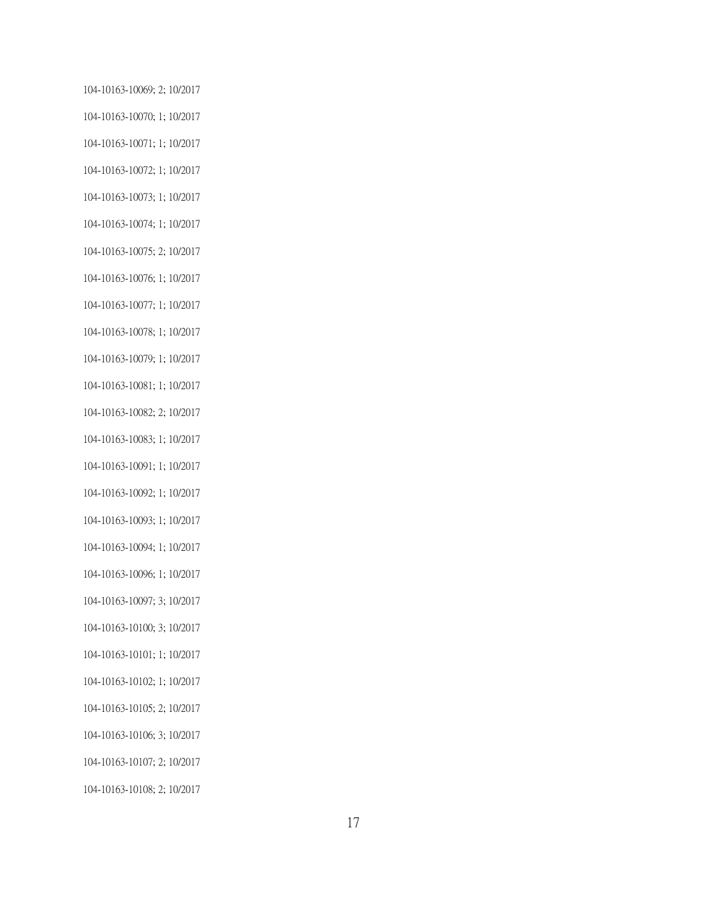104-10163-10069; 2; 10/2017

104-10163-10070; 1; 10/2017

104-10163-10071; 1; 10/2017

104-10163-10072; 1; 10/2017

104-10163-10073; 1; 10/2017

104-10163-10074; 1; 10/2017

104-10163-10075; 2; 10/2017

104-10163-10076; 1; 10/2017

104-10163-10077; 1; 10/2017

104-10163-10078; 1; 10/2017

104-10163-10079; 1; 10/2017

104-10163-10081; 1; 10/2017

104-10163-10082; 2; 10/2017

104-10163-10083; 1; 10/2017

104-10163-10091; 1; 10/2017

104-10163-10092; 1; 10/2017

104-10163-10093; 1; 10/2017

104-10163-10094; 1; 10/2017

104-10163-10096; 1; 10/2017

104-10163-10097; 3; 10/2017

104-10163-10100; 3; 10/2017

104-10163-10101; 1; 10/2017

104-10163-10102; 1; 10/2017

104-10163-10105; 2; 10/2017

104-10163-10106; 3; 10/2017

104-10163-10107; 2; 10/2017

104-10163-10108; 2; 10/2017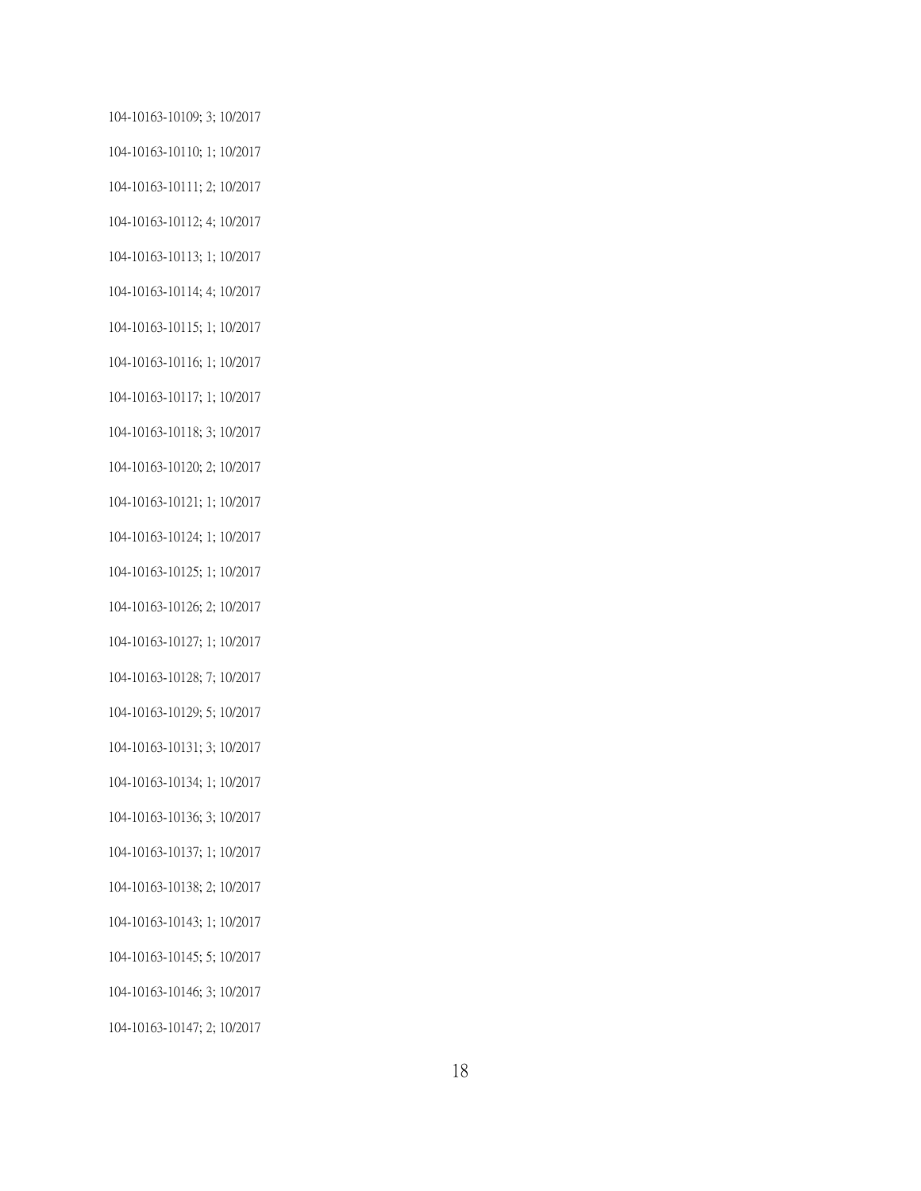104-10163-10109; 3; 10/2017

104-10163-10110; 1; 10/2017

104-10163-10111; 2; 10/2017

104-10163-10112; 4; 10/2017

104-10163-10113; 1; 10/2017

104-10163-10114; 4; 10/2017

104-10163-10115; 1; 10/2017

104-10163-10116; 1; 10/2017

104-10163-10117; 1; 10/2017

104-10163-10118; 3; 10/2017

104-10163-10120; 2; 10/2017

104-10163-10121; 1; 10/2017

104-10163-10124; 1; 10/2017

104-10163-10125; 1; 10/2017

104-10163-10126; 2; 10/2017

104-10163-10127; 1; 10/2017

104-10163-10128; 7; 10/2017

104-10163-10129; 5; 10/2017

104-10163-10131; 3; 10/2017

104-10163-10134; 1; 10/2017

104-10163-10136; 3; 10/2017

104-10163-10137; 1; 10/2017

104-10163-10138; 2; 10/2017

104-10163-10143; 1; 10/2017

104-10163-10145; 5; 10/2017

104-10163-10146; 3; 10/2017

104-10163-10147; 2; 10/2017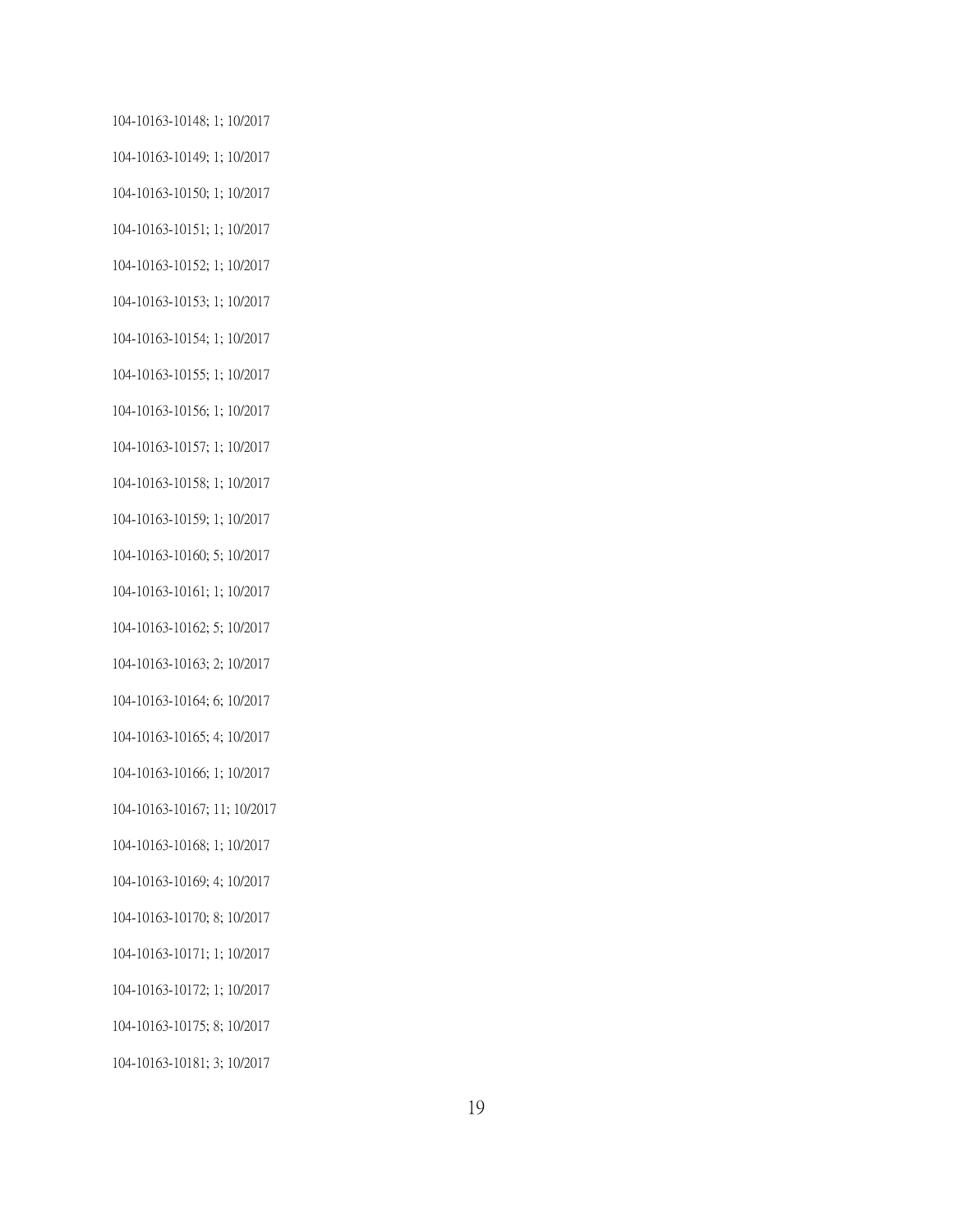104-10163-10148; 1; 10/2017

104-10163-10149; 1; 10/2017

104-10163-10150; 1; 10/2017

104-10163-10151; 1; 10/2017

104-10163-10152; 1; 10/2017

104-10163-10153; 1; 10/2017

104-10163-10154; 1; 10/2017

104-10163-10155; 1; 10/2017

104-10163-10156; 1; 10/2017

104-10163-10157; 1; 10/2017

104-10163-10158; 1; 10/2017

104-10163-10159; 1; 10/2017

104-10163-10160; 5; 10/2017

104-10163-10161; 1; 10/2017

104-10163-10162; 5; 10/2017

104-10163-10163; 2; 10/2017

104-10163-10164; 6; 10/2017

104-10163-10165; 4; 10/2017

104-10163-10166; 1; 10/2017

104-10163-10167; 11; 10/2017

104-10163-10168; 1; 10/2017

104-10163-10169; 4; 10/2017

104-10163-10170; 8; 10/2017

104-10163-10171; 1; 10/2017

104-10163-10172; 1; 10/2017

104-10163-10175; 8; 10/2017

104-10163-10181; 3; 10/2017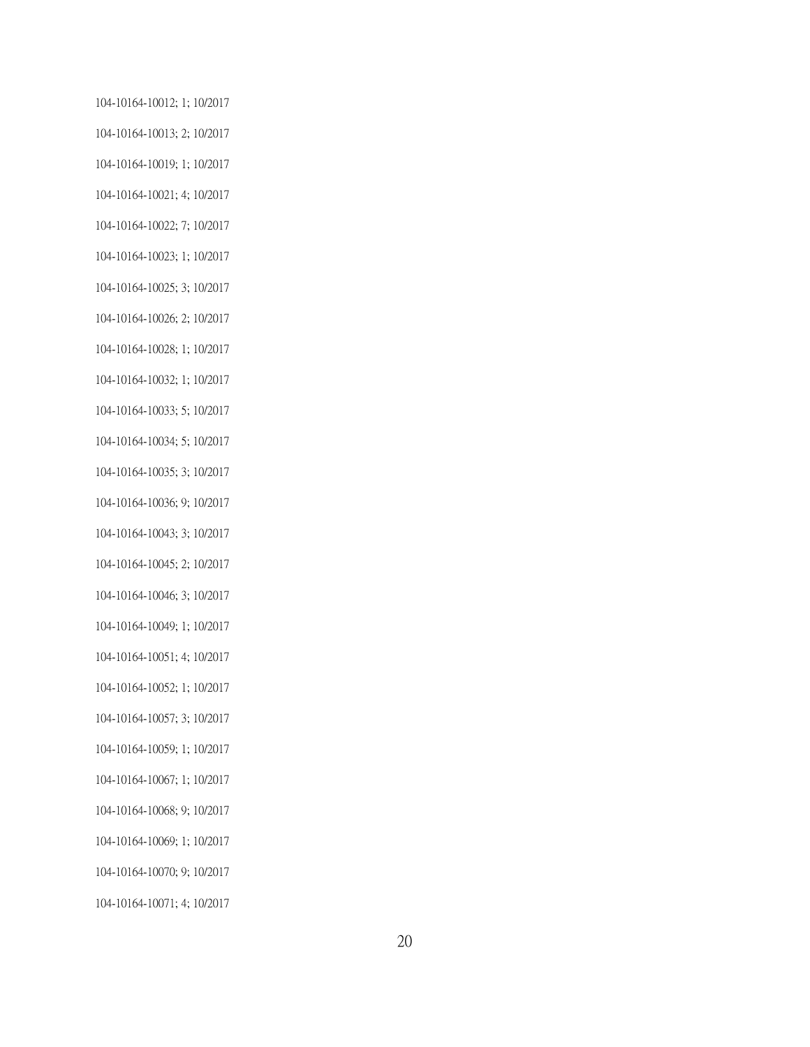104-10164-10012; 1; 10/2017

104-10164-10013; 2; 10/2017

104-10164-10019; 1; 10/2017

104-10164-10021; 4; 10/2017

104-10164-10022; 7; 10/2017

104-10164-10023; 1; 10/2017

104-10164-10025; 3; 10/2017

104-10164-10026; 2; 10/2017

104-10164-10028; 1; 10/2017

104-10164-10032; 1; 10/2017

104-10164-10033; 5; 10/2017

104-10164-10034; 5; 10/2017

104-10164-10035; 3; 10/2017

104-10164-10036; 9; 10/2017

104-10164-10043; 3; 10/2017

104-10164-10045; 2; 10/2017

104-10164-10046; 3; 10/2017

104-10164-10049; 1; 10/2017

104-10164-10051; 4; 10/2017

104-10164-10052; 1; 10/2017

104-10164-10057; 3; 10/2017

104-10164-10059; 1; 10/2017

104-10164-10067; 1; 10/2017

104-10164-10068; 9; 10/2017

104-10164-10069; 1; 10/2017

104-10164-10070; 9; 10/2017

104-10164-10071; 4; 10/2017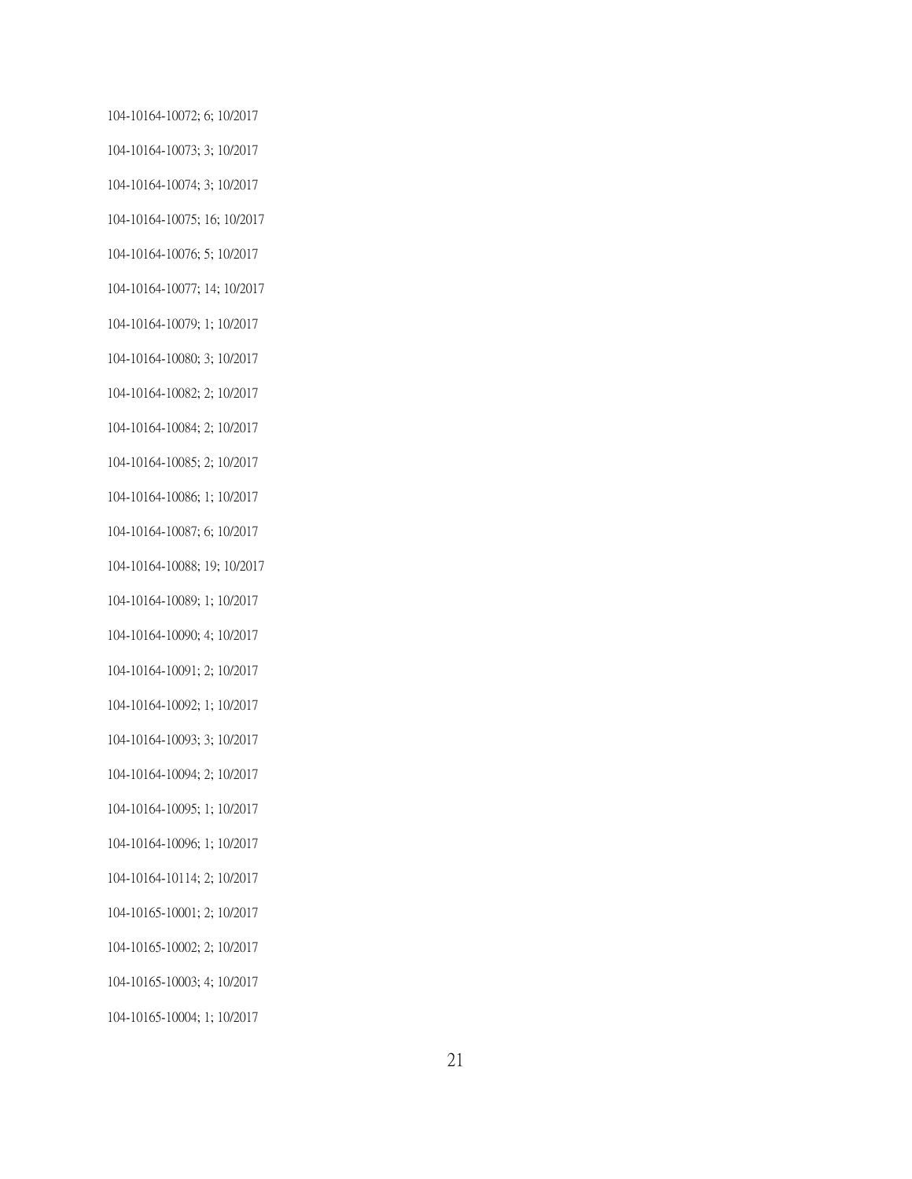104-10164-10072; 6; 10/2017

104-10164-10073; 3; 10/2017

104-10164-10074; 3; 10/2017

104-10164-10075; 16; 10/2017

104-10164-10076; 5; 10/2017

104-10164-10077; 14; 10/2017

104-10164-10079; 1; 10/2017

104-10164-10080; 3; 10/2017

104-10164-10082; 2; 10/2017

104-10164-10084; 2; 10/2017

104-10164-10085; 2; 10/2017

104-10164-10086; 1; 10/2017

104-10164-10087; 6; 10/2017

104-10164-10088; 19; 10/2017

104-10164-10089; 1; 10/2017

104-10164-10090; 4; 10/2017

104-10164-10091; 2; 10/2017

104-10164-10092; 1; 10/2017

104-10164-10093; 3; 10/2017

104-10164-10094; 2; 10/2017

104-10164-10095; 1; 10/2017

104-10164-10096; 1; 10/2017

104-10164-10114; 2; 10/2017

104-10165-10001; 2; 10/2017

104-10165-10002; 2; 10/2017

104-10165-10003; 4; 10/2017

104-10165-10004; 1; 10/2017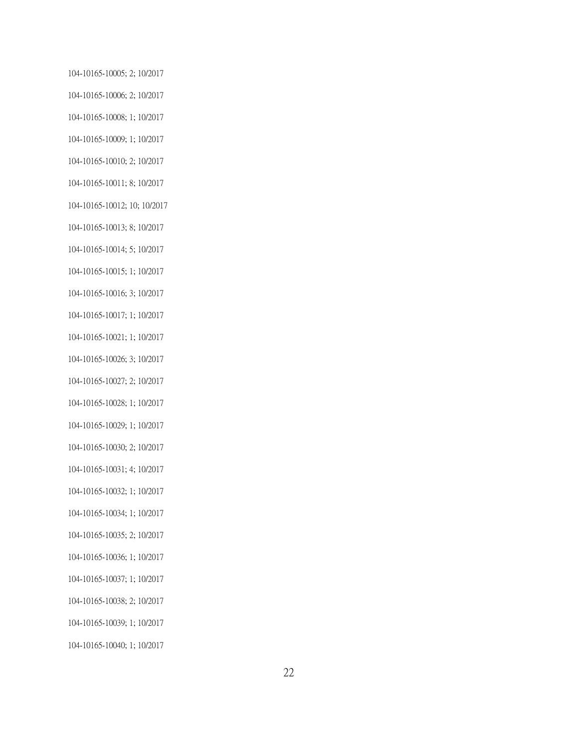104-10165-10005; 2; 10/2017

104-10165-10006; 2; 10/2017

104-10165-10008; 1; 10/2017

104-10165-10009; 1; 10/2017

104-10165-10010; 2; 10/2017

104-10165-10011; 8; 10/2017

104-10165-10012; 10; 10/2017

104-10165-10013; 8; 10/2017

104-10165-10014; 5; 10/2017

104-10165-10015; 1; 10/2017

104-10165-10016; 3; 10/2017

104-10165-10017; 1; 10/2017

104-10165-10021; 1; 10/2017

104-10165-10026; 3; 10/2017

104-10165-10027; 2; 10/2017

104-10165-10028; 1; 10/2017

104-10165-10029; 1; 10/2017

104-10165-10030; 2; 10/2017

104-10165-10031; 4; 10/2017

104-10165-10032; 1; 10/2017

104-10165-10034; 1; 10/2017

104-10165-10035; 2; 10/2017

104-10165-10036; 1; 10/2017

104-10165-10037; 1; 10/2017

104-10165-10038; 2; 10/2017

104-10165-10039; 1; 10/2017

104-10165-10040; 1; 10/2017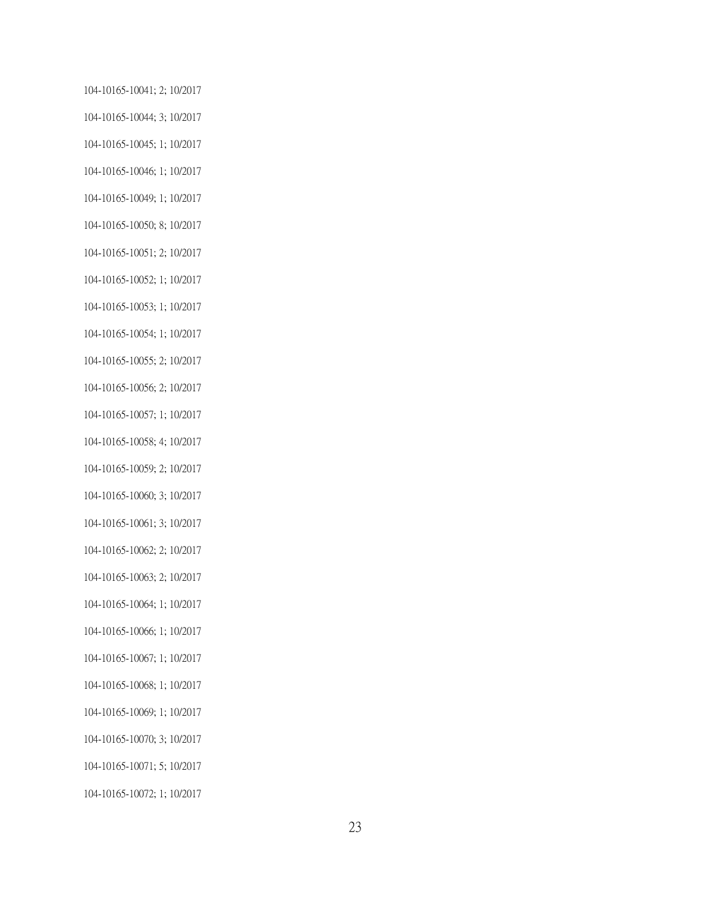104-10165-10041; 2; 10/2017

104-10165-10044; 3; 10/2017

104-10165-10045; 1; 10/2017

104-10165-10046; 1; 10/2017

104-10165-10049; 1; 10/2017

104-10165-10050; 8; 10/2017

104-10165-10051; 2; 10/2017

104-10165-10052; 1; 10/2017

104-10165-10053; 1; 10/2017

104-10165-10054; 1; 10/2017

104-10165-10055; 2; 10/2017

104-10165-10056; 2; 10/2017

104-10165-10057; 1; 10/2017

104-10165-10058; 4; 10/2017

104-10165-10059; 2; 10/2017

104-10165-10060; 3; 10/2017

104-10165-10061; 3; 10/2017

104-10165-10062; 2; 10/2017

104-10165-10063; 2; 10/2017

104-10165-10064; 1; 10/2017

104-10165-10066; 1; 10/2017

104-10165-10067; 1; 10/2017

104-10165-10068; 1; 10/2017

104-10165-10069; 1; 10/2017

104-10165-10070; 3; 10/2017

104-10165-10071; 5; 10/2017

104-10165-10072; 1; 10/2017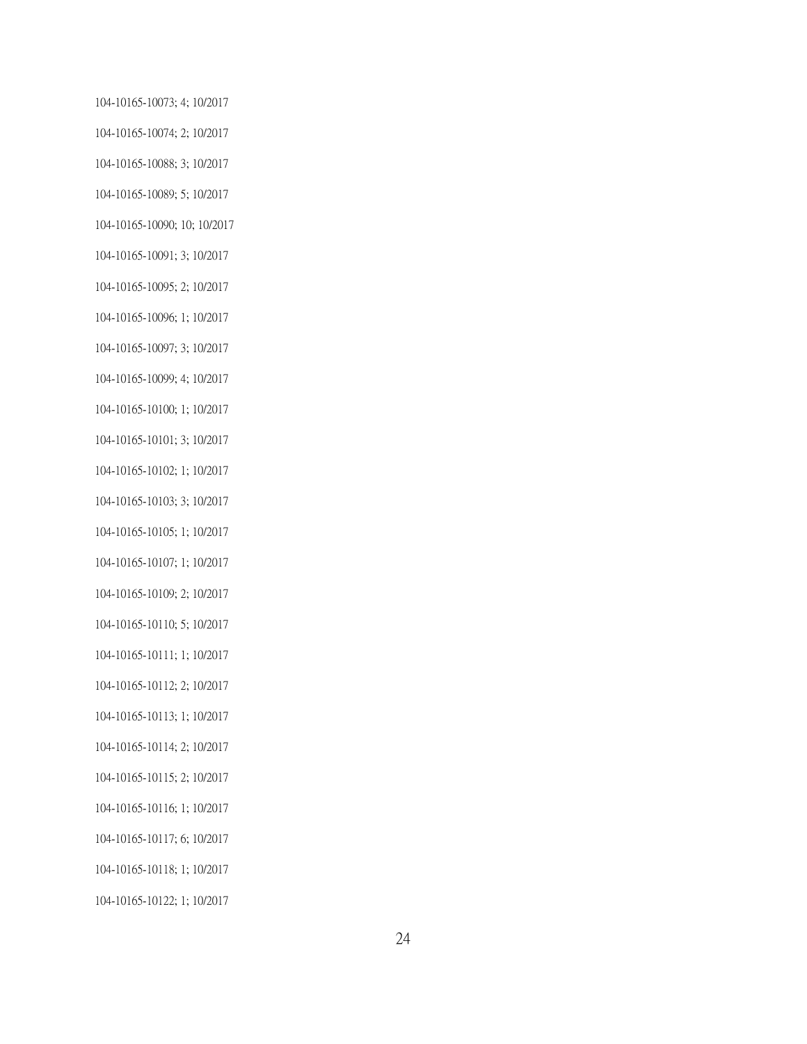104-10165-10073; 4; 10/2017

104-10165-10074; 2; 10/2017

104-10165-10088; 3; 10/2017

104-10165-10089; 5; 10/2017

104-10165-10090; 10; 10/2017

104-10165-10091; 3; 10/2017

104-10165-10095; 2; 10/2017

104-10165-10096; 1; 10/2017

104-10165-10097; 3; 10/2017

104-10165-10099; 4; 10/2017

104-10165-10100; 1; 10/2017

104-10165-10101; 3; 10/2017

104-10165-10102; 1; 10/2017

104-10165-10103; 3; 10/2017

104-10165-10105; 1; 10/2017

104-10165-10107; 1; 10/2017

104-10165-10109; 2; 10/2017

104-10165-10110; 5; 10/2017

104-10165-10111; 1; 10/2017

104-10165-10112; 2; 10/2017

104-10165-10113; 1; 10/2017

104-10165-10114; 2; 10/2017

104-10165-10115; 2; 10/2017

104-10165-10116; 1; 10/2017

104-10165-10117; 6; 10/2017

104-10165-10118; 1; 10/2017

104-10165-10122; 1; 10/2017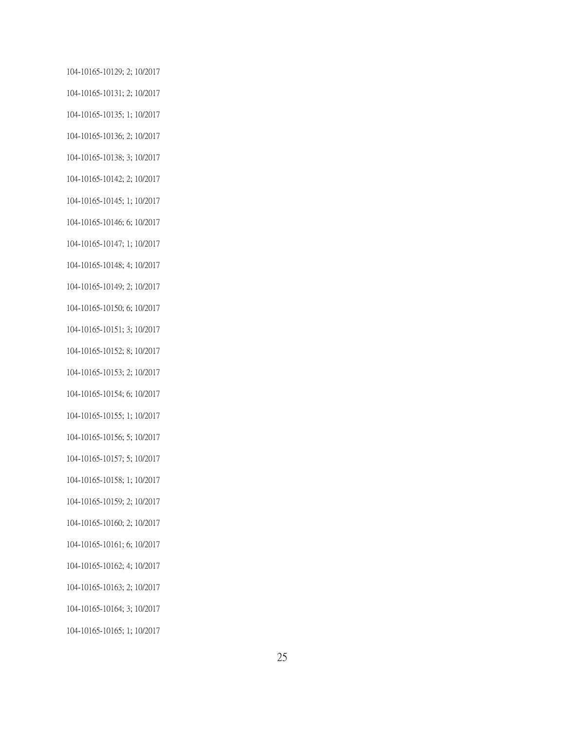104-10165-10129; 2; 10/2017

104-10165-10131; 2; 10/2017

104-10165-10135; 1; 10/2017

104-10165-10136; 2; 10/2017

104-10165-10138; 3; 10/2017

104-10165-10142; 2; 10/2017

104-10165-10145; 1; 10/2017

104-10165-10146; 6; 10/2017

104-10165-10147; 1; 10/2017

104-10165-10148; 4; 10/2017

104-10165-10149; 2; 10/2017

104-10165-10150; 6; 10/2017

104-10165-10151; 3; 10/2017

104-10165-10152; 8; 10/2017

104-10165-10153; 2; 10/2017

104-10165-10154; 6; 10/2017

104-10165-10155; 1; 10/2017

104-10165-10156; 5; 10/2017

104-10165-10157; 5; 10/2017

104-10165-10158; 1; 10/2017

104-10165-10159; 2; 10/2017

104-10165-10160; 2; 10/2017

104-10165-10161; 6; 10/2017

104-10165-10162; 4; 10/2017

104-10165-10163; 2; 10/2017

104-10165-10164; 3; 10/2017

104-10165-10165; 1; 10/2017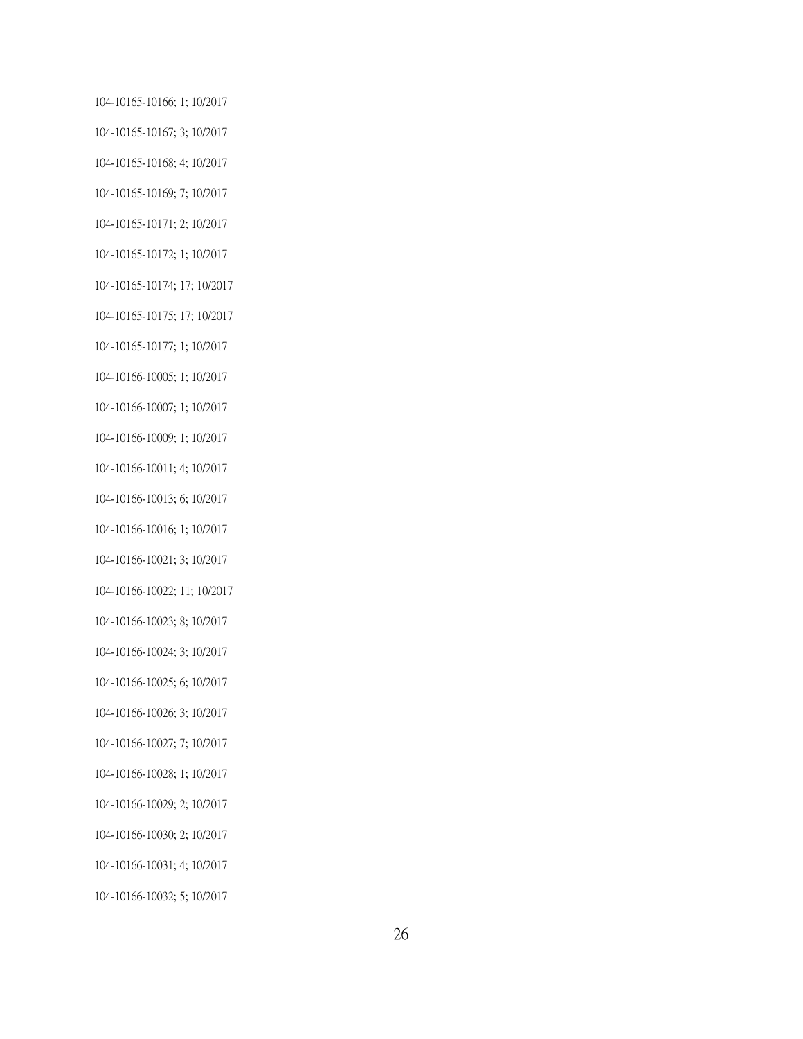104-10165-10166; 1; 10/2017

104-10165-10167; 3; 10/2017

104-10165-10168; 4; 10/2017

104-10165-10169; 7; 10/2017

104-10165-10171; 2; 10/2017

104-10165-10172; 1; 10/2017

104-10165-10174; 17; 10/2017

104-10165-10175; 17; 10/2017

104-10165-10177; 1; 10/2017

104-10166-10005; 1; 10/2017

104-10166-10007; 1; 10/2017

104-10166-10009; 1; 10/2017

104-10166-10011; 4; 10/2017

104-10166-10013; 6; 10/2017

104-10166-10016; 1; 10/2017

104-10166-10021; 3; 10/2017

104-10166-10022; 11; 10/2017

104-10166-10023; 8; 10/2017

104-10166-10024; 3; 10/2017

104-10166-10025; 6; 10/2017

104-10166-10026; 3; 10/2017

104-10166-10027; 7; 10/2017

104-10166-10028; 1; 10/2017

104-10166-10029; 2; 10/2017

104-10166-10030; 2; 10/2017

104-10166-10031; 4; 10/2017

104-10166-10032; 5; 10/2017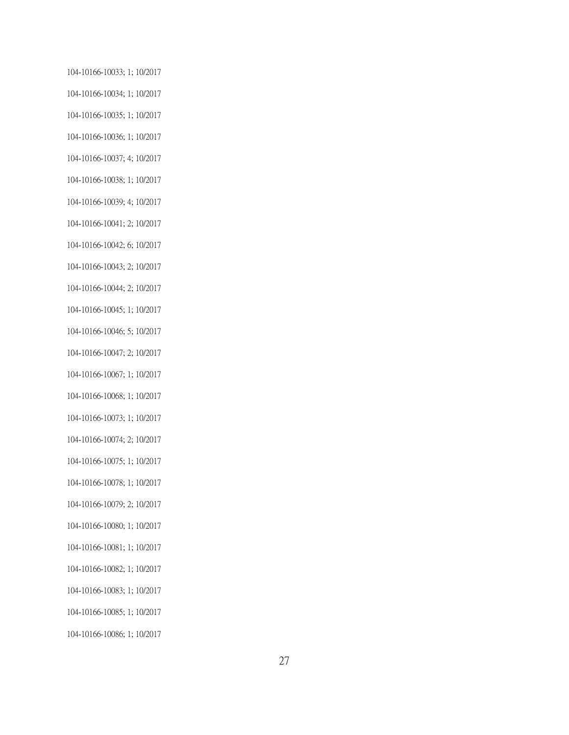104-10166-10033; 1; 10/2017

104-10166-10034; 1; 10/2017

104-10166-10035; 1; 10/2017

104-10166-10036; 1; 10/2017

104-10166-10037; 4; 10/2017

104-10166-10038; 1; 10/2017

104-10166-10039; 4; 10/2017

104-10166-10041; 2; 10/2017

104-10166-10042; 6; 10/2017

104-10166-10043; 2; 10/2017

104-10166-10044; 2; 10/2017

104-10166-10045; 1; 10/2017

104-10166-10046; 5; 10/2017

104-10166-10047; 2; 10/2017

104-10166-10067; 1; 10/2017

104-10166-10068; 1; 10/2017

104-10166-10073; 1; 10/2017

104-10166-10074; 2; 10/2017

104-10166-10075; 1; 10/2017

104-10166-10078; 1; 10/2017

104-10166-10079; 2; 10/2017

104-10166-10080; 1; 10/2017

104-10166-10081; 1; 10/2017

104-10166-10082; 1; 10/2017

104-10166-10083; 1; 10/2017

104-10166-10085; 1; 10/2017

104-10166-10086; 1; 10/2017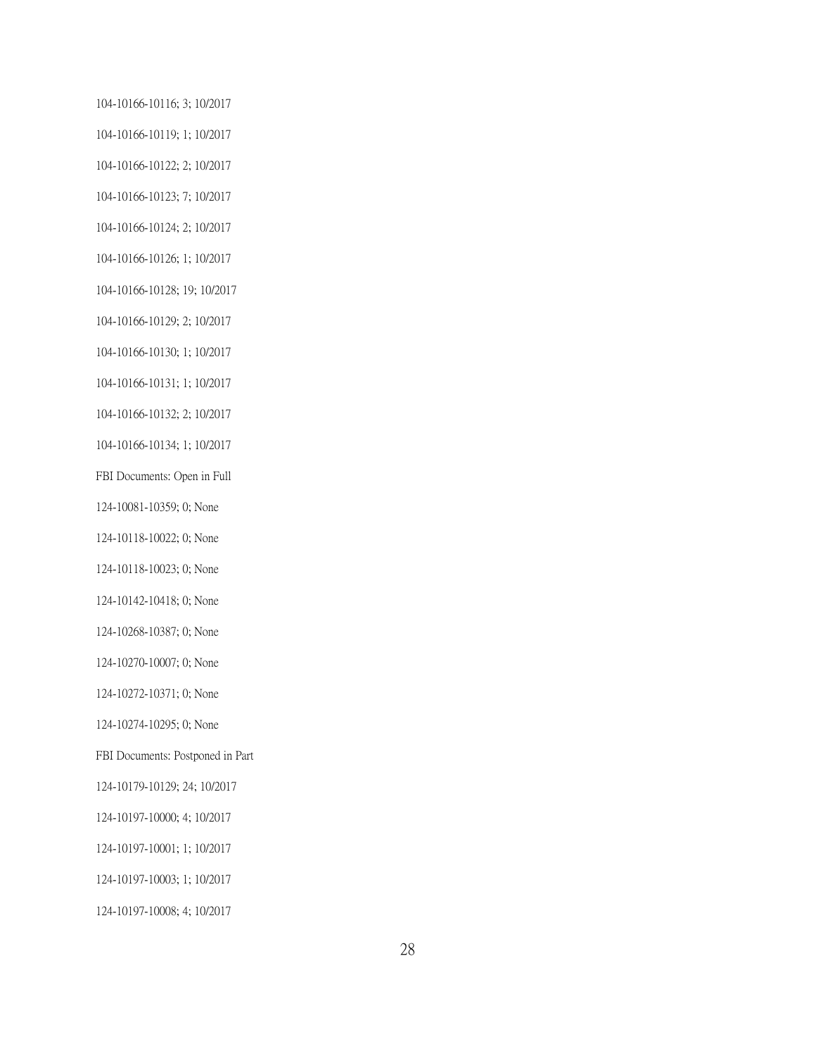104-10166-10116; 3; 10/2017

104-10166-10119; 1; 10/2017

104-10166-10122; 2; 10/2017

104-10166-10123; 7; 10/2017

104-10166-10124; 2; 10/2017

104-10166-10126; 1; 10/2017

104-10166-10128; 19; 10/2017

104-10166-10129; 2; 10/2017

104-10166-10130; 1; 10/2017

104-10166-10131; 1; 10/2017

104-10166-10132; 2; 10/2017

104-10166-10134; 1; 10/2017

FBI Documents: Open in Full

124-10081-10359; 0; None

124-10118-10022; 0; None

124-10118-10023; 0; None

124-10142-10418; 0; None

124-10268-10387; 0; None

124-10270-10007; 0; None

124-10272-10371; 0; None

124-10274-10295; 0; None

FBI Documents: Postponed in Part

124-10179-10129; 24; 10/2017

124-10197-10000; 4; 10/2017

124-10197-10001; 1; 10/2017

124-10197-10003; 1; 10/2017

124-10197-10008; 4; 10/2017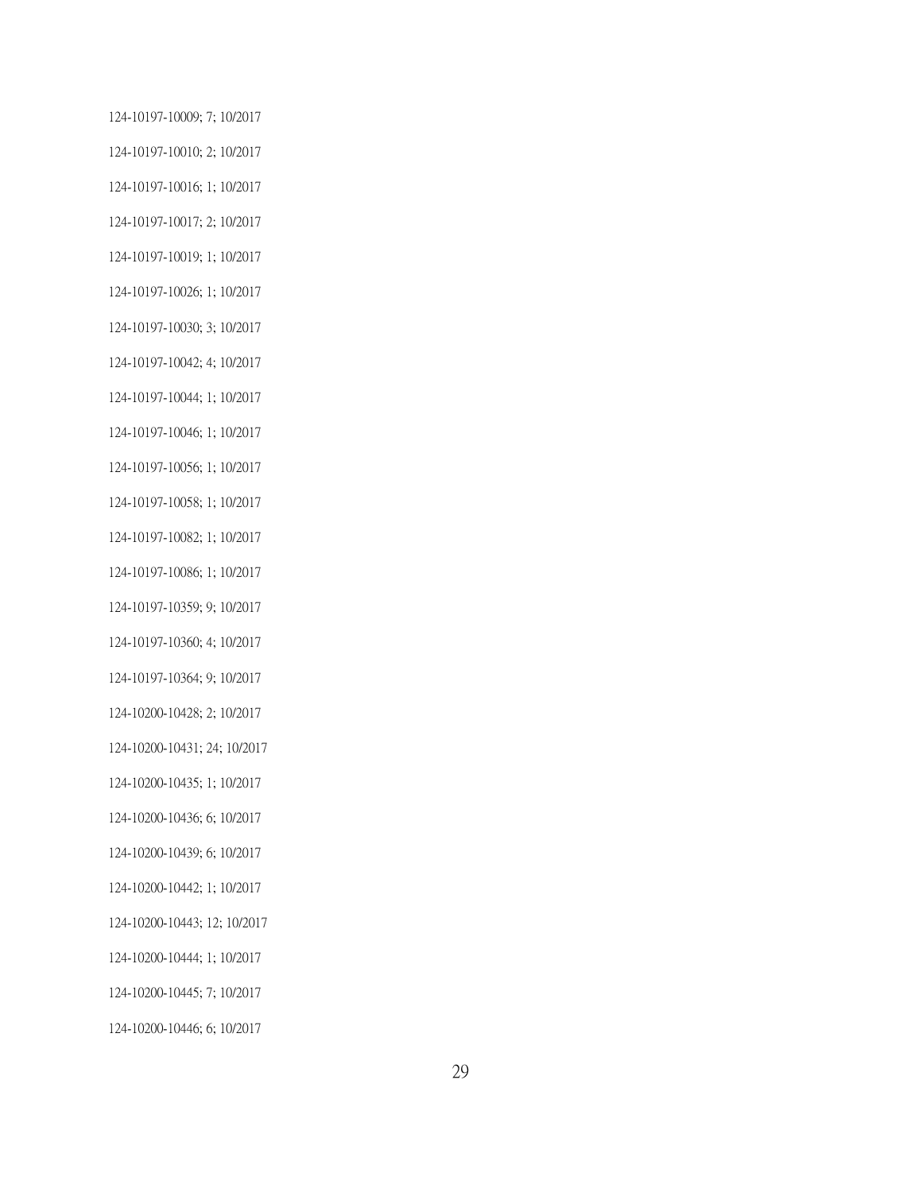124-10197-10009; 7; 10/2017

124-10197-10010; 2; 10/2017

124-10197-10016; 1; 10/2017

124-10197-10017; 2; 10/2017

124-10197-10019; 1; 10/2017

124-10197-10026; 1; 10/2017

124-10197-10030; 3; 10/2017

124-10197-10042; 4; 10/2017

124-10197-10044; 1; 10/2017

124-10197-10046; 1; 10/2017

124-10197-10056; 1; 10/2017

124-10197-10058; 1; 10/2017

124-10197-10082; 1; 10/2017

124-10197-10086; 1; 10/2017

124-10197-10359; 9; 10/2017

124-10197-10360; 4; 10/2017

124-10197-10364; 9; 10/2017

124-10200-10428; 2; 10/2017

124-10200-10431; 24; 10/2017

124-10200-10435; 1; 10/2017

124-10200-10436; 6; 10/2017

124-10200-10439; 6; 10/2017

124-10200-10442; 1; 10/2017

124-10200-10443; 12; 10/2017

124-10200-10444; 1; 10/2017

124-10200-10445; 7; 10/2017

124-10200-10446; 6; 10/2017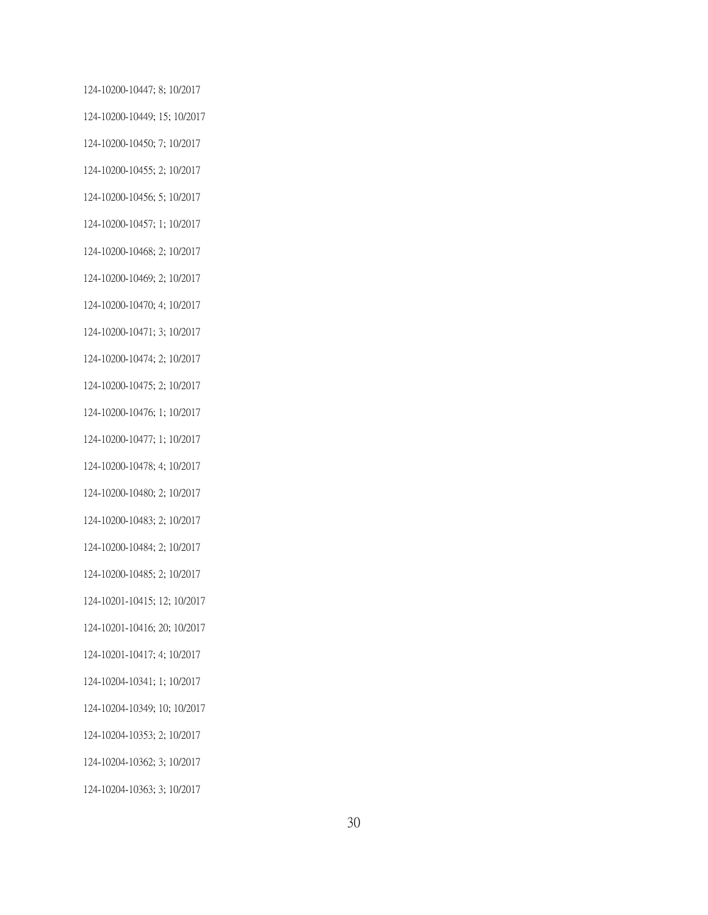124-10200-10447; 8; 10/2017

124-10200-10449; 15; 10/2017

124-10200-10450; 7; 10/2017

124-10200-10455; 2; 10/2017

124-10200-10456; 5; 10/2017

124-10200-10457; 1; 10/2017

124-10200-10468; 2; 10/2017

124-10200-10469; 2; 10/2017

124-10200-10470; 4; 10/2017

124-10200-10471; 3; 10/2017

124-10200-10474; 2; 10/2017

124-10200-10475; 2; 10/2017

124-10200-10476; 1; 10/2017

124-10200-10477; 1; 10/2017

124-10200-10478; 4; 10/2017

124-10200-10480; 2; 10/2017

124-10200-10483; 2; 10/2017

124-10200-10484; 2; 10/2017

124-10200-10485; 2; 10/2017

124-10201-10415; 12; 10/2017

124-10201-10416; 20; 10/2017

124-10201-10417; 4; 10/2017

124-10204-10341; 1; 10/2017

124-10204-10349; 10; 10/2017

124-10204-10353; 2; 10/2017

124-10204-10362; 3; 10/2017

124-10204-10363; 3; 10/2017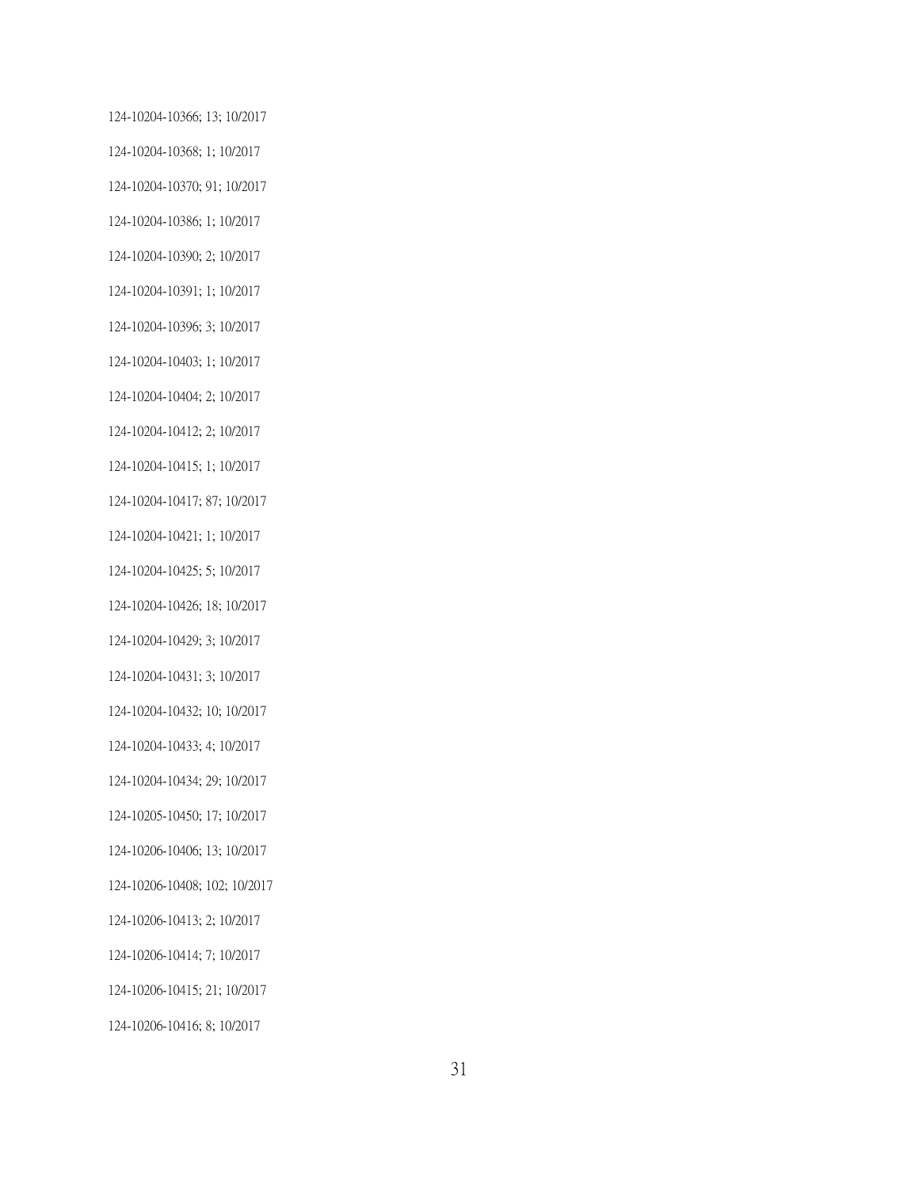124-10204-10366; 13; 10/2017

124-10204-10368; 1; 10/2017

124-10204-10370; 91; 10/2017

124-10204-10386; 1; 10/2017

124-10204-10390; 2; 10/2017

124-10204-10391; 1; 10/2017

124-10204-10396; 3; 10/2017

124-10204-10403; 1; 10/2017

124-10204-10404; 2; 10/2017

124-10204-10412; 2; 10/2017

124-10204-10415; 1; 10/2017

124-10204-10417; 87; 10/2017

124-10204-10421; 1; 10/2017

124-10204-10425; 5; 10/2017

124-10204-10426; 18; 10/2017

124-10204-10429; 3; 10/2017

124-10204-10431; 3; 10/2017

124-10204-10432; 10; 10/2017

124-10204-10433; 4; 10/2017

124-10204-10434; 29; 10/2017

124-10205-10450; 17; 10/2017

124-10206-10406; 13; 10/2017

124-10206-10408; 102; 10/2017

124-10206-10413; 2; 10/2017

124-10206-10414; 7; 10/2017

124-10206-10415; 21; 10/2017

124-10206-10416; 8; 10/2017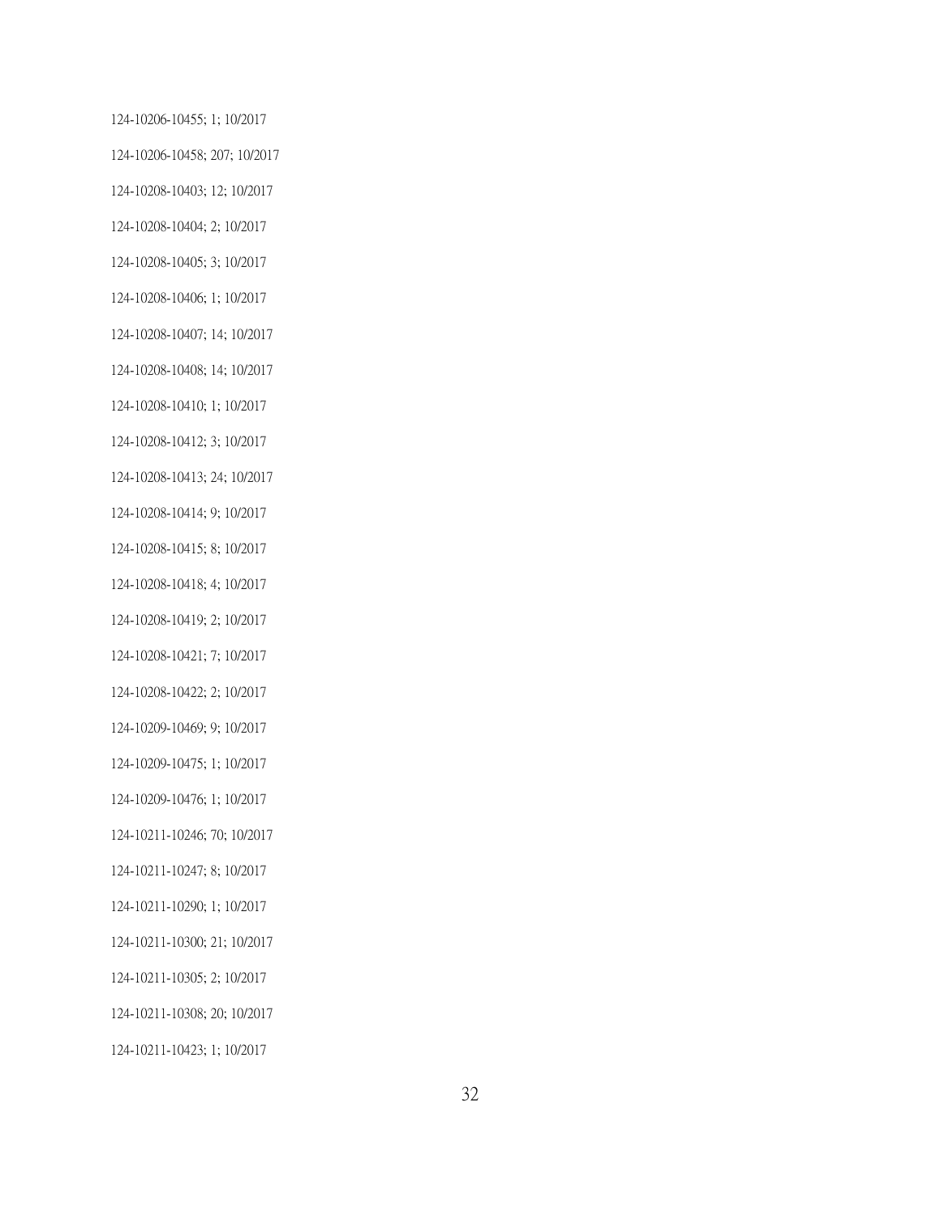124-10206-10455; 1; 10/2017

124-10206-10458; 207; 10/2017

124-10208-10403; 12; 10/2017

124-10208-10404; 2; 10/2017

124-10208-10405; 3; 10/2017

124-10208-10406; 1; 10/2017

124-10208-10407; 14; 10/2017

124-10208-10408; 14; 10/2017

124-10208-10410; 1; 10/2017

124-10208-10412; 3; 10/2017

124-10208-10413; 24; 10/2017

124-10208-10414; 9; 10/2017

124-10208-10415; 8; 10/2017

124-10208-10418; 4; 10/2017

124-10208-10419; 2; 10/2017

124-10208-10421; 7; 10/2017

124-10208-10422; 2; 10/2017

124-10209-10469; 9; 10/2017

124-10209-10475; 1; 10/2017

124-10209-10476; 1; 10/2017

124-10211-10246; 70; 10/2017

124-10211-10247; 8; 10/2017

124-10211-10290; 1; 10/2017

124-10211-10300; 21; 10/2017

124-10211-10305; 2; 10/2017

124-10211-10308; 20; 10/2017

124-10211-10423; 1; 10/2017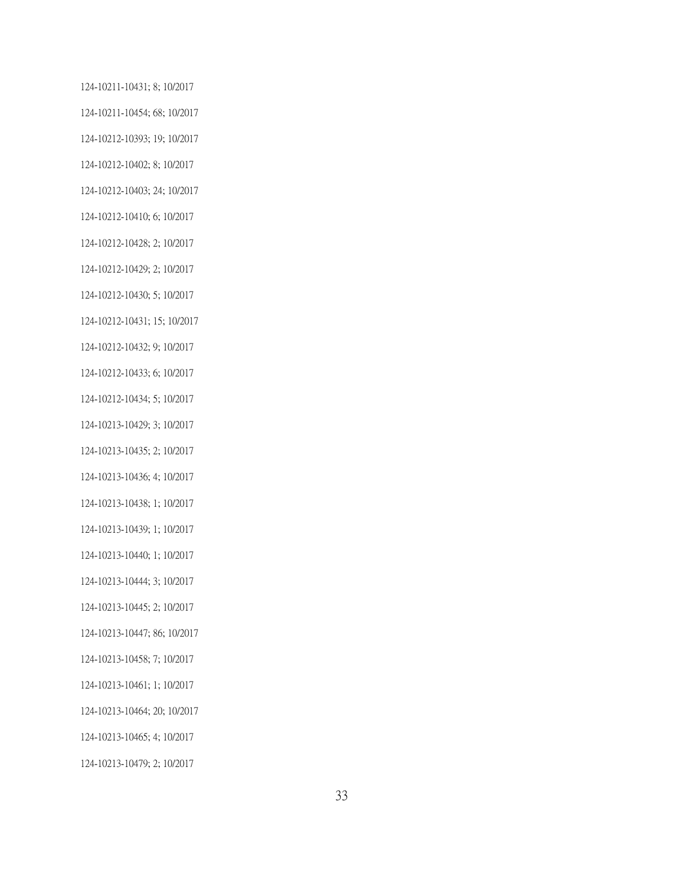124-10211-10431; 8; 10/2017

124-10211-10454; 68; 10/2017

124-10212-10393; 19; 10/2017

124-10212-10402; 8; 10/2017

124-10212-10403; 24; 10/2017

124-10212-10410; 6; 10/2017

124-10212-10428; 2; 10/2017

124-10212-10429; 2; 10/2017

124-10212-10430; 5; 10/2017

124-10212-10431; 15; 10/2017

124-10212-10432; 9; 10/2017

124-10212-10433; 6; 10/2017

124-10212-10434; 5; 10/2017

124-10213-10429; 3; 10/2017

124-10213-10435; 2; 10/2017

124-10213-10436; 4; 10/2017

124-10213-10438; 1; 10/2017

124-10213-10439; 1; 10/2017

124-10213-10440; 1; 10/2017

124-10213-10444; 3; 10/2017

124-10213-10445; 2; 10/2017

124-10213-10447; 86; 10/2017

124-10213-10458; 7; 10/2017

124-10213-10461; 1; 10/2017

124-10213-10464; 20; 10/2017

124-10213-10465; 4; 10/2017

124-10213-10479; 2; 10/2017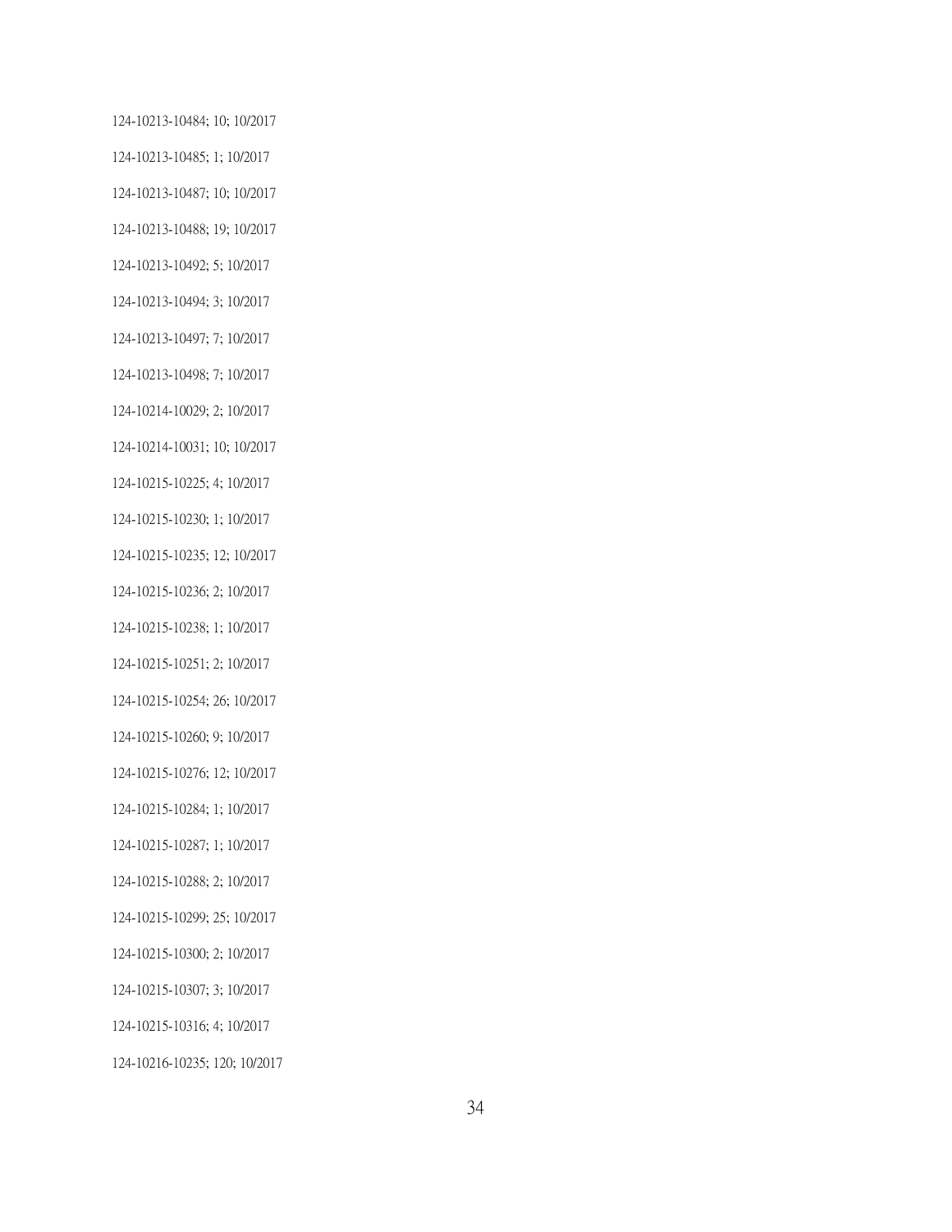124-10213-10484; 10; 10/2017

124-10213-10485; 1; 10/2017

124-10213-10487; 10; 10/2017

124-10213-10488; 19; 10/2017

124-10213-10492; 5; 10/2017

124-10213-10494; 3; 10/2017

124-10213-10497; 7; 10/2017

124-10213-10498; 7; 10/2017

124-10214-10029; 2; 10/2017

124-10214-10031; 10; 10/2017

124-10215-10225; 4; 10/2017

124-10215-10230; 1; 10/2017

124-10215-10235; 12; 10/2017

124-10215-10236; 2; 10/2017

124-10215-10238; 1; 10/2017

124-10215-10251; 2; 10/2017

124-10215-10254; 26; 10/2017

124-10215-10260; 9; 10/2017

124-10215-10276; 12; 10/2017

124-10215-10284; 1; 10/2017

124-10215-10287; 1; 10/2017

124-10215-10288; 2; 10/2017

124-10215-10299; 25; 10/2017

124-10215-10300; 2; 10/2017

124-10215-10307; 3; 10/2017

124-10215-10316; 4; 10/2017

124-10216-10235; 120; 10/2017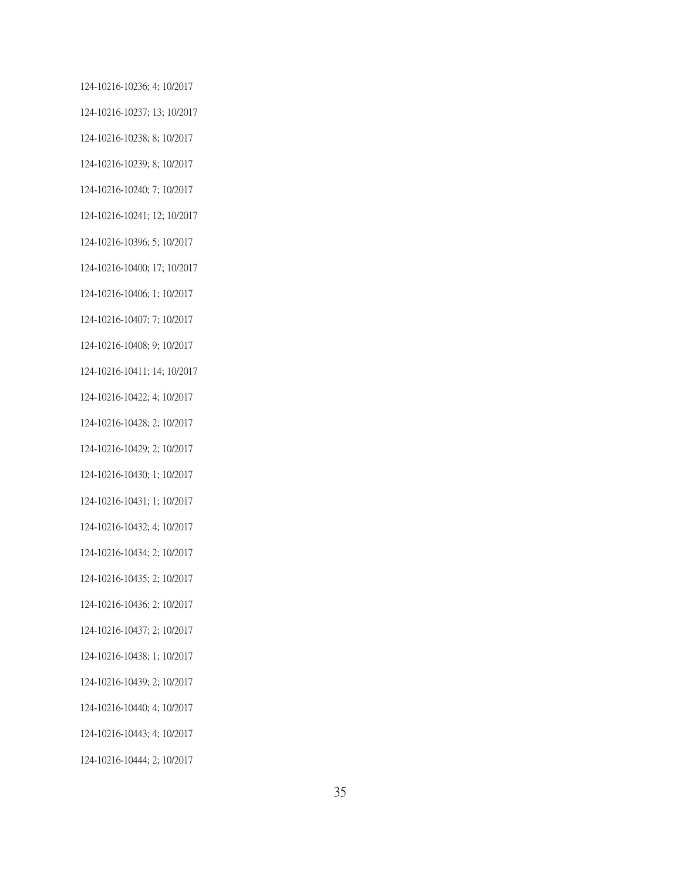124-10216-10236; 4; 10/2017

124-10216-10237; 13; 10/2017

124-10216-10238; 8; 10/2017

124-10216-10239; 8; 10/2017

124-10216-10240; 7; 10/2017

124-10216-10241; 12; 10/2017

124-10216-10396; 5; 10/2017

124-10216-10400; 17; 10/2017

124-10216-10406; 1; 10/2017

124-10216-10407; 7; 10/2017

124-10216-10408; 9; 10/2017

124-10216-10411; 14; 10/2017

124-10216-10422; 4; 10/2017

124-10216-10428; 2; 10/2017

124-10216-10429; 2; 10/2017

124-10216-10430; 1; 10/2017

124-10216-10431; 1; 10/2017

124-10216-10432; 4; 10/2017

124-10216-10434; 2; 10/2017

124-10216-10435; 2; 10/2017

124-10216-10436; 2; 10/2017

124-10216-10437; 2; 10/2017

124-10216-10438; 1; 10/2017

124-10216-10439; 2; 10/2017

124-10216-10440; 4; 10/2017

124-10216-10443; 4; 10/2017

124-10216-10444; 2; 10/2017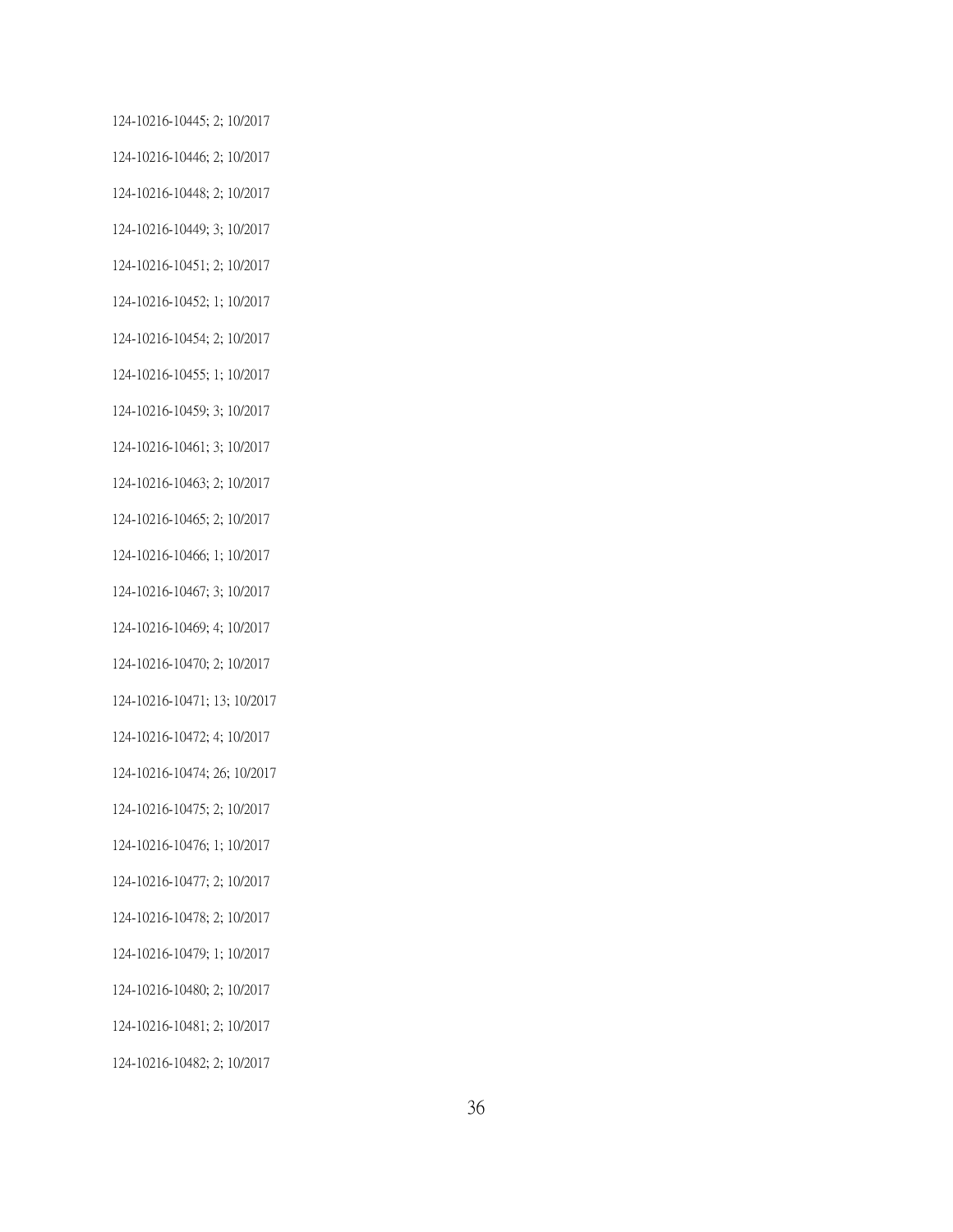124-10216-10445; 2; 10/2017

124-10216-10446; 2; 10/2017

124-10216-10448; 2; 10/2017

124-10216-10449; 3; 10/2017

124-10216-10451; 2; 10/2017

124-10216-10452; 1; 10/2017

124-10216-10454; 2; 10/2017

124-10216-10455; 1; 10/2017

124-10216-10459; 3; 10/2017

124-10216-10461; 3; 10/2017

124-10216-10463; 2; 10/2017

124-10216-10465; 2; 10/2017

124-10216-10466; 1; 10/2017

124-10216-10467; 3; 10/2017

124-10216-10469; 4; 10/2017

124-10216-10470; 2; 10/2017

124-10216-10471; 13; 10/2017

124-10216-10472; 4; 10/2017

124-10216-10474; 26; 10/2017

124-10216-10475; 2; 10/2017

124-10216-10476; 1; 10/2017

124-10216-10477; 2; 10/2017

124-10216-10478; 2; 10/2017

124-10216-10479; 1; 10/2017

124-10216-10480; 2; 10/2017

124-10216-10481; 2; 10/2017

124-10216-10482; 2; 10/2017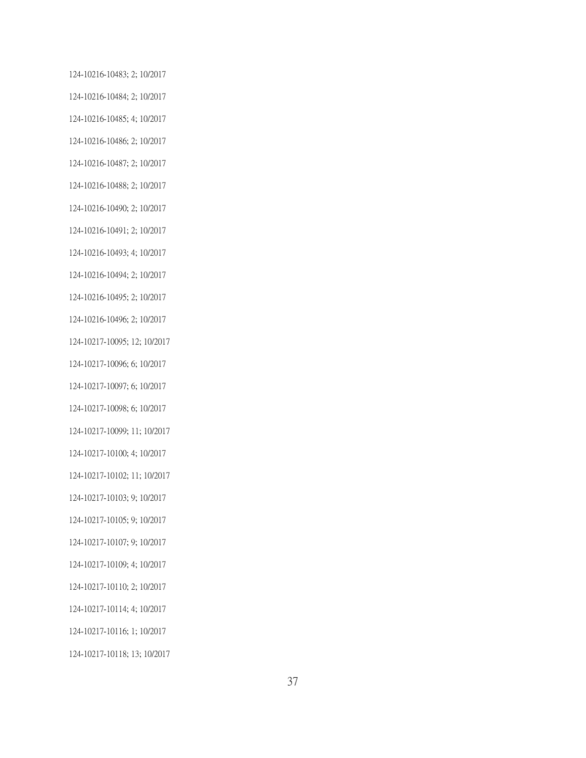124-10216-10483; 2; 10/2017

124-10216-10484; 2; 10/2017

124-10216-10485; 4; 10/2017

124-10216-10486; 2; 10/2017

124-10216-10487; 2; 10/2017

124-10216-10488; 2; 10/2017

124-10216-10490; 2; 10/2017

124-10216-10491; 2; 10/2017

124-10216-10493; 4; 10/2017

124-10216-10494; 2; 10/2017

124-10216-10495; 2; 10/2017

124-10216-10496; 2; 10/2017

124-10217-10095; 12; 10/2017

124-10217-10096; 6; 10/2017

124-10217-10097; 6; 10/2017

124-10217-10098; 6; 10/2017

124-10217-10099; 11; 10/2017

124-10217-10100; 4; 10/2017

124-10217-10102; 11; 10/2017

124-10217-10103; 9; 10/2017

124-10217-10105; 9; 10/2017

124-10217-10107; 9; 10/2017

124-10217-10109; 4; 10/2017

124-10217-10110; 2; 10/2017

124-10217-10114; 4; 10/2017

124-10217-10116; 1; 10/2017

124-10217-10118; 13; 10/2017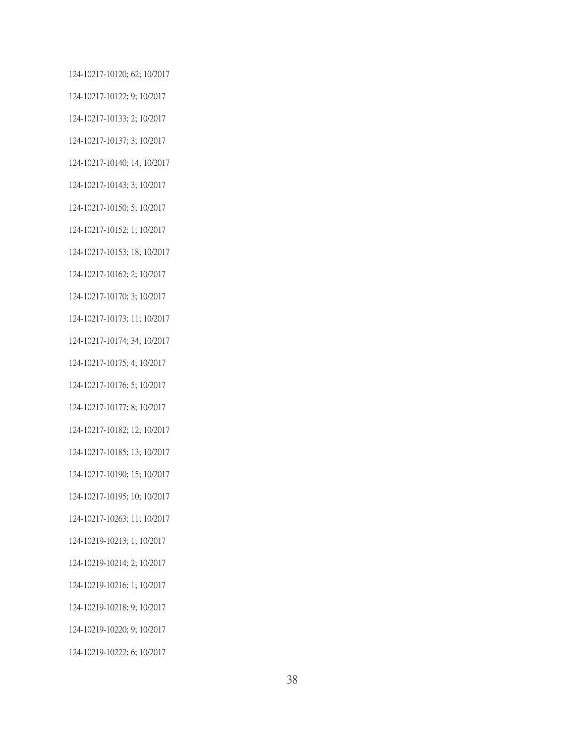124-10217-10120; 62; 10/2017

124-10217-10122; 9; 10/2017

124-10217-10133; 2; 10/2017

124-10217-10137; 3; 10/2017

124-10217-10140; 14; 10/2017

124-10217-10143; 3; 10/2017

124-10217-10150; 5; 10/2017

124-10217-10152; 1; 10/2017

124-10217-10153; 18; 10/2017

124-10217-10162; 2; 10/2017

124-10217-10170; 3; 10/2017

124-10217-10173; 11; 10/2017

124-10217-10174; 34; 10/2017

124-10217-10175; 4; 10/2017

124-10217-10176; 5; 10/2017

124-10217-10177; 8; 10/2017

124-10217-10182; 12; 10/2017

124-10217-10185; 13; 10/2017

124-10217-10190; 15; 10/2017

124-10217-10195; 10; 10/2017

124-10217-10263; 11; 10/2017

124-10219-10213; 1; 10/2017

124-10219-10214; 2; 10/2017

124-10219-10216; 1; 10/2017

124-10219-10218; 9; 10/2017

124-10219-10220; 9; 10/2017

124-10219-10222; 6; 10/2017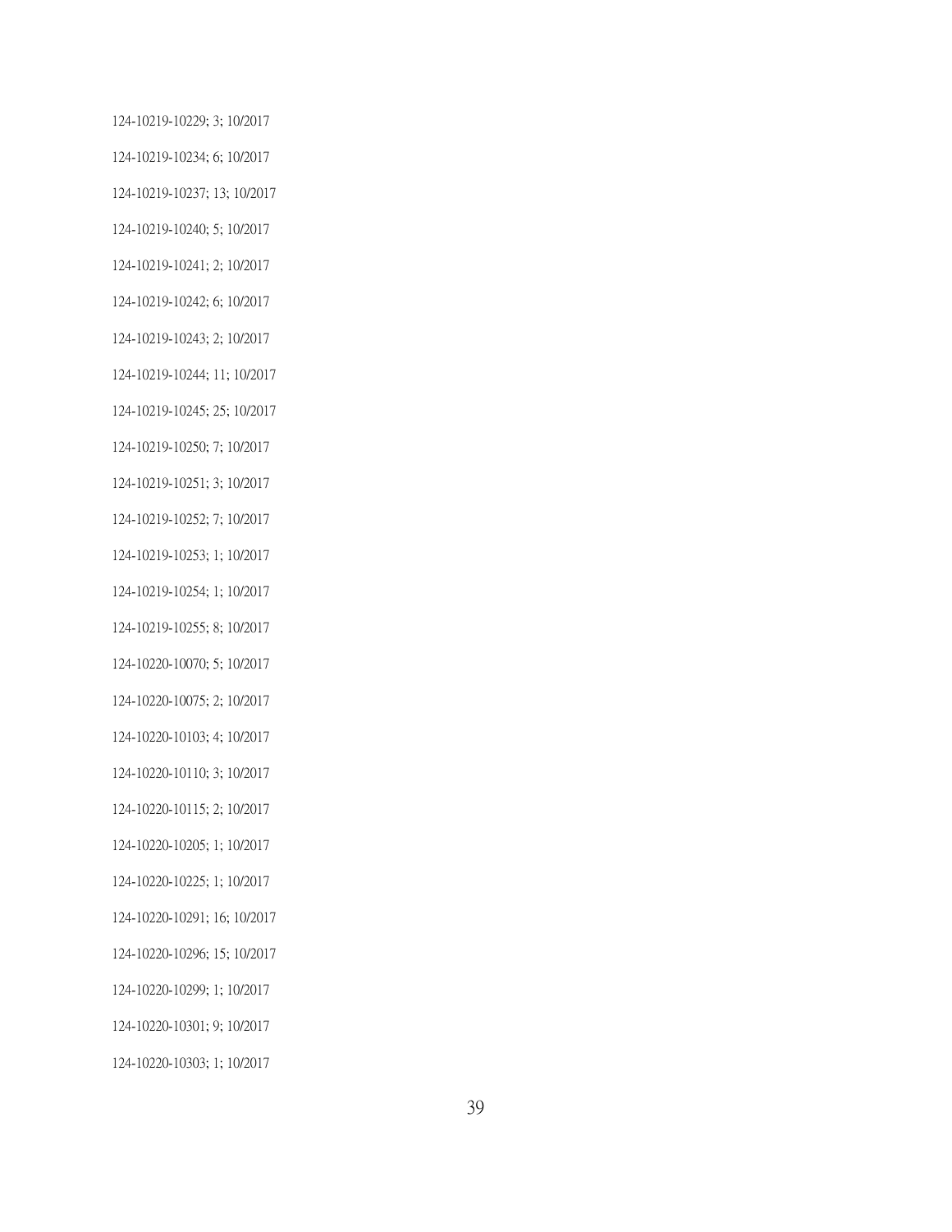124-10219-10229; 3; 10/2017

124-10219-10234; 6; 10/2017

124-10219-10237; 13; 10/2017

124-10219-10240; 5; 10/2017

124-10219-10241; 2; 10/2017

124-10219-10242; 6; 10/2017

124-10219-10243; 2; 10/2017

124-10219-10244; 11; 10/2017

124-10219-10245; 25; 10/2017

124-10219-10250; 7; 10/2017

124-10219-10251; 3; 10/2017

124-10219-10252; 7; 10/2017

124-10219-10253; 1; 10/2017

124-10219-10254; 1; 10/2017

124-10219-10255; 8; 10/2017

124-10220-10070; 5; 10/2017

124-10220-10075; 2; 10/2017

124-10220-10103; 4; 10/2017

124-10220-10110; 3; 10/2017

124-10220-10115; 2; 10/2017

124-10220-10205; 1; 10/2017

124-10220-10225; 1; 10/2017

124-10220-10291; 16; 10/2017

124-10220-10296; 15; 10/2017

124-10220-10299; 1; 10/2017

124-10220-10301; 9; 10/2017

124-10220-10303; 1; 10/2017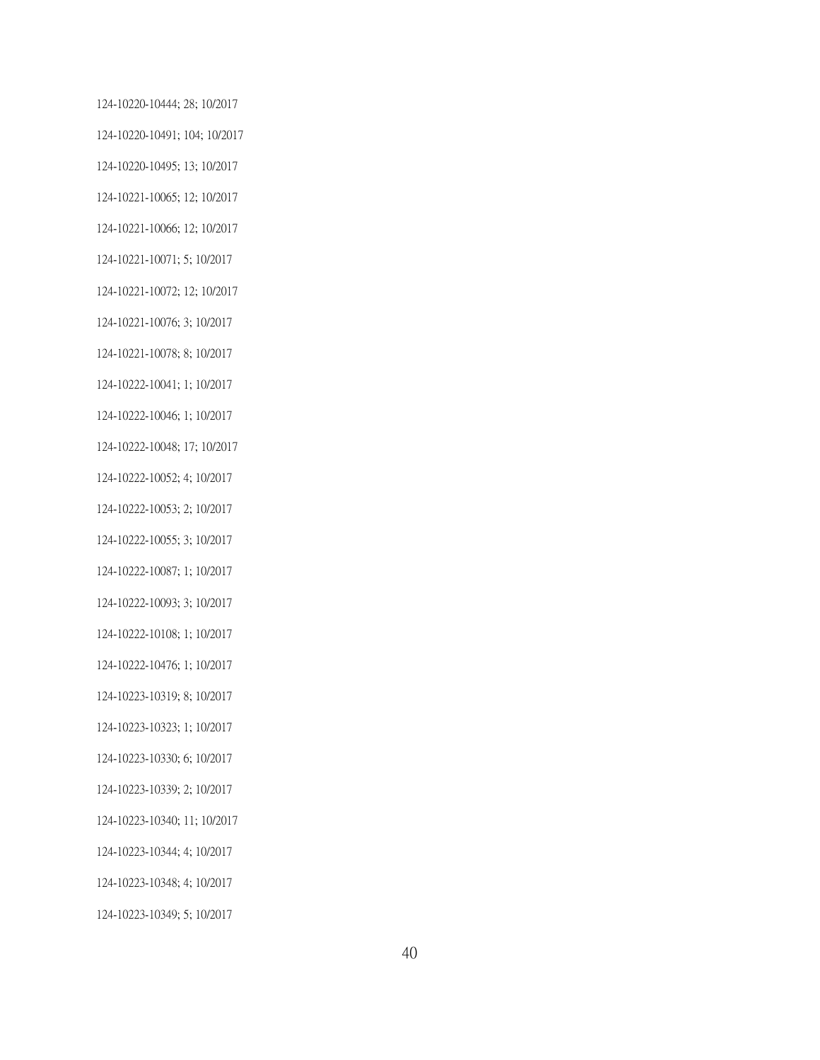124-10220-10444; 28; 10/2017

124-10220-10491; 104; 10/2017

124-10220-10495; 13; 10/2017

124-10221-10065; 12; 10/2017

124-10221-10066; 12; 10/2017

124-10221-10071; 5; 10/2017

124-10221-10072; 12; 10/2017

124-10221-10076; 3; 10/2017

124-10221-10078; 8; 10/2017

124-10222-10041; 1; 10/2017

124-10222-10046; 1; 10/2017

124-10222-10048; 17; 10/2017

124-10222-10052; 4; 10/2017

124-10222-10053; 2; 10/2017

124-10222-10055; 3; 10/2017

124-10222-10087; 1; 10/2017

124-10222-10093; 3; 10/2017

124-10222-10108; 1; 10/2017

124-10222-10476; 1; 10/2017

124-10223-10319; 8; 10/2017

124-10223-10323; 1; 10/2017

124-10223-10330; 6; 10/2017

124-10223-10339; 2; 10/2017

124-10223-10340; 11; 10/2017

124-10223-10344; 4; 10/2017

124-10223-10348; 4; 10/2017

124-10223-10349; 5; 10/2017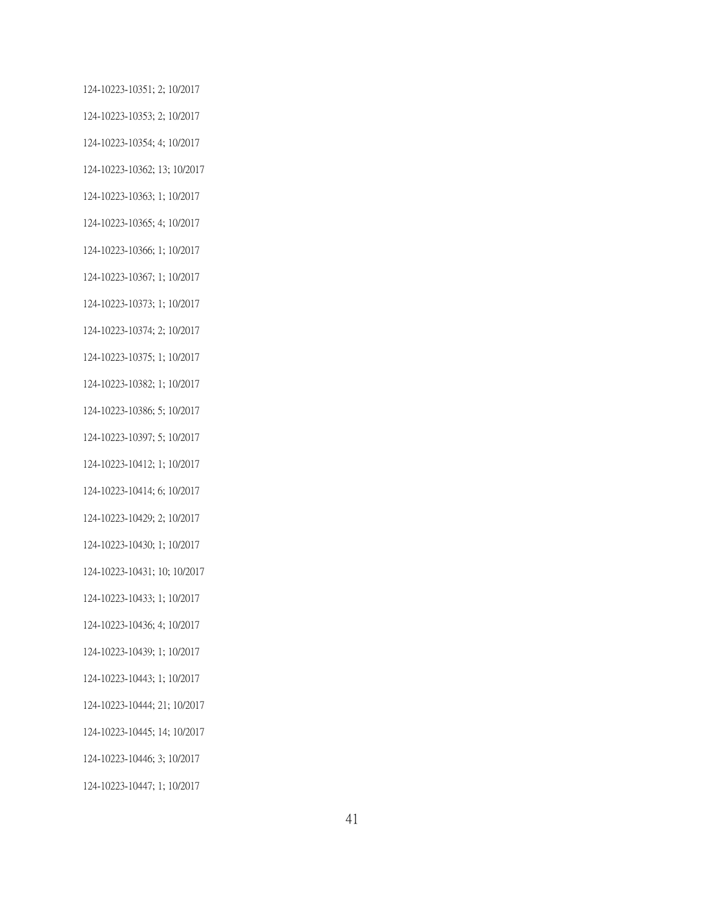124-10223-10351; 2; 10/2017

124-10223-10353; 2; 10/2017

124-10223-10354; 4; 10/2017

124-10223-10362; 13; 10/2017

124-10223-10363; 1; 10/2017

124-10223-10365; 4; 10/2017

124-10223-10366; 1; 10/2017

124-10223-10367; 1; 10/2017

124-10223-10373; 1; 10/2017

124-10223-10374; 2; 10/2017

124-10223-10375; 1; 10/2017

124-10223-10382; 1; 10/2017

124-10223-10386; 5; 10/2017

124-10223-10397; 5; 10/2017

124-10223-10412; 1; 10/2017

124-10223-10414; 6; 10/2017

124-10223-10429; 2; 10/2017

124-10223-10430; 1; 10/2017

124-10223-10431; 10; 10/2017

124-10223-10433; 1; 10/2017

124-10223-10436; 4; 10/2017

124-10223-10439; 1; 10/2017

124-10223-10443; 1; 10/2017

124-10223-10444; 21; 10/2017

124-10223-10445; 14; 10/2017

124-10223-10446; 3; 10/2017

124-10223-10447; 1; 10/2017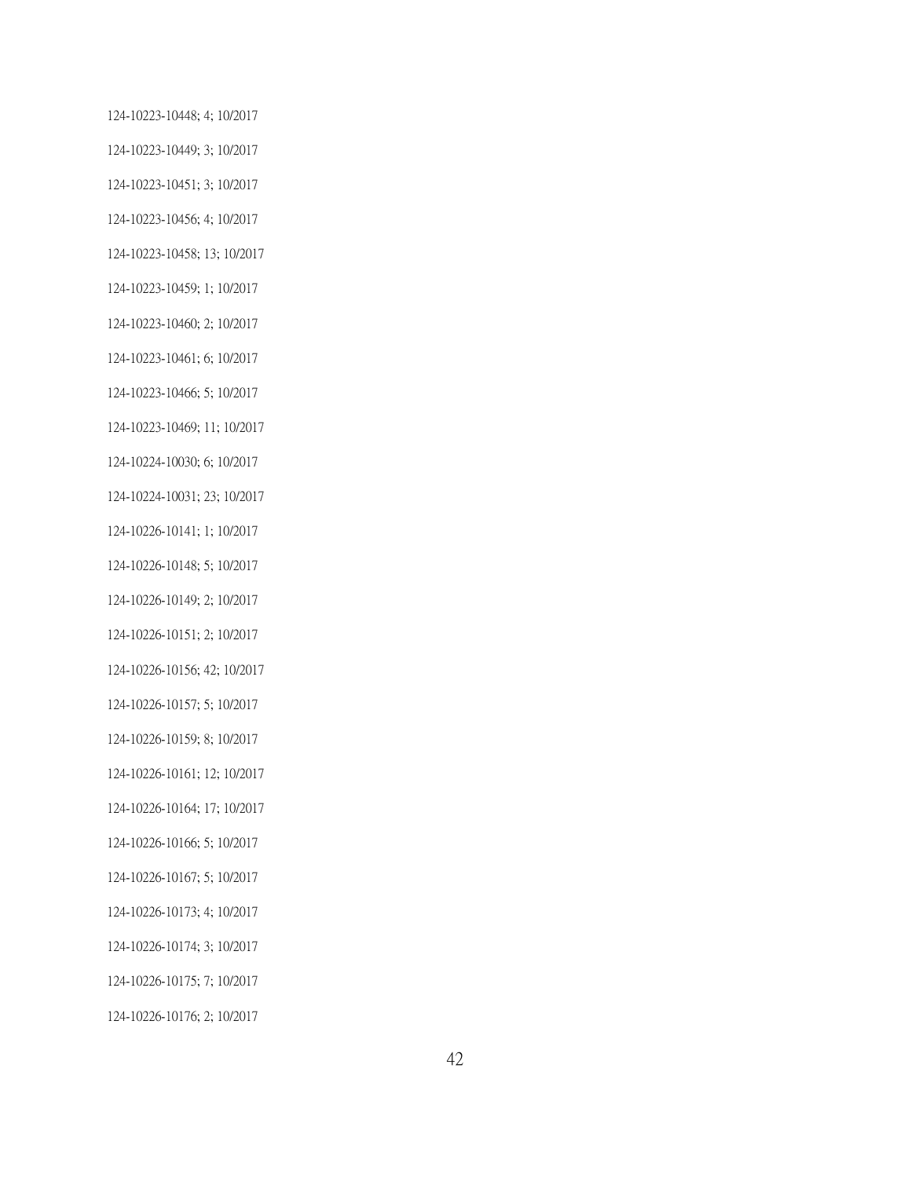124-10223-10448; 4; 10/2017

124-10223-10449; 3; 10/2017

124-10223-10451; 3; 10/2017

124-10223-10456; 4; 10/2017

124-10223-10458; 13; 10/2017

124-10223-10459; 1; 10/2017

124-10223-10460; 2; 10/2017

124-10223-10461; 6; 10/2017

124-10223-10466; 5; 10/2017

124-10223-10469; 11; 10/2017

124-10224-10030; 6; 10/2017

124-10224-10031; 23; 10/2017

124-10226-10141; 1; 10/2017

124-10226-10148; 5; 10/2017

124-10226-10149; 2; 10/2017

124-10226-10151; 2; 10/2017

124-10226-10156; 42; 10/2017

124-10226-10157; 5; 10/2017

124-10226-10159; 8; 10/2017

124-10226-10161; 12; 10/2017

124-10226-10164; 17; 10/2017

124-10226-10166; 5; 10/2017

124-10226-10167; 5; 10/2017

124-10226-10173; 4; 10/2017

124-10226-10174; 3; 10/2017

124-10226-10175; 7; 10/2017

124-10226-10176; 2; 10/2017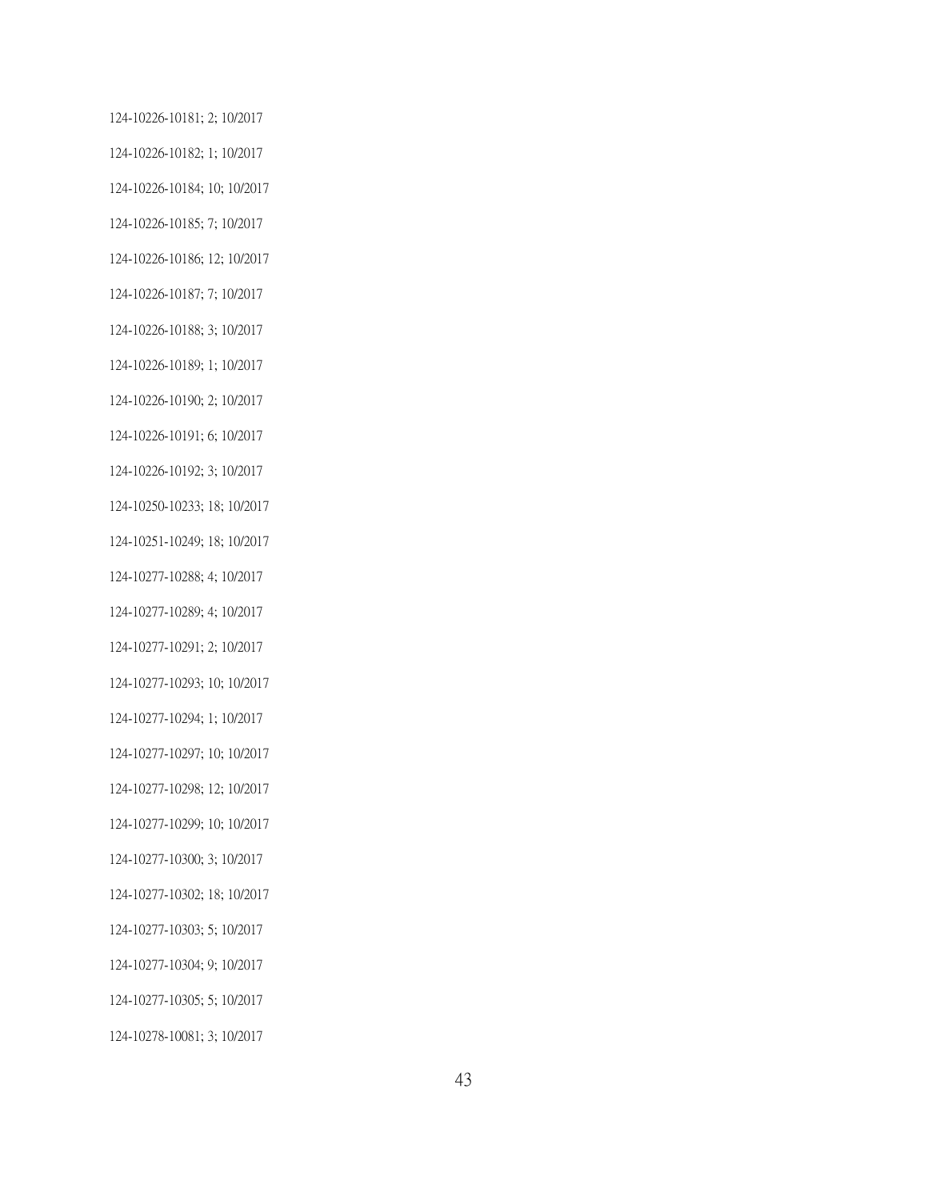124-10226-10181; 2; 10/2017

124-10226-10182; 1; 10/2017

124-10226-10184; 10; 10/2017

124-10226-10185; 7; 10/2017

124-10226-10186; 12; 10/2017

124-10226-10187; 7; 10/2017

124-10226-10188; 3; 10/2017

124-10226-10189; 1; 10/2017

124-10226-10190; 2; 10/2017

124-10226-10191; 6; 10/2017

124-10226-10192; 3; 10/2017

124-10250-10233; 18; 10/2017

124-10251-10249; 18; 10/2017

124-10277-10288; 4; 10/2017

124-10277-10289; 4; 10/2017

124-10277-10291; 2; 10/2017

124-10277-10293; 10; 10/2017

124-10277-10294; 1; 10/2017

124-10277-10297; 10; 10/2017

124-10277-10298; 12; 10/2017

124-10277-10299; 10; 10/2017

124-10277-10300; 3; 10/2017

124-10277-10302; 18; 10/2017

124-10277-10303; 5; 10/2017

124-10277-10304; 9; 10/2017

124-10277-10305; 5; 10/2017

124-10278-10081; 3; 10/2017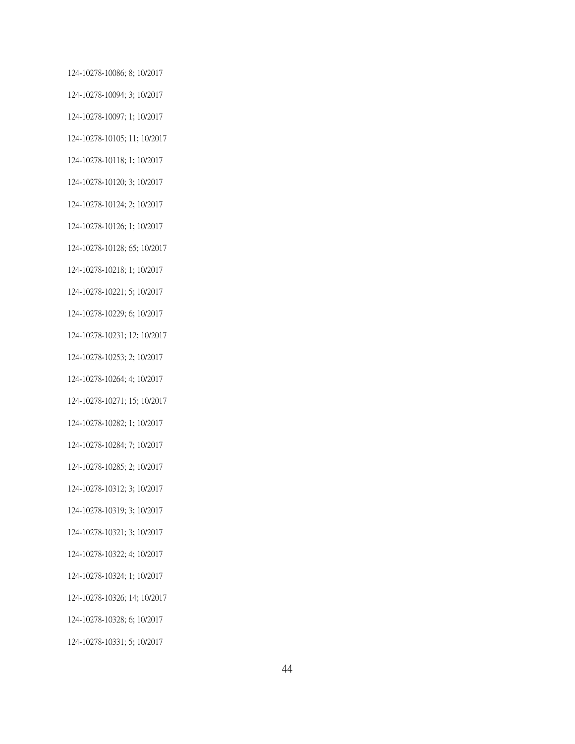124-10278-10086; 8; 10/2017

124-10278-10094; 3; 10/2017

124-10278-10097; 1; 10/2017

124-10278-10105; 11; 10/2017

124-10278-10118; 1; 10/2017

124-10278-10120; 3; 10/2017

124-10278-10124; 2; 10/2017

124-10278-10126; 1; 10/2017

124-10278-10128; 65; 10/2017

124-10278-10218; 1; 10/2017

124-10278-10221; 5; 10/2017

124-10278-10229; 6; 10/2017

124-10278-10231; 12; 10/2017

124-10278-10253; 2; 10/2017

124-10278-10264; 4; 10/2017

124-10278-10271; 15; 10/2017

124-10278-10282; 1; 10/2017

124-10278-10284; 7; 10/2017

124-10278-10285; 2; 10/2017

124-10278-10312; 3; 10/2017

124-10278-10319; 3; 10/2017

124-10278-10321; 3; 10/2017

124-10278-10322; 4; 10/2017

124-10278-10324; 1; 10/2017

124-10278-10326; 14; 10/2017

124-10278-10328; 6; 10/2017

124-10278-10331; 5; 10/2017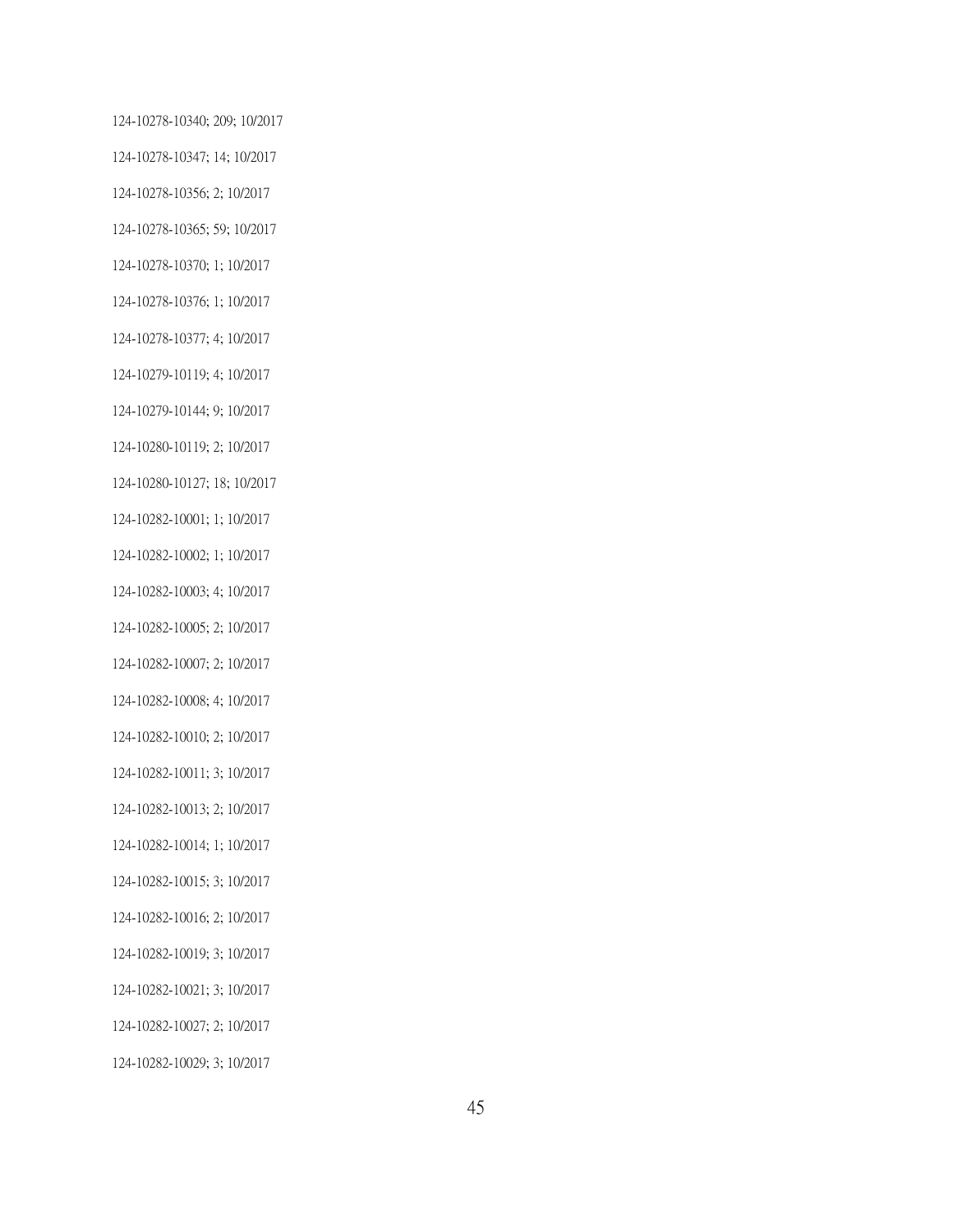124-10278-10340; 209; 10/2017

124-10278-10347; 14; 10/2017

124-10278-10356; 2; 10/2017

124-10278-10365; 59; 10/2017

124-10278-10370; 1; 10/2017

124-10278-10376; 1; 10/2017

124-10278-10377; 4; 10/2017

124-10279-10119; 4; 10/2017

124-10279-10144; 9; 10/2017

124-10280-10119; 2; 10/2017

124-10280-10127; 18; 10/2017

124-10282-10001; 1; 10/2017

124-10282-10002; 1; 10/2017

124-10282-10003; 4; 10/2017

124-10282-10005; 2; 10/2017

124-10282-10007; 2; 10/2017

124-10282-10008; 4; 10/2017

124-10282-10010; 2; 10/2017

124-10282-10011; 3; 10/2017

124-10282-10013; 2; 10/2017

124-10282-10014; 1; 10/2017

124-10282-10015; 3; 10/2017

124-10282-10016; 2; 10/2017

124-10282-10019; 3; 10/2017

124-10282-10021; 3; 10/2017

124-10282-10027; 2; 10/2017

124-10282-10029; 3; 10/2017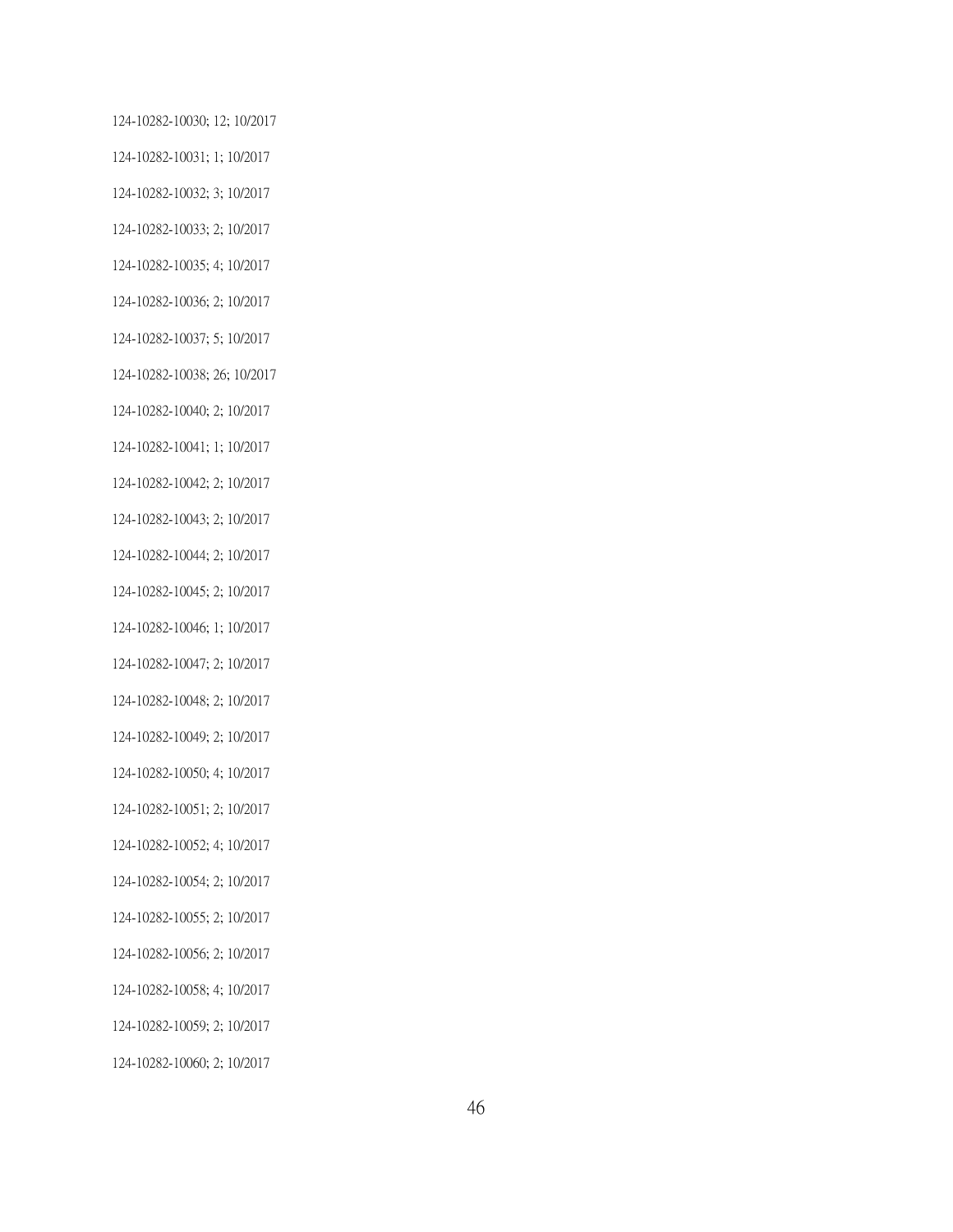124-10282-10030; 12; 10/2017

124-10282-10031; 1; 10/2017

124-10282-10032; 3; 10/2017

124-10282-10033; 2; 10/2017

124-10282-10035; 4; 10/2017

124-10282-10036; 2; 10/2017

124-10282-10037; 5; 10/2017

124-10282-10038; 26; 10/2017

124-10282-10040; 2; 10/2017

124-10282-10041; 1; 10/2017

124-10282-10042; 2; 10/2017

124-10282-10043; 2; 10/2017

124-10282-10044; 2; 10/2017

124-10282-10045; 2; 10/2017

124-10282-10046; 1; 10/2017

124-10282-10047; 2; 10/2017

124-10282-10048; 2; 10/2017

124-10282-10049; 2; 10/2017

124-10282-10050; 4; 10/2017

124-10282-10051; 2; 10/2017

124-10282-10052; 4; 10/2017

124-10282-10054; 2; 10/2017

124-10282-10055; 2; 10/2017

124-10282-10056; 2; 10/2017

124-10282-10058; 4; 10/2017

124-10282-10059; 2; 10/2017

124-10282-10060; 2; 10/2017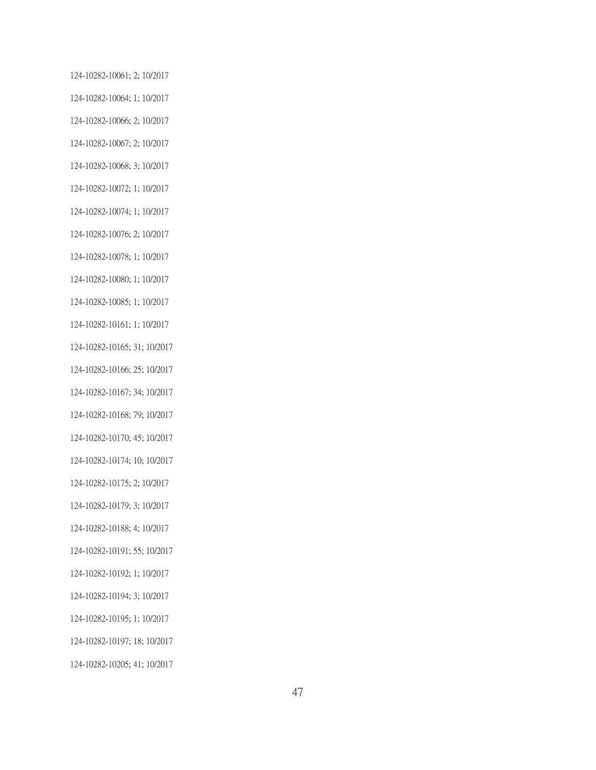124-10282-10061; 2; 10/2017

124-10282-10064; 1; 10/2017

124-10282-10066; 2; 10/2017

124-10282-10067; 2; 10/2017

124-10282-10068; 3; 10/2017

124-10282-10072; 1; 10/2017

124-10282-10074; 1; 10/2017

124-10282-10076; 2; 10/2017

124-10282-10078; 1; 10/2017

124-10282-10080; 1; 10/2017

124-10282-10085; 1; 10/2017

124-10282-10161; 1; 10/2017

124-10282-10165; 31; 10/2017

124-10282-10166; 25; 10/2017

124-10282-10167; 34; 10/2017

124-10282-10168; 79; 10/2017

124-10282-10170; 45; 10/2017

124-10282-10174; 10; 10/2017

124-10282-10175; 2; 10/2017

124-10282-10179; 3; 10/2017

124-10282-10188; 4; 10/2017

124-10282-10191; 55; 10/2017

124-10282-10192; 1; 10/2017

124-10282-10194; 3; 10/2017

124-10282-10195; 1; 10/2017

124-10282-10197; 18; 10/2017

124-10282-10205; 41; 10/2017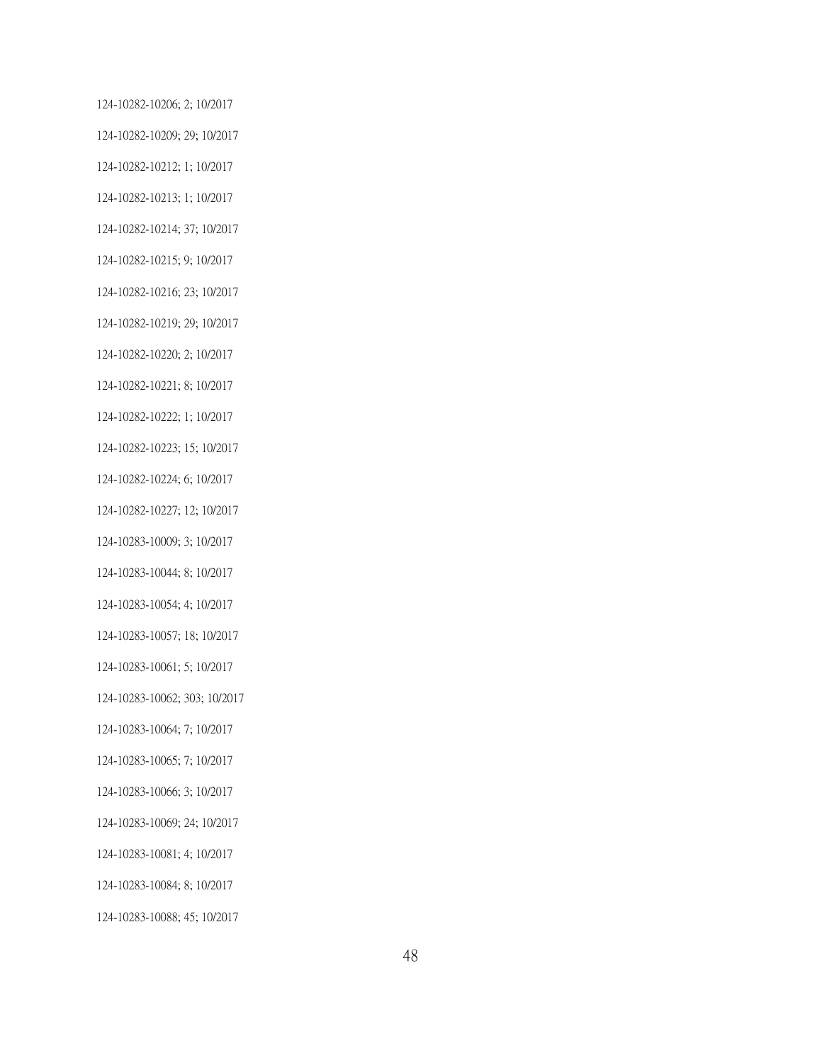124-10282-10206; 2; 10/2017

124-10282-10209; 29; 10/2017

124-10282-10212; 1; 10/2017

124-10282-10213; 1; 10/2017

124-10282-10214; 37; 10/2017

124-10282-10215; 9; 10/2017

124-10282-10216; 23; 10/2017

124-10282-10219; 29; 10/2017

124-10282-10220; 2; 10/2017

124-10282-10221; 8; 10/2017

124-10282-10222; 1; 10/2017

124-10282-10223; 15; 10/2017

124-10282-10224; 6; 10/2017

124-10282-10227; 12; 10/2017

124-10283-10009; 3; 10/2017

124-10283-10044; 8; 10/2017

124-10283-10054; 4; 10/2017

124-10283-10057; 18; 10/2017

124-10283-10061; 5; 10/2017

124-10283-10062; 303; 10/2017

124-10283-10064; 7; 10/2017

124-10283-10065; 7; 10/2017

124-10283-10066; 3; 10/2017

124-10283-10069; 24; 10/2017

124-10283-10081; 4; 10/2017

124-10283-10084; 8; 10/2017

124-10283-10088; 45; 10/2017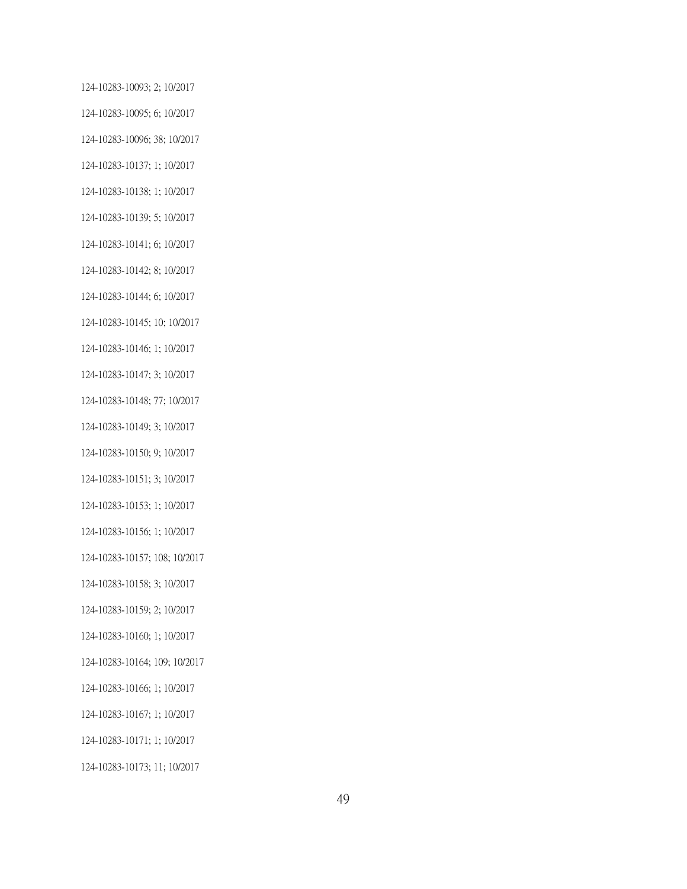124-10283-10093; 2; 10/2017

124-10283-10095; 6; 10/2017

124-10283-10096; 38; 10/2017

124-10283-10137; 1; 10/2017

124-10283-10138; 1; 10/2017

124-10283-10139; 5; 10/2017

124-10283-10141; 6; 10/2017

124-10283-10142; 8; 10/2017

124-10283-10144; 6; 10/2017

124-10283-10145; 10; 10/2017

124-10283-10146; 1; 10/2017

124-10283-10147; 3; 10/2017

124-10283-10148; 77; 10/2017

124-10283-10149; 3; 10/2017

124-10283-10150; 9; 10/2017

124-10283-10151; 3; 10/2017

124-10283-10153; 1; 10/2017

124-10283-10156; 1; 10/2017

124-10283-10157; 108; 10/2017

124-10283-10158; 3; 10/2017

124-10283-10159; 2; 10/2017

124-10283-10160; 1; 10/2017

124-10283-10164; 109; 10/2017

124-10283-10166; 1; 10/2017

124-10283-10167; 1; 10/2017

124-10283-10171; 1; 10/2017

124-10283-10173; 11; 10/2017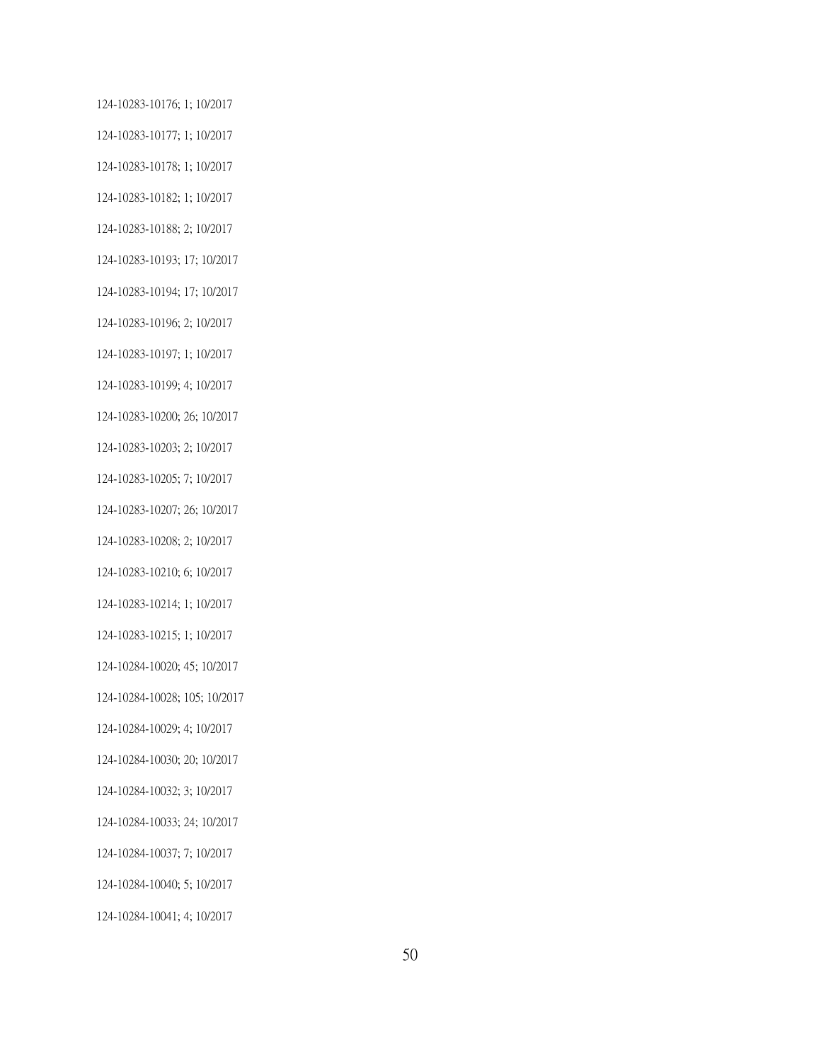124-10283-10176; 1; 10/2017

124-10283-10177; 1; 10/2017

124-10283-10178; 1; 10/2017

124-10283-10182; 1; 10/2017

124-10283-10188; 2; 10/2017

124-10283-10193; 17; 10/2017

124-10283-10194; 17; 10/2017

124-10283-10196; 2; 10/2017

124-10283-10197; 1; 10/2017

124-10283-10199; 4; 10/2017

124-10283-10200; 26; 10/2017

124-10283-10203; 2; 10/2017

124-10283-10205; 7; 10/2017

124-10283-10207; 26; 10/2017

124-10283-10208; 2; 10/2017

124-10283-10210; 6; 10/2017

124-10283-10214; 1; 10/2017

124-10283-10215; 1; 10/2017

124-10284-10020; 45; 10/2017

124-10284-10028; 105; 10/2017

124-10284-10029; 4; 10/2017

124-10284-10030; 20; 10/2017

124-10284-10032; 3; 10/2017

124-10284-10033; 24; 10/2017

124-10284-10037; 7; 10/2017

124-10284-10040; 5; 10/2017

124-10284-10041; 4; 10/2017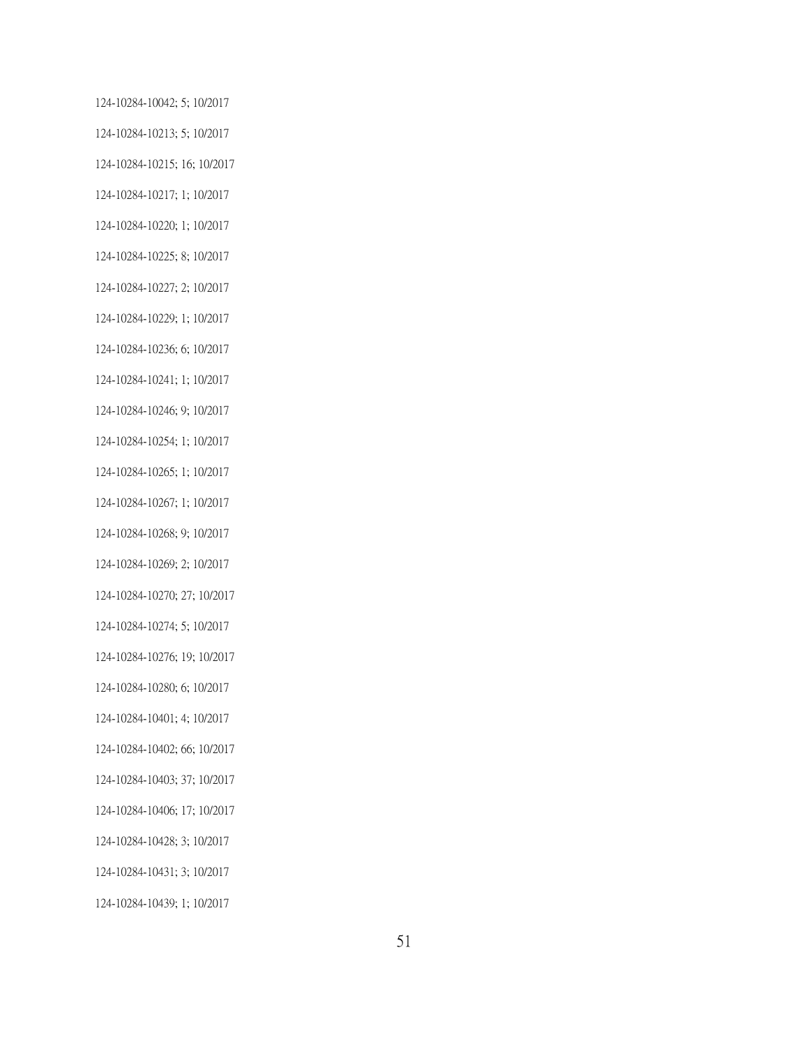124-10284-10042; 5; 10/2017

124-10284-10213; 5; 10/2017

124-10284-10215; 16; 10/2017

124-10284-10217; 1; 10/2017

124-10284-10220; 1; 10/2017

124-10284-10225; 8; 10/2017

124-10284-10227; 2; 10/2017

124-10284-10229; 1; 10/2017

124-10284-10236; 6; 10/2017

124-10284-10241; 1; 10/2017

124-10284-10246; 9; 10/2017

124-10284-10254; 1; 10/2017

124-10284-10265; 1; 10/2017

124-10284-10267; 1; 10/2017

124-10284-10268; 9; 10/2017

124-10284-10269; 2; 10/2017

124-10284-10270; 27; 10/2017

124-10284-10274; 5; 10/2017

124-10284-10276; 19; 10/2017

124-10284-10280; 6; 10/2017

124-10284-10401; 4; 10/2017

124-10284-10402; 66; 10/2017

124-10284-10403; 37; 10/2017

124-10284-10406; 17; 10/2017

124-10284-10428; 3; 10/2017

124-10284-10431; 3; 10/2017

124-10284-10439; 1; 10/2017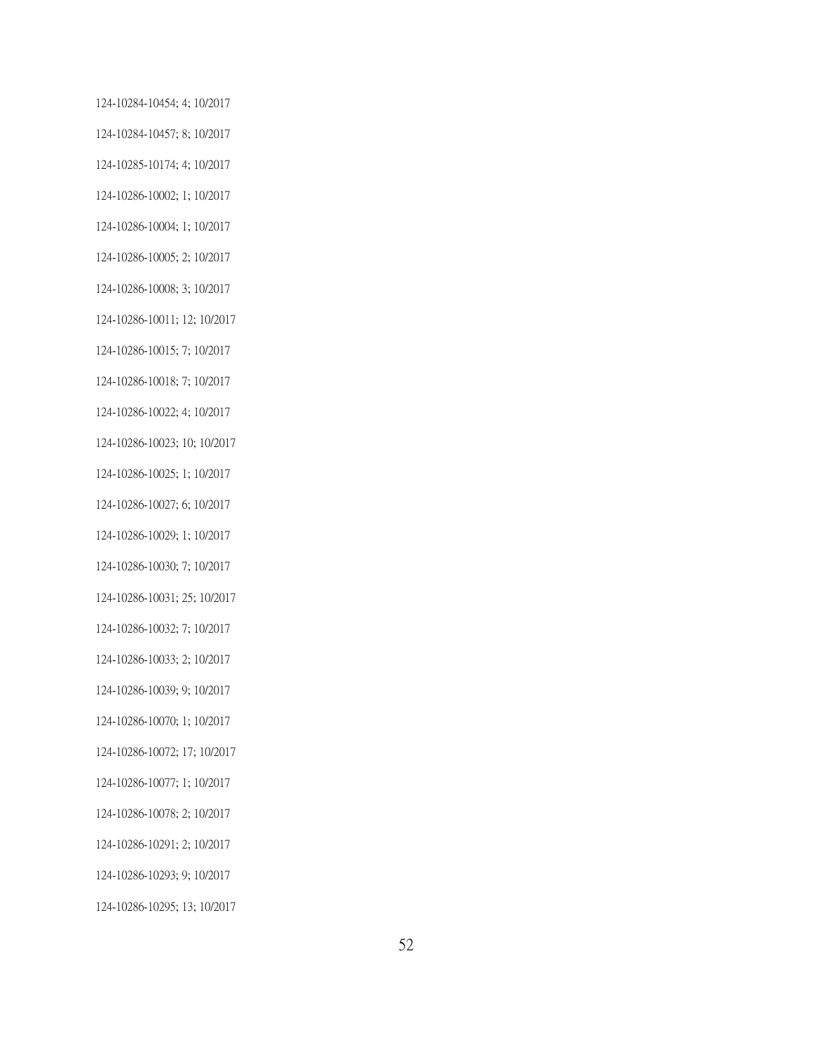124-10284-10454; 4; 10/2017

124-10284-10457; 8; 10/2017

124-10285-10174; 4; 10/2017

124-10286-10002; 1; 10/2017

124-10286-10004; 1; 10/2017

124-10286-10005; 2; 10/2017

124-10286-10008; 3; 10/2017

124-10286-10011; 12; 10/2017

124-10286-10015; 7; 10/2017

124-10286-10018; 7; 10/2017

124-10286-10022; 4; 10/2017

124-10286-10023; 10; 10/2017

124-10286-10025; 1; 10/2017

124-10286-10027; 6; 10/2017

124-10286-10029; 1; 10/2017

124-10286-10030; 7; 10/2017

124-10286-10031; 25; 10/2017

124-10286-10032; 7; 10/2017

124-10286-10033; 2; 10/2017

124-10286-10039; 9; 10/2017

124-10286-10070; 1; 10/2017

124-10286-10072; 17; 10/2017

124-10286-10077; 1; 10/2017

124-10286-10078; 2; 10/2017

124-10286-10291; 2; 10/2017

124-10286-10293; 9; 10/2017

124-10286-10295; 13; 10/2017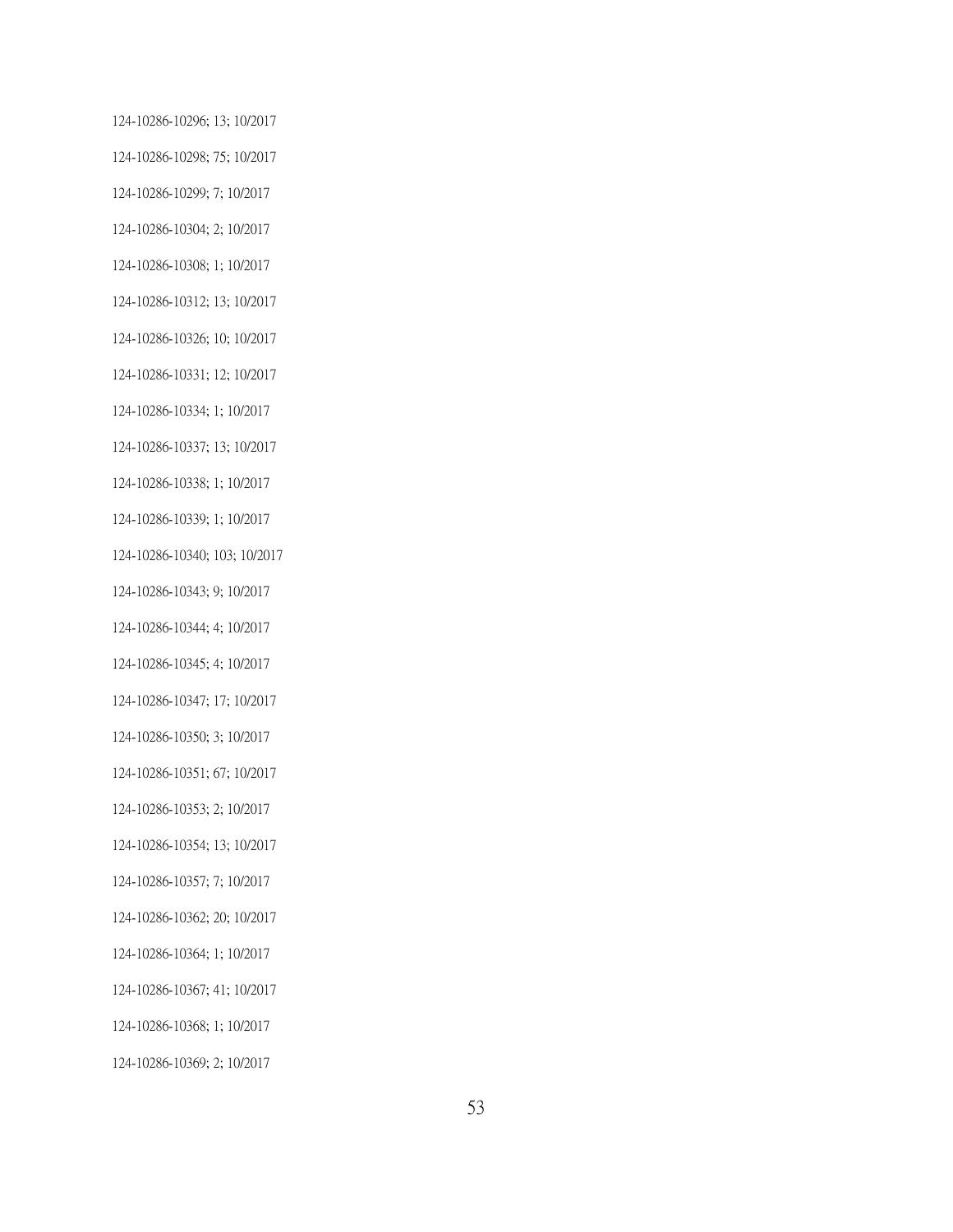124-10286-10296; 13; 10/2017

124-10286-10298; 75; 10/2017

124-10286-10299; 7; 10/2017

124-10286-10304; 2; 10/2017

124-10286-10308; 1; 10/2017

124-10286-10312; 13; 10/2017

124-10286-10326; 10; 10/2017

124-10286-10331; 12; 10/2017

124-10286-10334; 1; 10/2017

124-10286-10337; 13; 10/2017

124-10286-10338; 1; 10/2017

124-10286-10339; 1; 10/2017

124-10286-10340; 103; 10/2017

124-10286-10343; 9; 10/2017

124-10286-10344; 4; 10/2017

124-10286-10345; 4; 10/2017

124-10286-10347; 17; 10/2017

124-10286-10350; 3; 10/2017

124-10286-10351; 67; 10/2017

124-10286-10353; 2; 10/2017

124-10286-10354; 13; 10/2017

124-10286-10357; 7; 10/2017

124-10286-10362; 20; 10/2017

124-10286-10364; 1; 10/2017

124-10286-10367; 41; 10/2017

124-10286-10368; 1; 10/2017

124-10286-10369; 2; 10/2017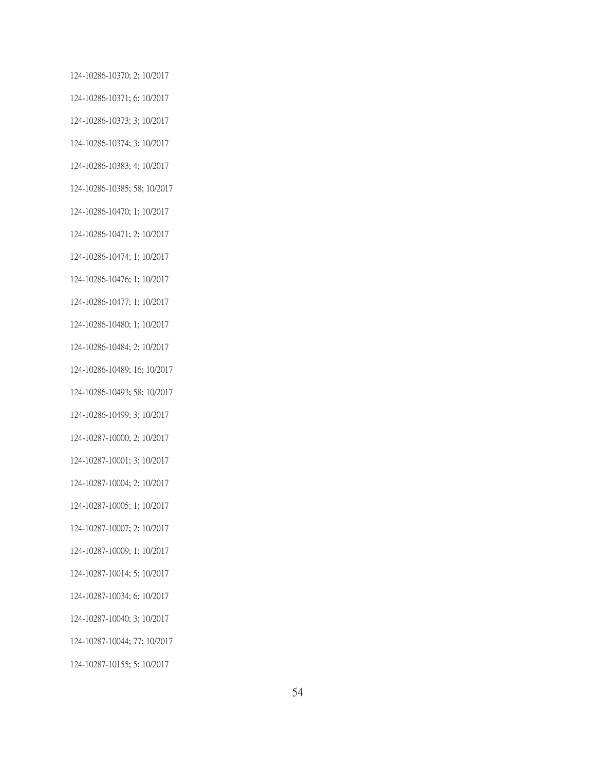124-10286-10370; 2; 10/2017

124-10286-10371; 6; 10/2017

124-10286-10373; 3; 10/2017

124-10286-10374; 3; 10/2017

124-10286-10383; 4; 10/2017

124-10286-10385; 58; 10/2017

124-10286-10470; 1; 10/2017

124-10286-10471; 2; 10/2017

124-10286-10474; 1; 10/2017

124-10286-10476; 1; 10/2017

124-10286-10477; 1; 10/2017

124-10286-10480; 1; 10/2017

124-10286-10484; 2; 10/2017

124-10286-10489; 16; 10/2017

124-10286-10493; 58; 10/2017

124-10286-10499; 3; 10/2017

124-10287-10000; 2; 10/2017

124-10287-10001; 3; 10/2017

124-10287-10004; 2; 10/2017

124-10287-10005; 1; 10/2017

124-10287-10007; 2; 10/2017

124-10287-10009; 1; 10/2017

124-10287-10014; 5; 10/2017

124-10287-10034; 6; 10/2017

124-10287-10040; 3; 10/2017

124-10287-10044; 77; 10/2017

124-10287-10155; 5; 10/2017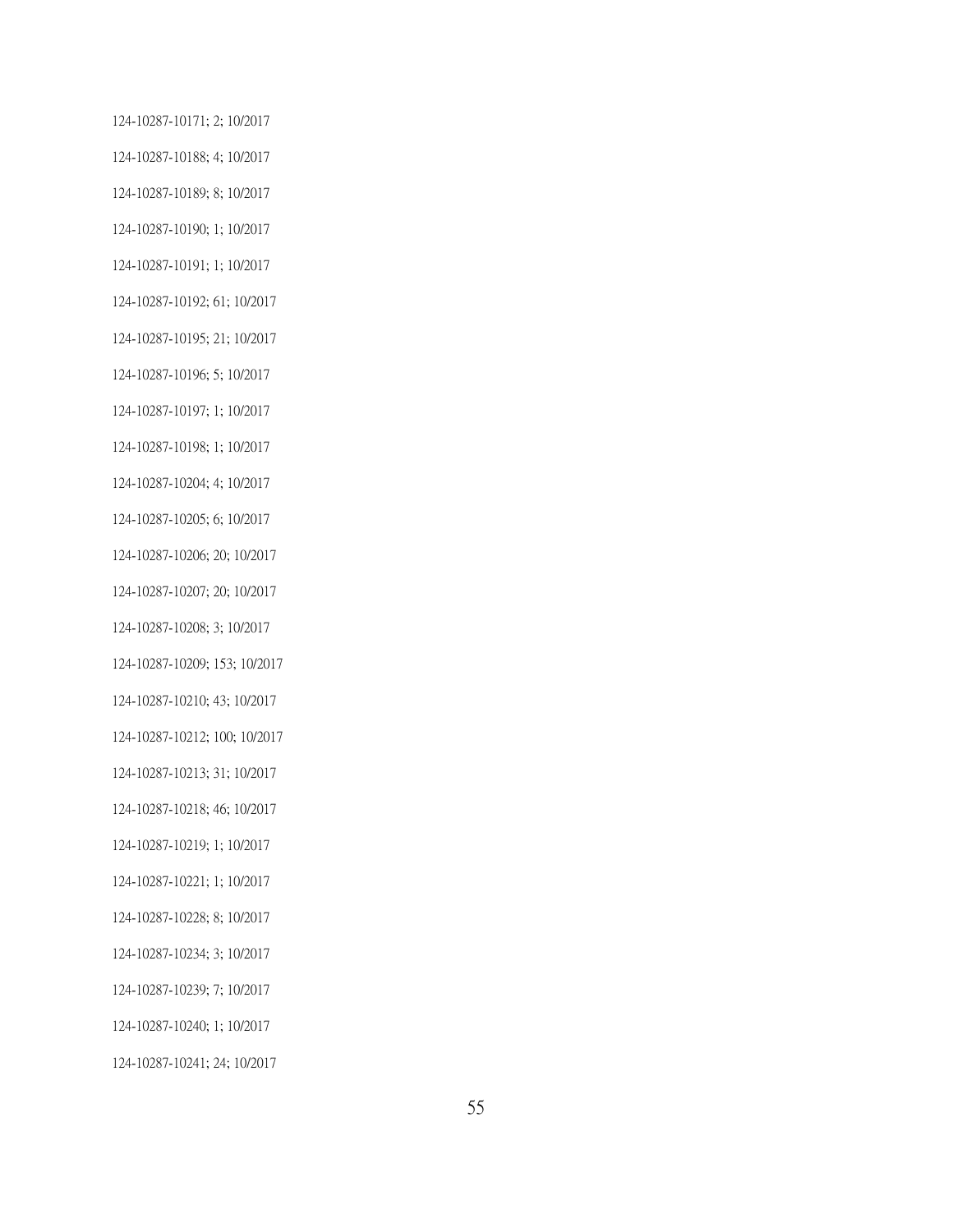124-10287-10171; 2; 10/2017

124-10287-10188; 4; 10/2017

124-10287-10189; 8; 10/2017

124-10287-10190; 1; 10/2017

124-10287-10191; 1; 10/2017

124-10287-10192; 61; 10/2017

124-10287-10195; 21; 10/2017

124-10287-10196; 5; 10/2017

124-10287-10197; 1; 10/2017

124-10287-10198; 1; 10/2017

124-10287-10204; 4; 10/2017

124-10287-10205; 6; 10/2017

124-10287-10206; 20; 10/2017

124-10287-10207; 20; 10/2017

124-10287-10208; 3; 10/2017

124-10287-10209; 153; 10/2017

124-10287-10210; 43; 10/2017

124-10287-10212; 100; 10/2017

124-10287-10213; 31; 10/2017

124-10287-10218; 46; 10/2017

124-10287-10219; 1; 10/2017

124-10287-10221; 1; 10/2017

124-10287-10228; 8; 10/2017

124-10287-10234; 3; 10/2017

124-10287-10239; 7; 10/2017

124-10287-10240; 1; 10/2017

124-10287-10241; 24; 10/2017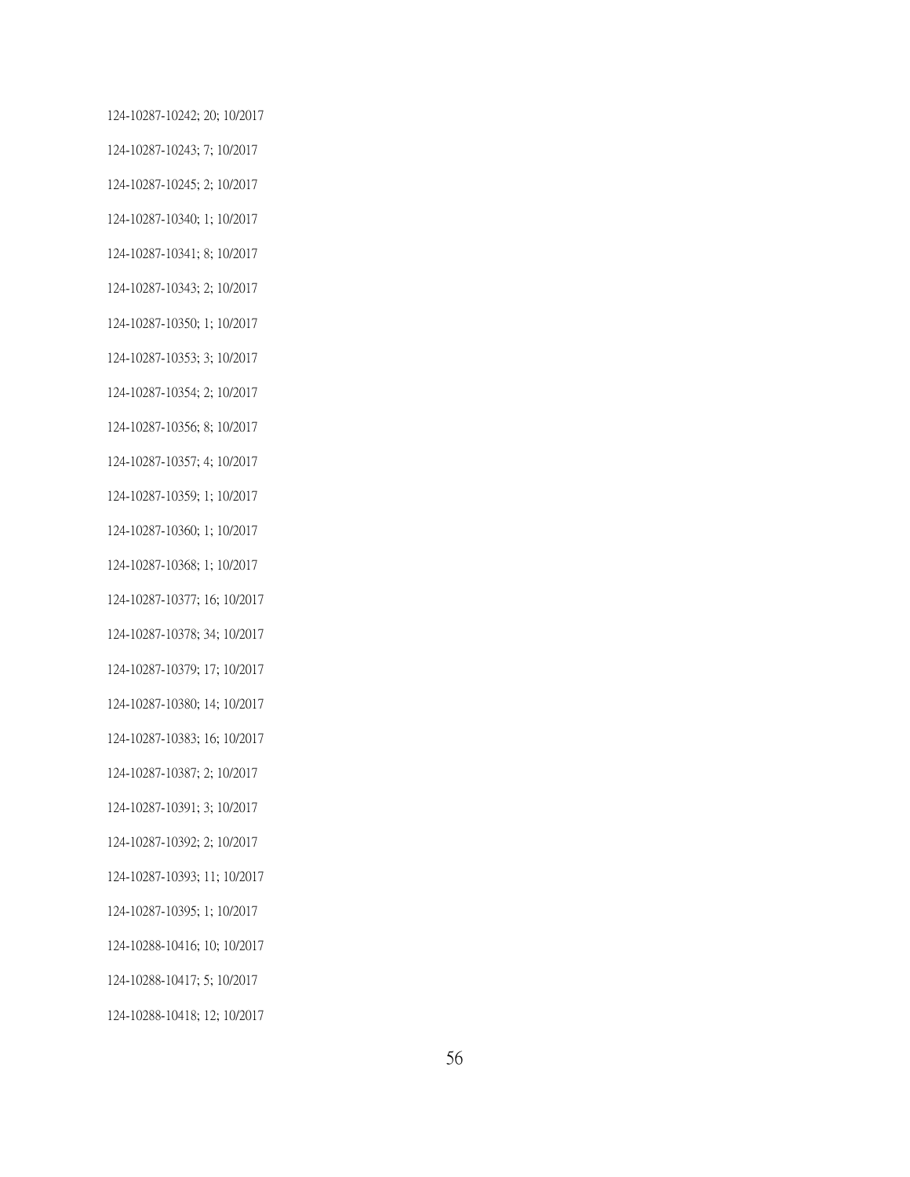124-10287-10242; 20; 10/2017

124-10287-10243; 7; 10/2017

124-10287-10245; 2; 10/2017

124-10287-10340; 1; 10/2017

124-10287-10341; 8; 10/2017

124-10287-10343; 2; 10/2017

124-10287-10350; 1; 10/2017

124-10287-10353; 3; 10/2017

124-10287-10354; 2; 10/2017

124-10287-10356; 8; 10/2017

124-10287-10357; 4; 10/2017

124-10287-10359; 1; 10/2017

124-10287-10360; 1; 10/2017

124-10287-10368; 1; 10/2017

124-10287-10377; 16; 10/2017

124-10287-10378; 34; 10/2017

124-10287-10379; 17; 10/2017

124-10287-10380; 14; 10/2017

124-10287-10383; 16; 10/2017

124-10287-10387; 2; 10/2017

124-10287-10391; 3; 10/2017

124-10287-10392; 2; 10/2017

124-10287-10393; 11; 10/2017

124-10287-10395; 1; 10/2017

124-10288-10416; 10; 10/2017

124-10288-10417; 5; 10/2017

124-10288-10418; 12; 10/2017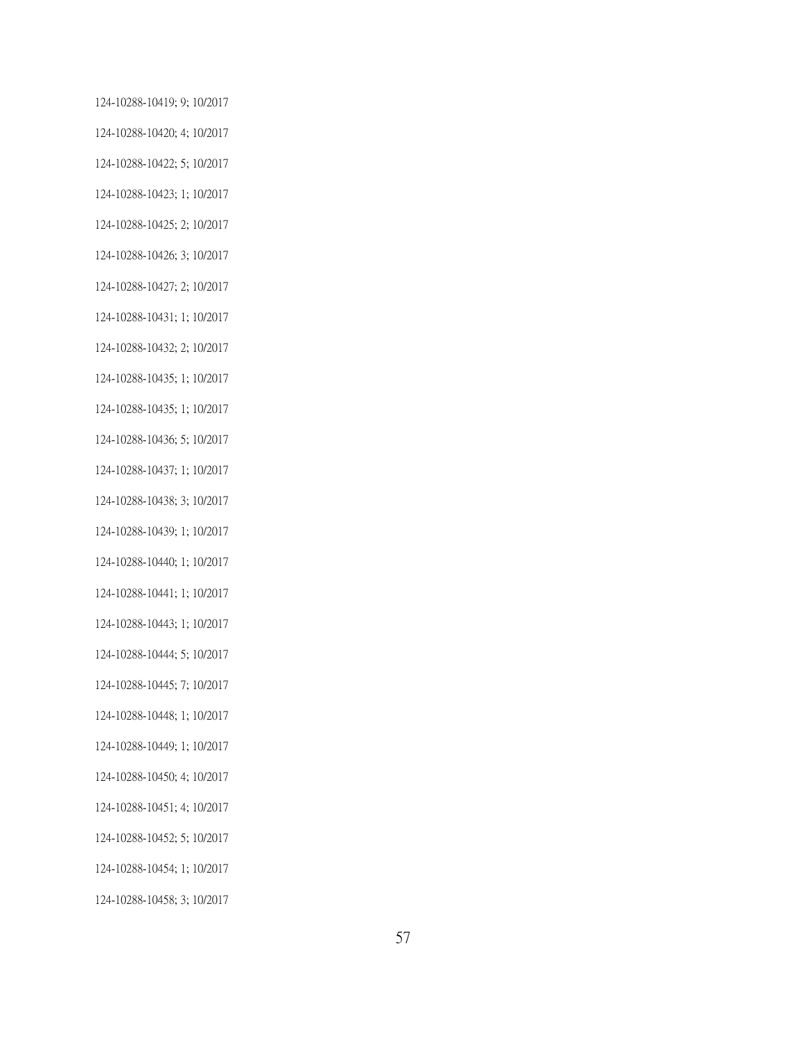124-10288-10419; 9; 10/2017

124-10288-10420; 4; 10/2017

124-10288-10422; 5; 10/2017

124-10288-10423; 1; 10/2017

124-10288-10425; 2; 10/2017

124-10288-10426; 3; 10/2017

124-10288-10427; 2; 10/2017

124-10288-10431; 1; 10/2017

124-10288-10432; 2; 10/2017

124-10288-10435; 1; 10/2017

124-10288-10435; 1; 10/2017

124-10288-10436; 5; 10/2017

124-10288-10437; 1; 10/2017

124-10288-10438; 3; 10/2017

124-10288-10439; 1; 10/2017

124-10288-10440; 1; 10/2017

124-10288-10441; 1; 10/2017

124-10288-10443; 1; 10/2017

124-10288-10444; 5; 10/2017

124-10288-10445; 7; 10/2017

124-10288-10448; 1; 10/2017

124-10288-10449; 1; 10/2017

124-10288-10450; 4; 10/2017

124-10288-10451; 4; 10/2017

124-10288-10452; 5; 10/2017

124-10288-10454; 1; 10/2017

124-10288-10458; 3; 10/2017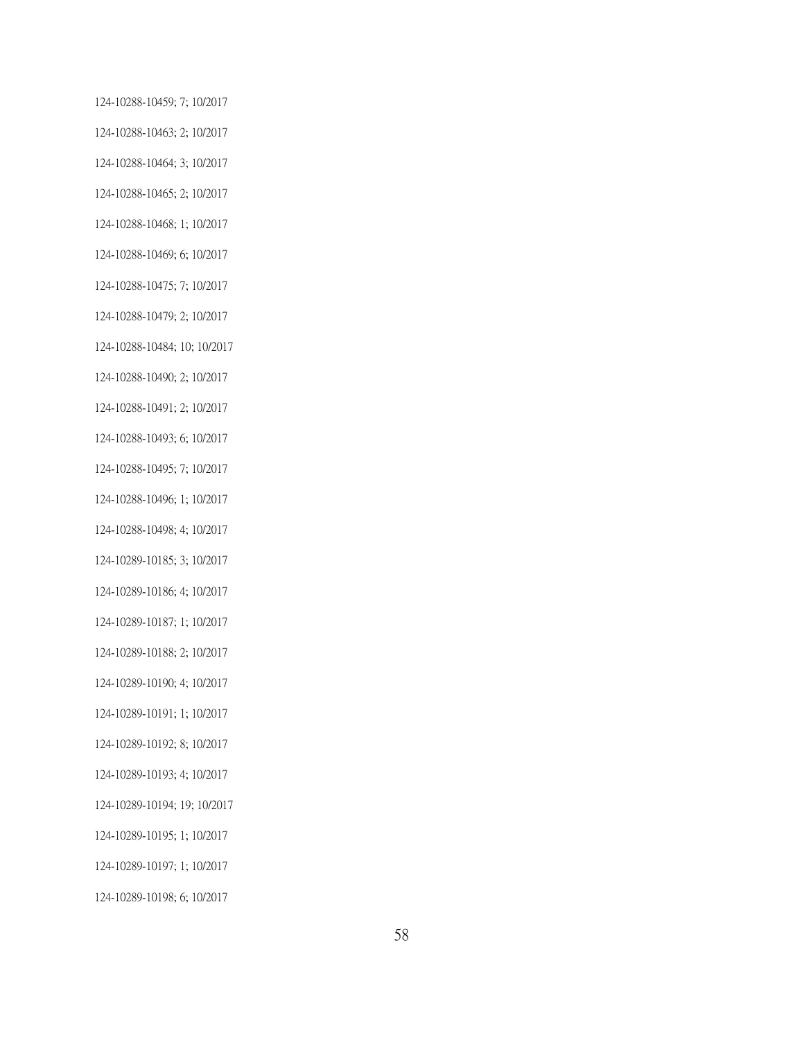124-10288-10459; 7; 10/2017

124-10288-10463; 2; 10/2017

124-10288-10464; 3; 10/2017

124-10288-10465; 2; 10/2017

124-10288-10468; 1; 10/2017

124-10288-10469; 6; 10/2017

124-10288-10475; 7; 10/2017

124-10288-10479; 2; 10/2017

124-10288-10484; 10; 10/2017

124-10288-10490; 2; 10/2017

124-10288-10491; 2; 10/2017

124-10288-10493; 6; 10/2017

124-10288-10495; 7; 10/2017

124-10288-10496; 1; 10/2017

124-10288-10498; 4; 10/2017

124-10289-10185; 3; 10/2017

124-10289-10186; 4; 10/2017

124-10289-10187; 1; 10/2017

124-10289-10188; 2; 10/2017

124-10289-10190; 4; 10/2017

124-10289-10191; 1; 10/2017

124-10289-10192; 8; 10/2017

124-10289-10193; 4; 10/2017

124-10289-10194; 19; 10/2017

124-10289-10195; 1; 10/2017

124-10289-10197; 1; 10/2017

124-10289-10198; 6; 10/2017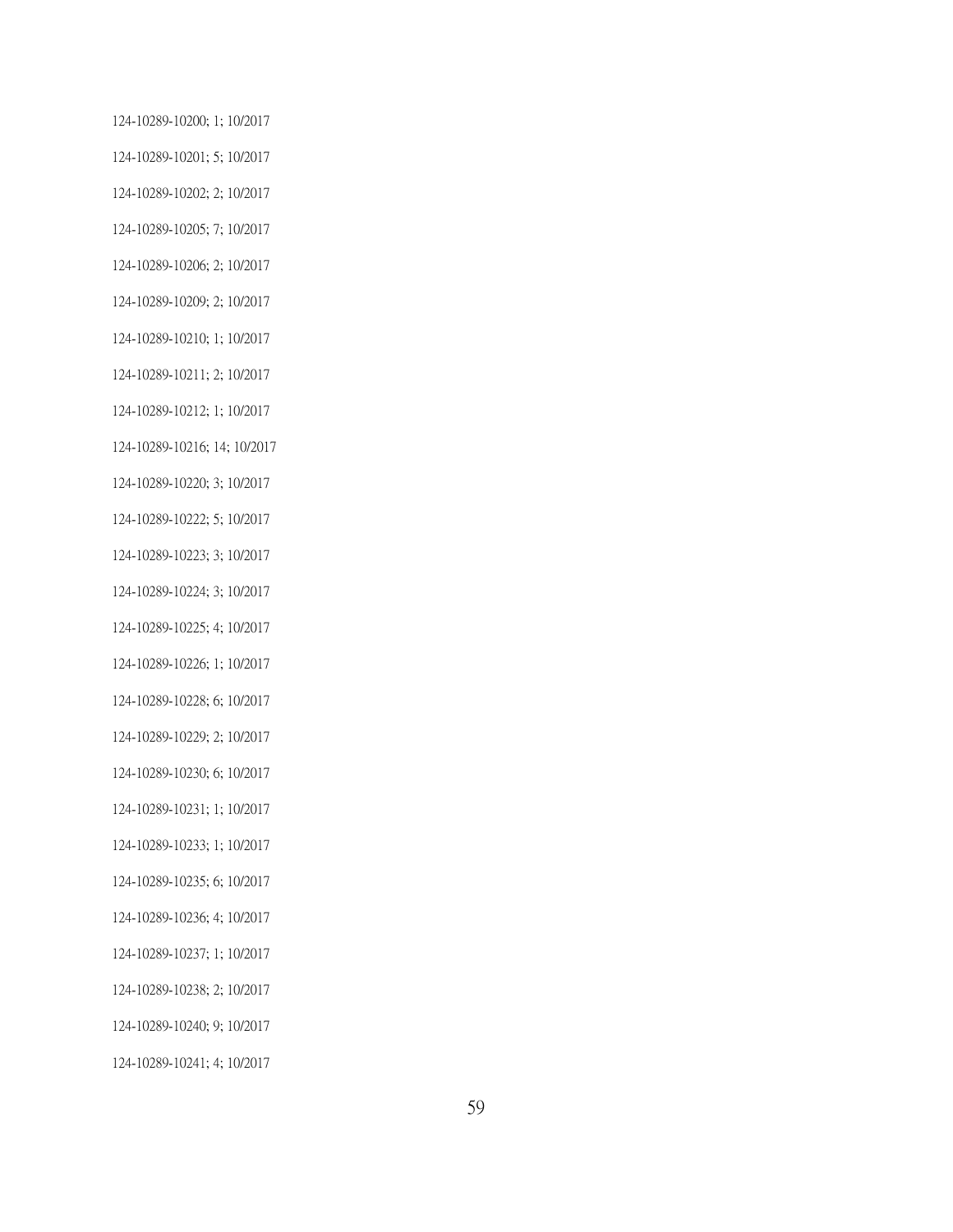124-10289-10200; 1; 10/2017

124-10289-10201; 5; 10/2017

124-10289-10202; 2; 10/2017

124-10289-10205; 7; 10/2017

124-10289-10206; 2; 10/2017

124-10289-10209; 2; 10/2017

124-10289-10210; 1; 10/2017

124-10289-10211; 2; 10/2017

124-10289-10212; 1; 10/2017

124-10289-10216; 14; 10/2017

124-10289-10220; 3; 10/2017

124-10289-10222; 5; 10/2017

124-10289-10223; 3; 10/2017

124-10289-10224; 3; 10/2017

124-10289-10225; 4; 10/2017

124-10289-10226; 1; 10/2017

124-10289-10228; 6; 10/2017

124-10289-10229; 2; 10/2017

124-10289-10230; 6; 10/2017

124-10289-10231; 1; 10/2017

124-10289-10233; 1; 10/2017

124-10289-10235; 6; 10/2017

124-10289-10236; 4; 10/2017

124-10289-10237; 1; 10/2017

124-10289-10238; 2; 10/2017

124-10289-10240; 9; 10/2017

124-10289-10241; 4; 10/2017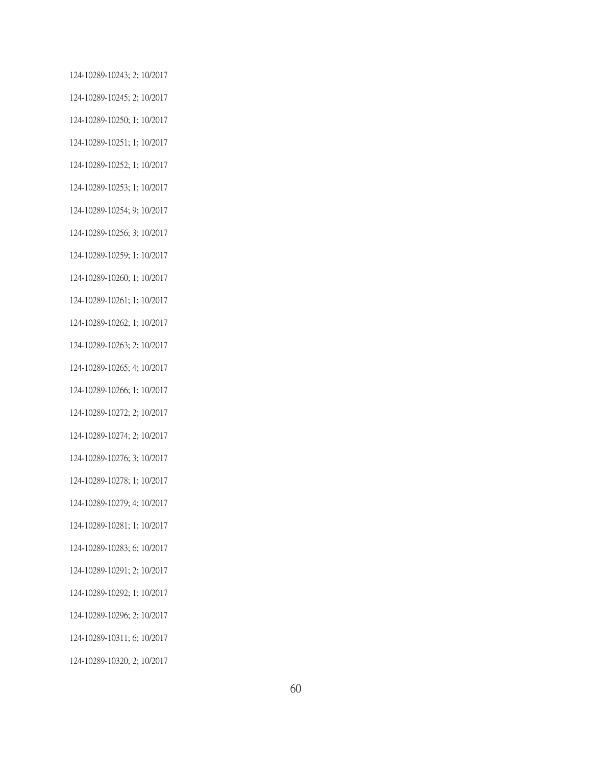124-10289-10243; 2; 10/2017

124-10289-10245; 2; 10/2017

124-10289-10250; 1; 10/2017

124-10289-10251; 1; 10/2017

124-10289-10252; 1; 10/2017

124-10289-10253; 1; 10/2017

124-10289-10254; 9; 10/2017

124-10289-10256; 3; 10/2017

124-10289-10259; 1; 10/2017

124-10289-10260; 1; 10/2017

124-10289-10261; 1; 10/2017

124-10289-10262; 1; 10/2017

124-10289-10263; 2; 10/2017

124-10289-10265; 4; 10/2017

124-10289-10266; 1; 10/2017

124-10289-10272; 2; 10/2017

124-10289-10274; 2; 10/2017

124-10289-10276; 3; 10/2017

124-10289-10278; 1; 10/2017

124-10289-10279; 4; 10/2017

124-10289-10281; 1; 10/2017

124-10289-10283; 6; 10/2017

124-10289-10291; 2; 10/2017

124-10289-10292; 1; 10/2017

124-10289-10296; 2; 10/2017

124-10289-10311; 6; 10/2017

124-10289-10320; 2; 10/2017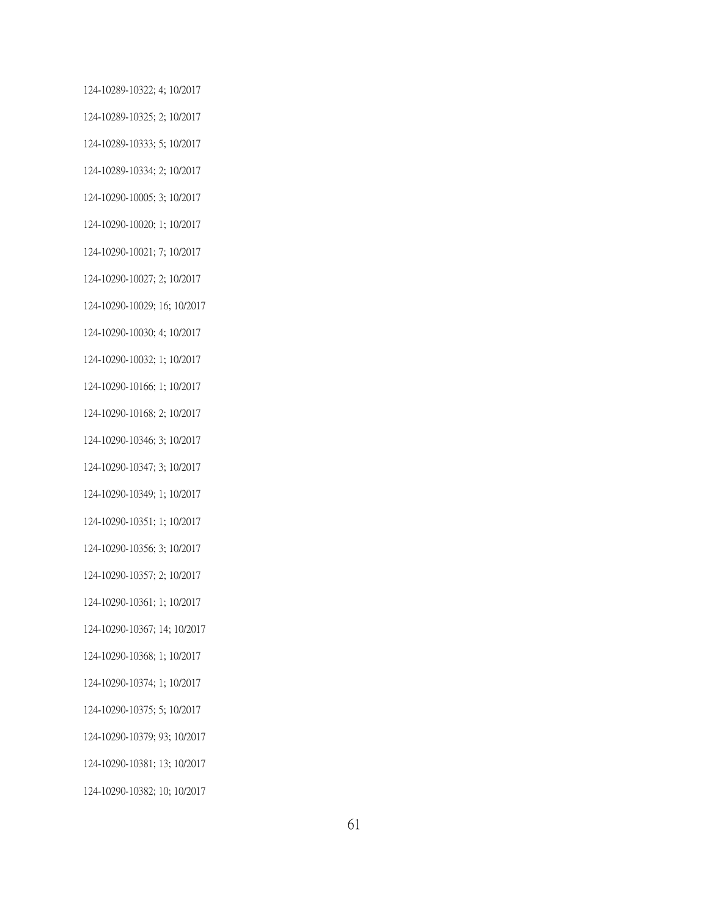124-10289-10322; 4; 10/2017

124-10289-10325; 2; 10/2017

124-10289-10333; 5; 10/2017

124-10289-10334; 2; 10/2017

124-10290-10005; 3; 10/2017

124-10290-10020; 1; 10/2017

124-10290-10021; 7; 10/2017

124-10290-10027; 2; 10/2017

124-10290-10029; 16; 10/2017

124-10290-10030; 4; 10/2017

124-10290-10032; 1; 10/2017

124-10290-10166; 1; 10/2017

124-10290-10168; 2; 10/2017

124-10290-10346; 3; 10/2017

124-10290-10347; 3; 10/2017

124-10290-10349; 1; 10/2017

124-10290-10351; 1; 10/2017

124-10290-10356; 3; 10/2017

124-10290-10357; 2; 10/2017

124-10290-10361; 1; 10/2017

124-10290-10367; 14; 10/2017

124-10290-10368; 1; 10/2017

124-10290-10374; 1; 10/2017

124-10290-10375; 5; 10/2017

124-10290-10379; 93; 10/2017

124-10290-10381; 13; 10/2017

124-10290-10382; 10; 10/2017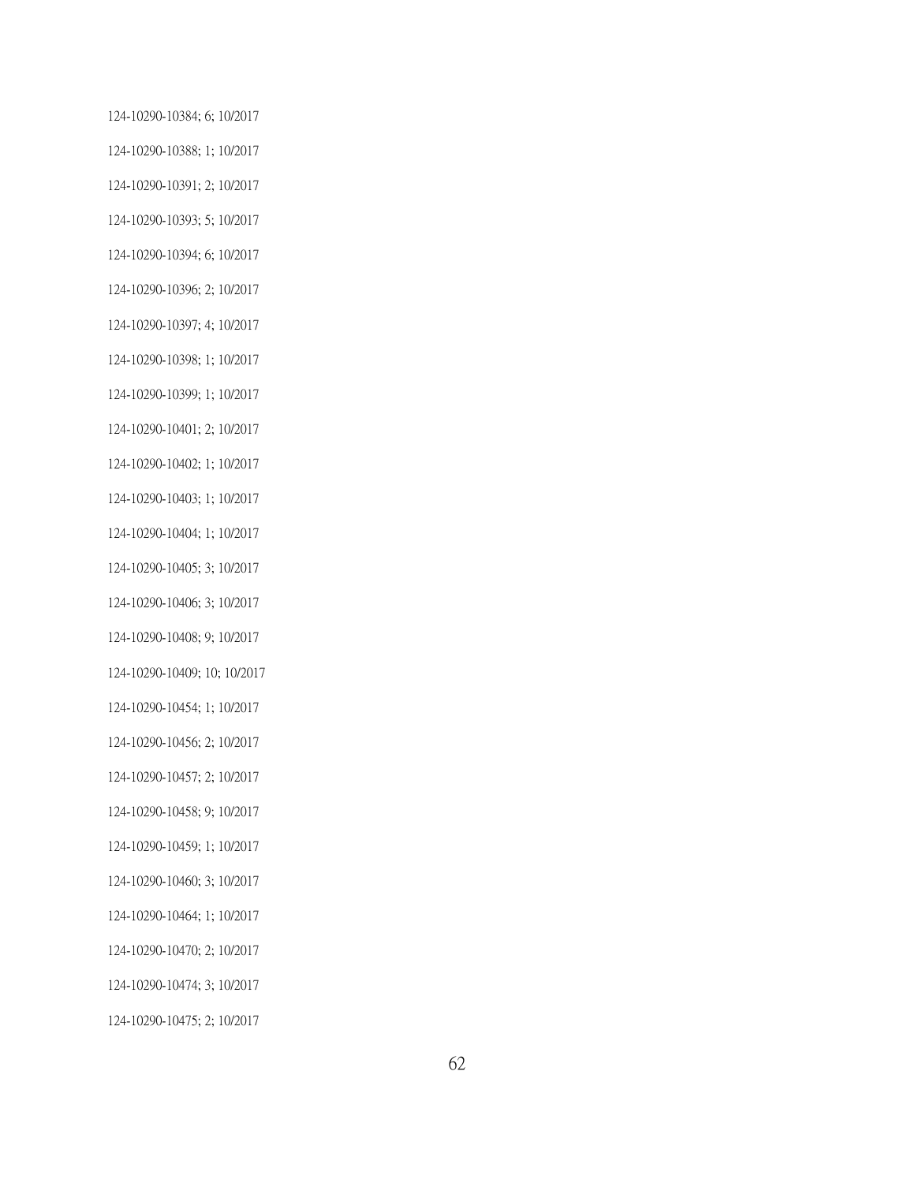124-10290-10384; 6; 10/2017

124-10290-10388; 1; 10/2017

124-10290-10391; 2; 10/2017

124-10290-10393; 5; 10/2017

124-10290-10394; 6; 10/2017

124-10290-10396; 2; 10/2017

124-10290-10397; 4; 10/2017

124-10290-10398; 1; 10/2017

124-10290-10399; 1; 10/2017

124-10290-10401; 2; 10/2017

124-10290-10402; 1; 10/2017

124-10290-10403; 1; 10/2017

124-10290-10404; 1; 10/2017

124-10290-10405; 3; 10/2017

124-10290-10406; 3; 10/2017

124-10290-10408; 9; 10/2017

124-10290-10409; 10; 10/2017

124-10290-10454; 1; 10/2017

124-10290-10456; 2; 10/2017

124-10290-10457; 2; 10/2017

124-10290-10458; 9; 10/2017

124-10290-10459; 1; 10/2017

124-10290-10460; 3; 10/2017

124-10290-10464; 1; 10/2017

124-10290-10470; 2; 10/2017

124-10290-10474; 3; 10/2017

124-10290-10475; 2; 10/2017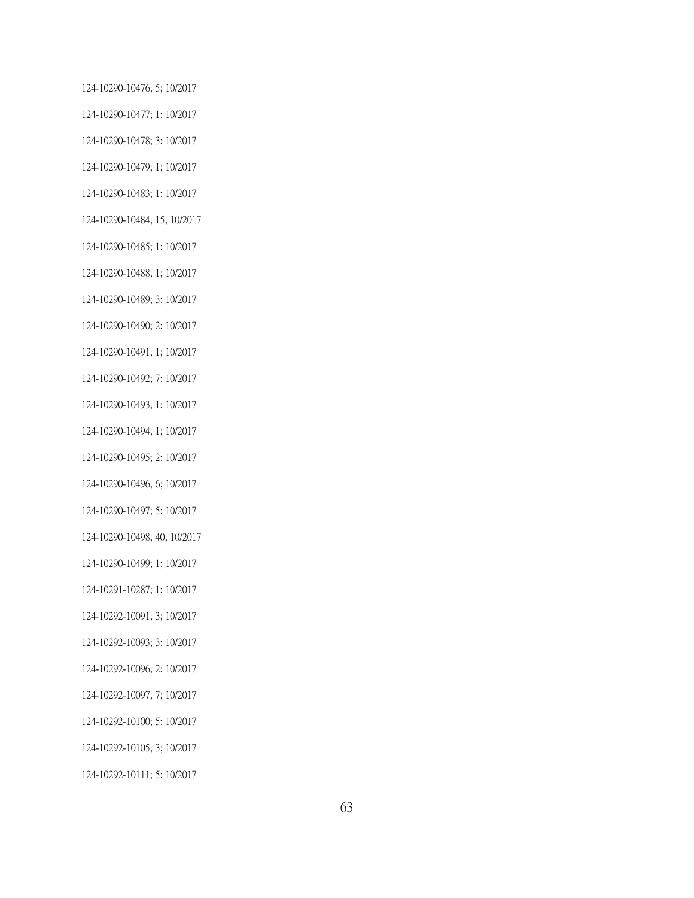124-10290-10476; 5; 10/2017

124-10290-10477; 1; 10/2017

124-10290-10478; 3; 10/2017

124-10290-10479; 1; 10/2017

124-10290-10483; 1; 10/2017

124-10290-10484; 15; 10/2017

124-10290-10485; 1; 10/2017

124-10290-10488; 1; 10/2017

124-10290-10489; 3; 10/2017

124-10290-10490; 2; 10/2017

124-10290-10491; 1; 10/2017

124-10290-10492; 7; 10/2017

124-10290-10493; 1; 10/2017

124-10290-10494; 1; 10/2017

124-10290-10495; 2; 10/2017

124-10290-10496; 6; 10/2017

124-10290-10497; 5; 10/2017

124-10290-10498; 40; 10/2017

124-10290-10499; 1; 10/2017

124-10291-10287; 1; 10/2017

124-10292-10091; 3; 10/2017

124-10292-10093; 3; 10/2017

124-10292-10096; 2; 10/2017

124-10292-10097; 7; 10/2017

124-10292-10100; 5; 10/2017

124-10292-10105; 3; 10/2017

124-10292-10111; 5; 10/2017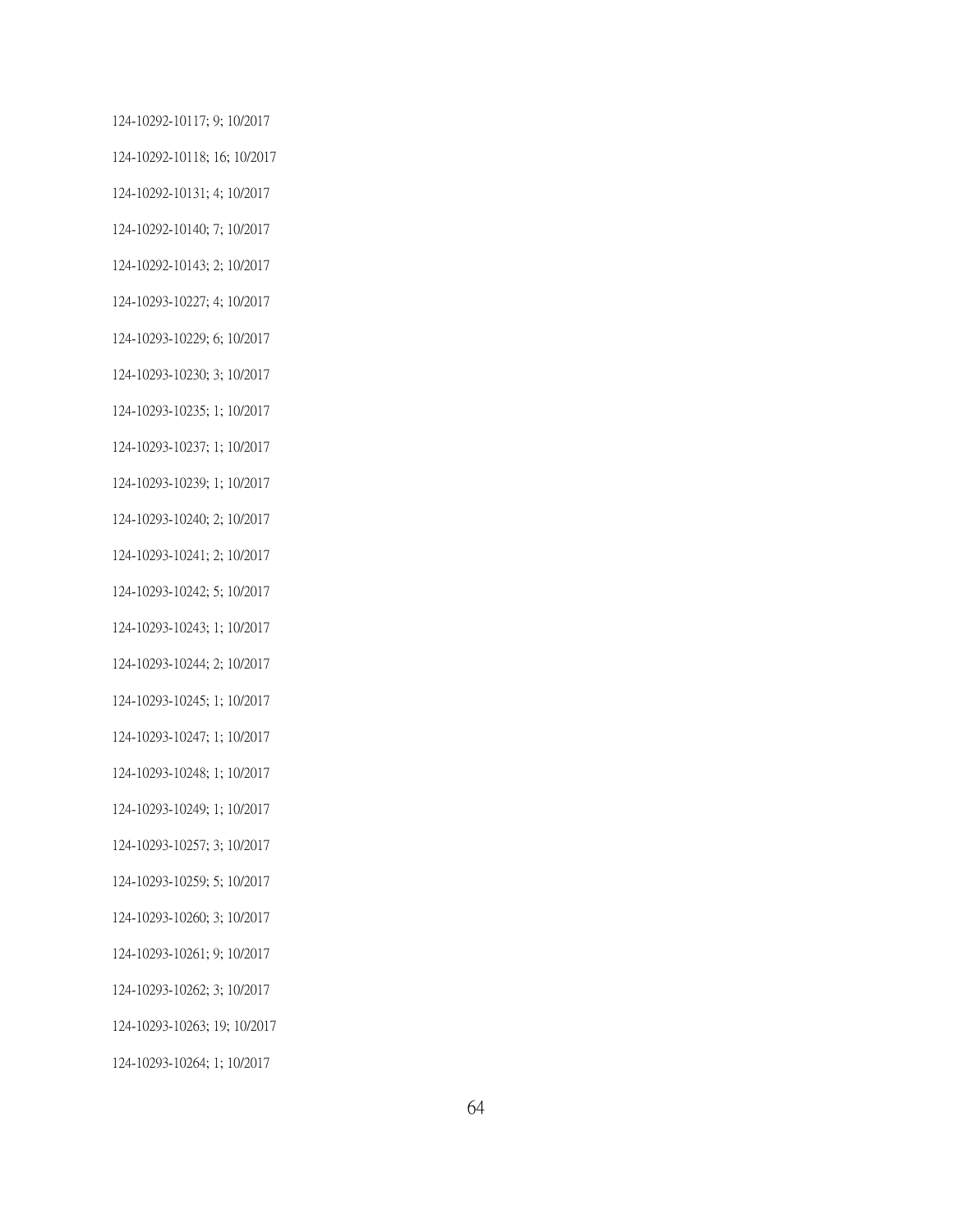124-10292-10117; 9; 10/2017

124-10292-10118; 16; 10/2017

124-10292-10131; 4; 10/2017

124-10292-10140; 7; 10/2017

124-10292-10143; 2; 10/2017

124-10293-10227; 4; 10/2017

124-10293-10229; 6; 10/2017

124-10293-10230; 3; 10/2017

124-10293-10235; 1; 10/2017

124-10293-10237; 1; 10/2017

124-10293-10239; 1; 10/2017

124-10293-10240; 2; 10/2017

124-10293-10241; 2; 10/2017

124-10293-10242; 5; 10/2017

124-10293-10243; 1; 10/2017

124-10293-10244; 2; 10/2017

124-10293-10245; 1; 10/2017

124-10293-10247; 1; 10/2017

124-10293-10248; 1; 10/2017

124-10293-10249; 1; 10/2017

124-10293-10257; 3; 10/2017

124-10293-10259; 5; 10/2017

124-10293-10260; 3; 10/2017

124-10293-10261; 9; 10/2017

124-10293-10262; 3; 10/2017

124-10293-10263; 19; 10/2017

124-10293-10264; 1; 10/2017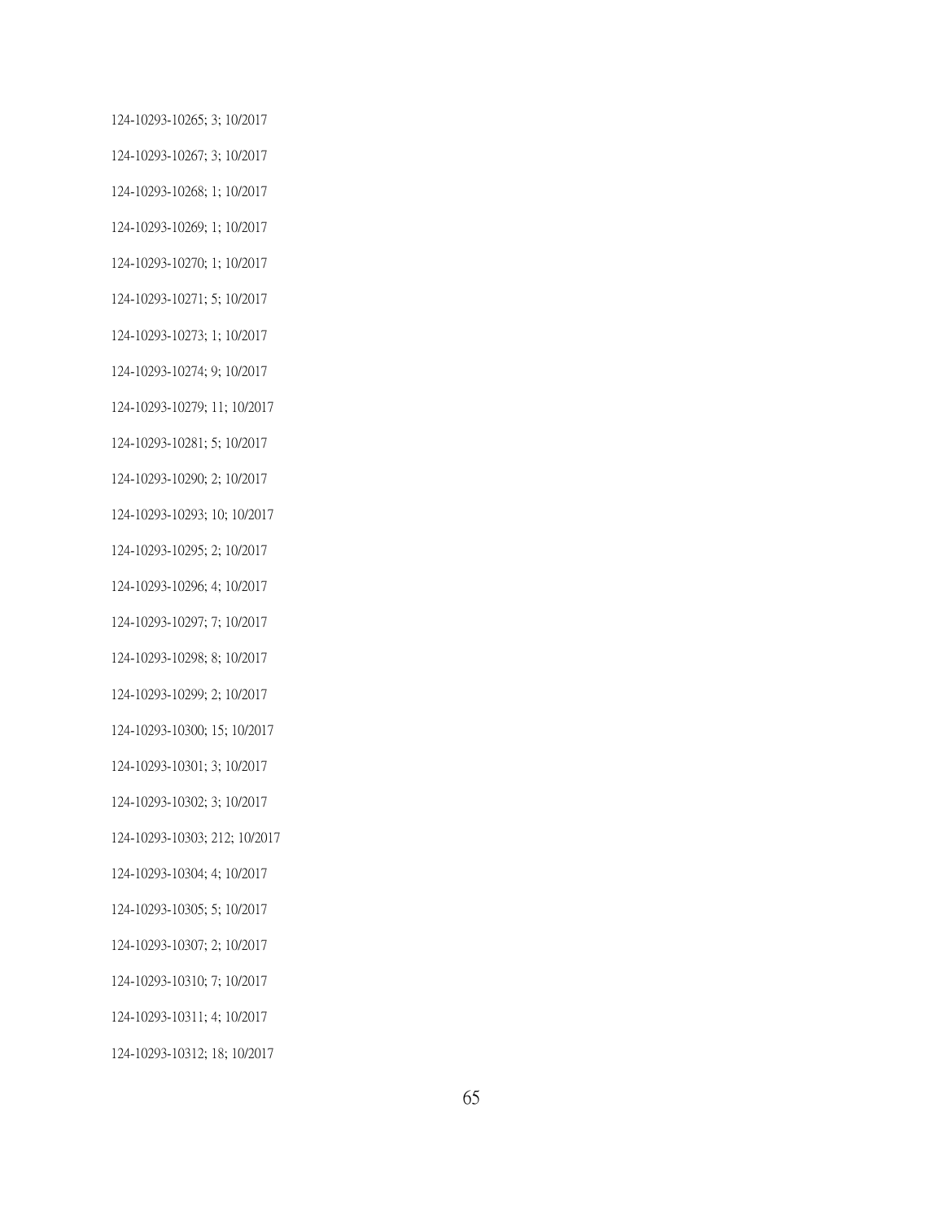124-10293-10265; 3; 10/2017

124-10293-10267; 3; 10/2017

124-10293-10268; 1; 10/2017

124-10293-10269; 1; 10/2017

124-10293-10270; 1; 10/2017

124-10293-10271; 5; 10/2017

124-10293-10273; 1; 10/2017

124-10293-10274; 9; 10/2017

124-10293-10279; 11; 10/2017

124-10293-10281; 5; 10/2017

124-10293-10290; 2; 10/2017

124-10293-10293; 10; 10/2017

124-10293-10295; 2; 10/2017

124-10293-10296; 4; 10/2017

124-10293-10297; 7; 10/2017

124-10293-10298; 8; 10/2017

124-10293-10299; 2; 10/2017

124-10293-10300; 15; 10/2017

124-10293-10301; 3; 10/2017

124-10293-10302; 3; 10/2017

124-10293-10303; 212; 10/2017

124-10293-10304; 4; 10/2017

124-10293-10305; 5; 10/2017

124-10293-10307; 2; 10/2017

124-10293-10310; 7; 10/2017

124-10293-10311; 4; 10/2017

124-10293-10312; 18; 10/2017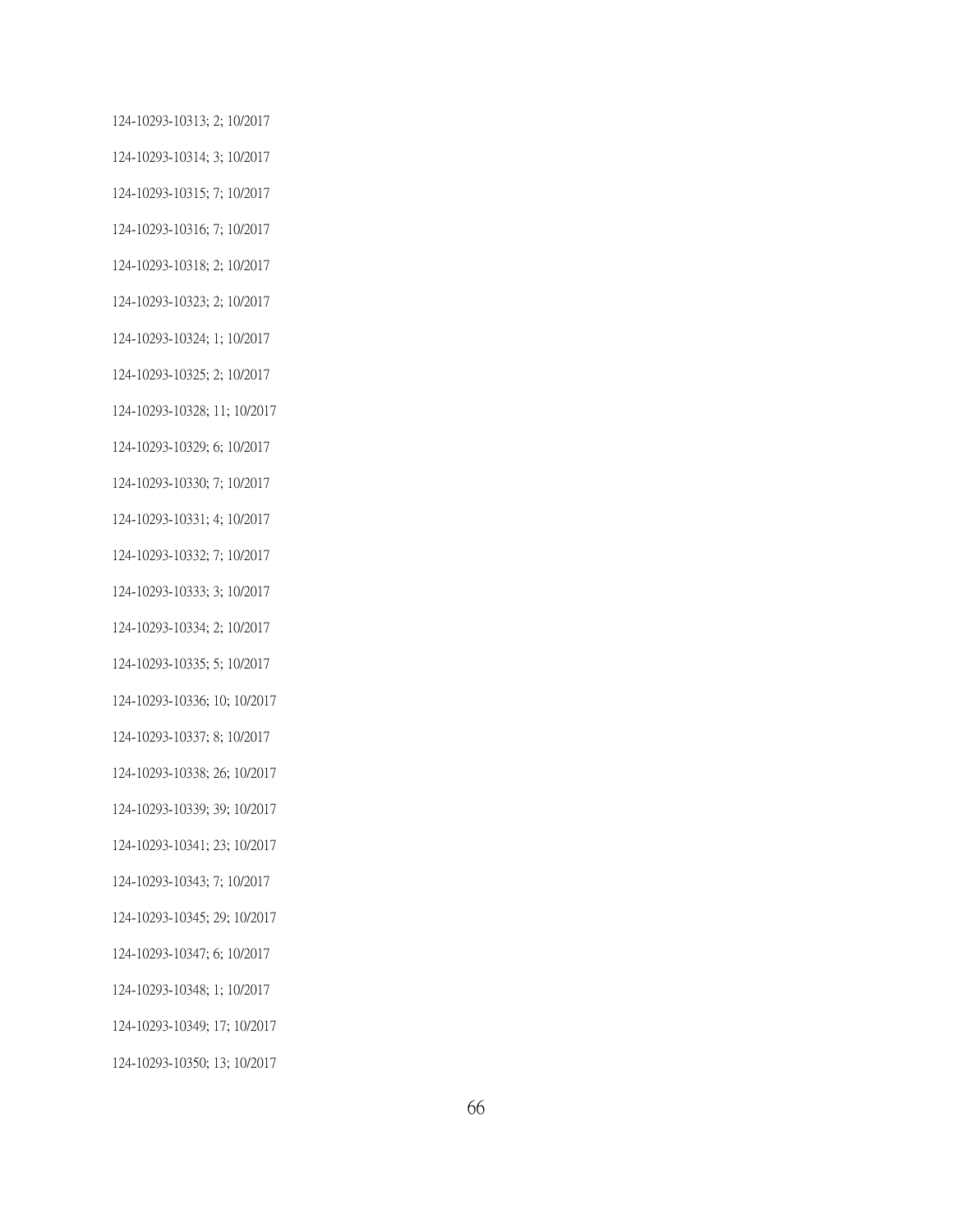124-10293-10313; 2; 10/2017

124-10293-10314; 3; 10/2017

124-10293-10315; 7; 10/2017

124-10293-10316; 7; 10/2017

124-10293-10318; 2; 10/2017

124-10293-10323; 2; 10/2017

124-10293-10324; 1; 10/2017

124-10293-10325; 2; 10/2017

124-10293-10328; 11; 10/2017

124-10293-10329; 6; 10/2017

124-10293-10330; 7; 10/2017

124-10293-10331; 4; 10/2017

124-10293-10332; 7; 10/2017

124-10293-10333; 3; 10/2017

124-10293-10334; 2; 10/2017

124-10293-10335; 5; 10/2017

124-10293-10336; 10; 10/2017

124-10293-10337; 8; 10/2017

124-10293-10338; 26; 10/2017

124-10293-10339; 39; 10/2017

124-10293-10341; 23; 10/2017

124-10293-10343; 7; 10/2017

124-10293-10345; 29; 10/2017

124-10293-10347; 6; 10/2017

124-10293-10348; 1; 10/2017

124-10293-10349; 17; 10/2017

124-10293-10350; 13; 10/2017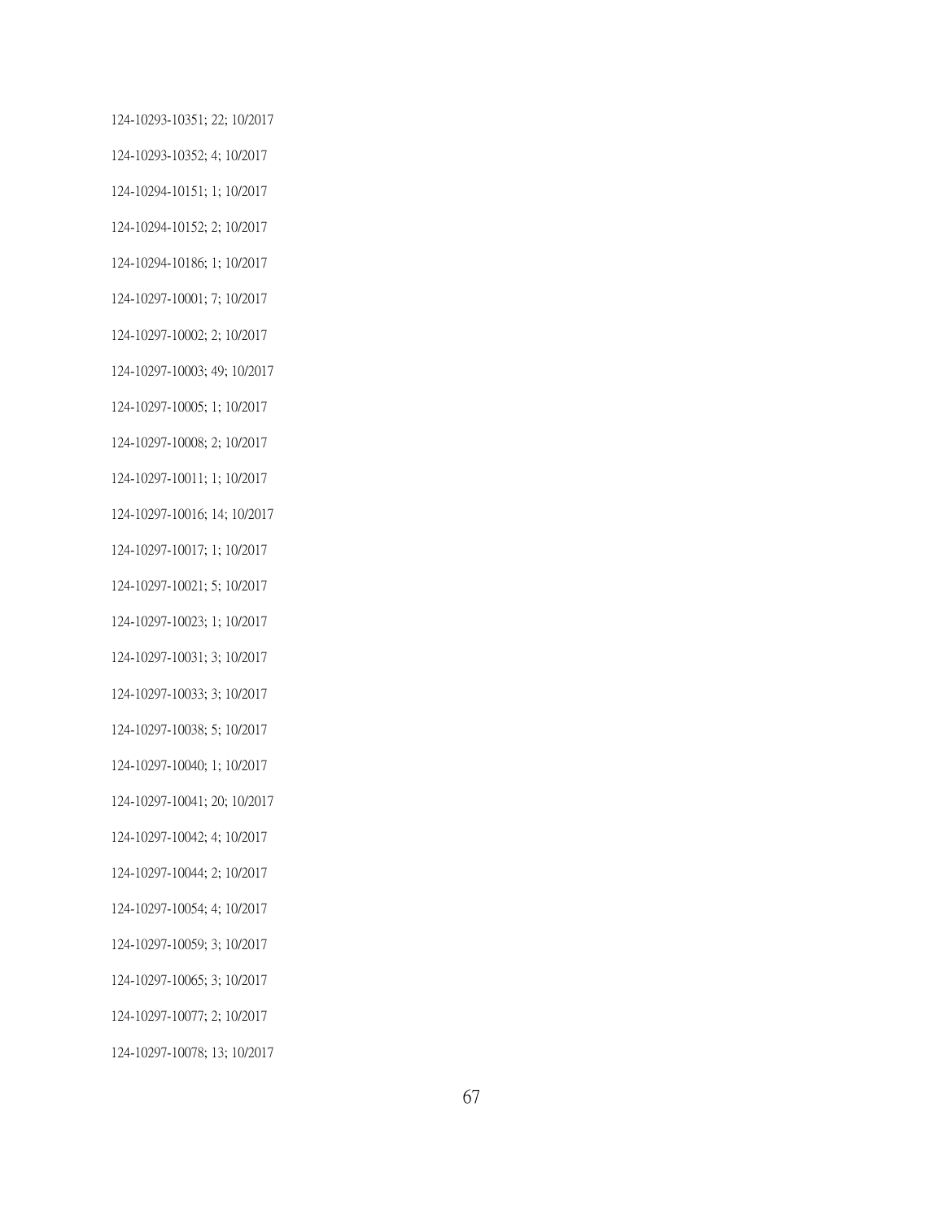124-10293-10351; 22; 10/2017

124-10293-10352; 4; 10/2017

124-10294-10151; 1; 10/2017

124-10294-10152; 2; 10/2017

124-10294-10186; 1; 10/2017

124-10297-10001; 7; 10/2017

124-10297-10002; 2; 10/2017

124-10297-10003; 49; 10/2017

124-10297-10005; 1; 10/2017

124-10297-10008; 2; 10/2017

124-10297-10011; 1; 10/2017

124-10297-10016; 14; 10/2017

124-10297-10017; 1; 10/2017

124-10297-10021; 5; 10/2017

124-10297-10023; 1; 10/2017

124-10297-10031; 3; 10/2017

124-10297-10033; 3; 10/2017

124-10297-10038; 5; 10/2017

124-10297-10040; 1; 10/2017

124-10297-10041; 20; 10/2017

124-10297-10042; 4; 10/2017

124-10297-10044; 2; 10/2017

124-10297-10054; 4; 10/2017

124-10297-10059; 3; 10/2017

124-10297-10065; 3; 10/2017

124-10297-10077; 2; 10/2017

124-10297-10078; 13; 10/2017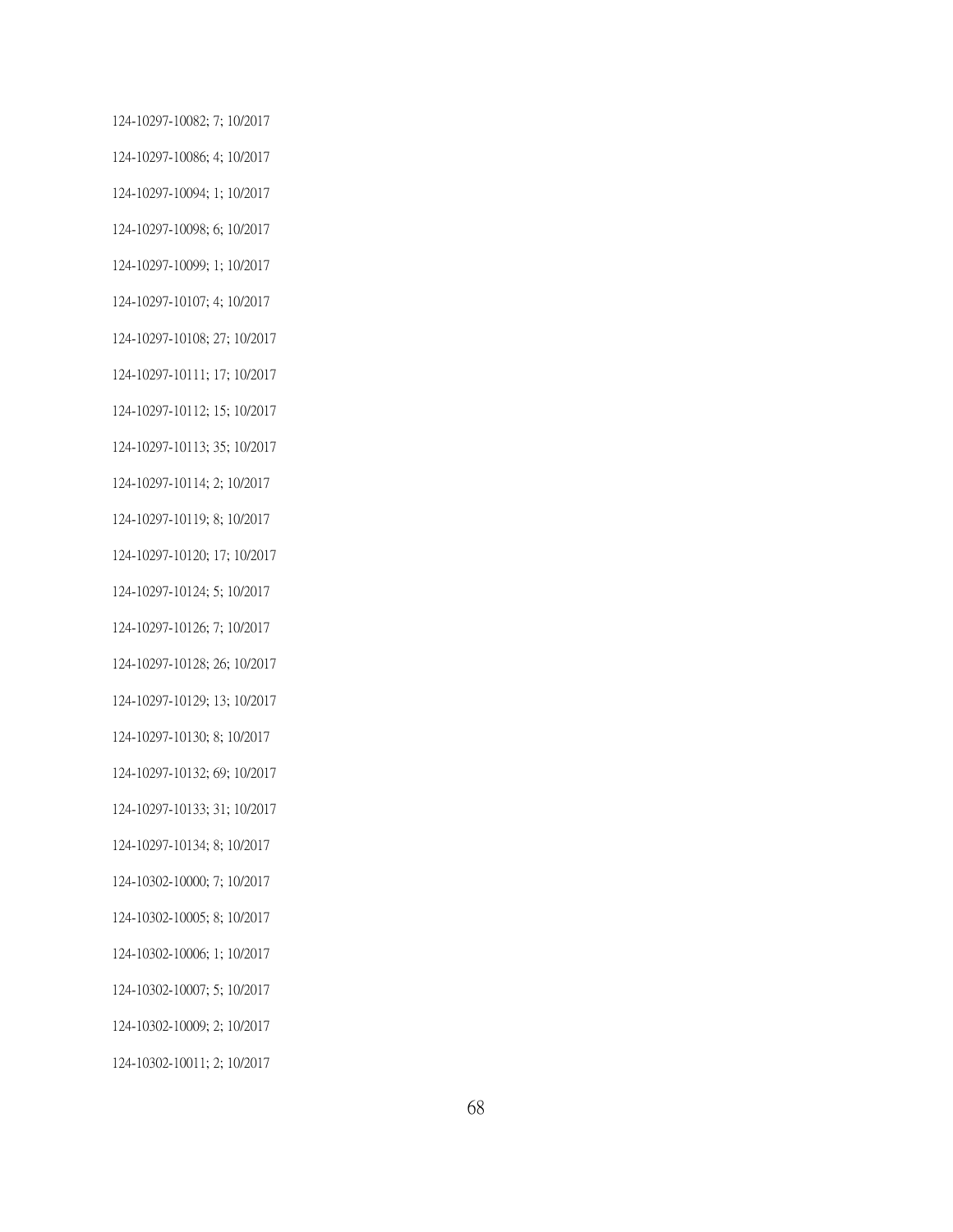124-10297-10082; 7; 10/2017

124-10297-10086; 4; 10/2017

124-10297-10094; 1; 10/2017

124-10297-10098; 6; 10/2017

124-10297-10099; 1; 10/2017

124-10297-10107; 4; 10/2017

124-10297-10108; 27; 10/2017

124-10297-10111; 17; 10/2017

124-10297-10112; 15; 10/2017

124-10297-10113; 35; 10/2017

124-10297-10114; 2; 10/2017

124-10297-10119; 8; 10/2017

124-10297-10120; 17; 10/2017

124-10297-10124; 5; 10/2017

124-10297-10126; 7; 10/2017

124-10297-10128; 26; 10/2017

124-10297-10129; 13; 10/2017

124-10297-10130; 8; 10/2017

124-10297-10132; 69; 10/2017

124-10297-10133; 31; 10/2017

124-10297-10134; 8; 10/2017

124-10302-10000; 7; 10/2017

124-10302-10005; 8; 10/2017

124-10302-10006; 1; 10/2017

124-10302-10007; 5; 10/2017

124-10302-10009; 2; 10/2017

124-10302-10011; 2; 10/2017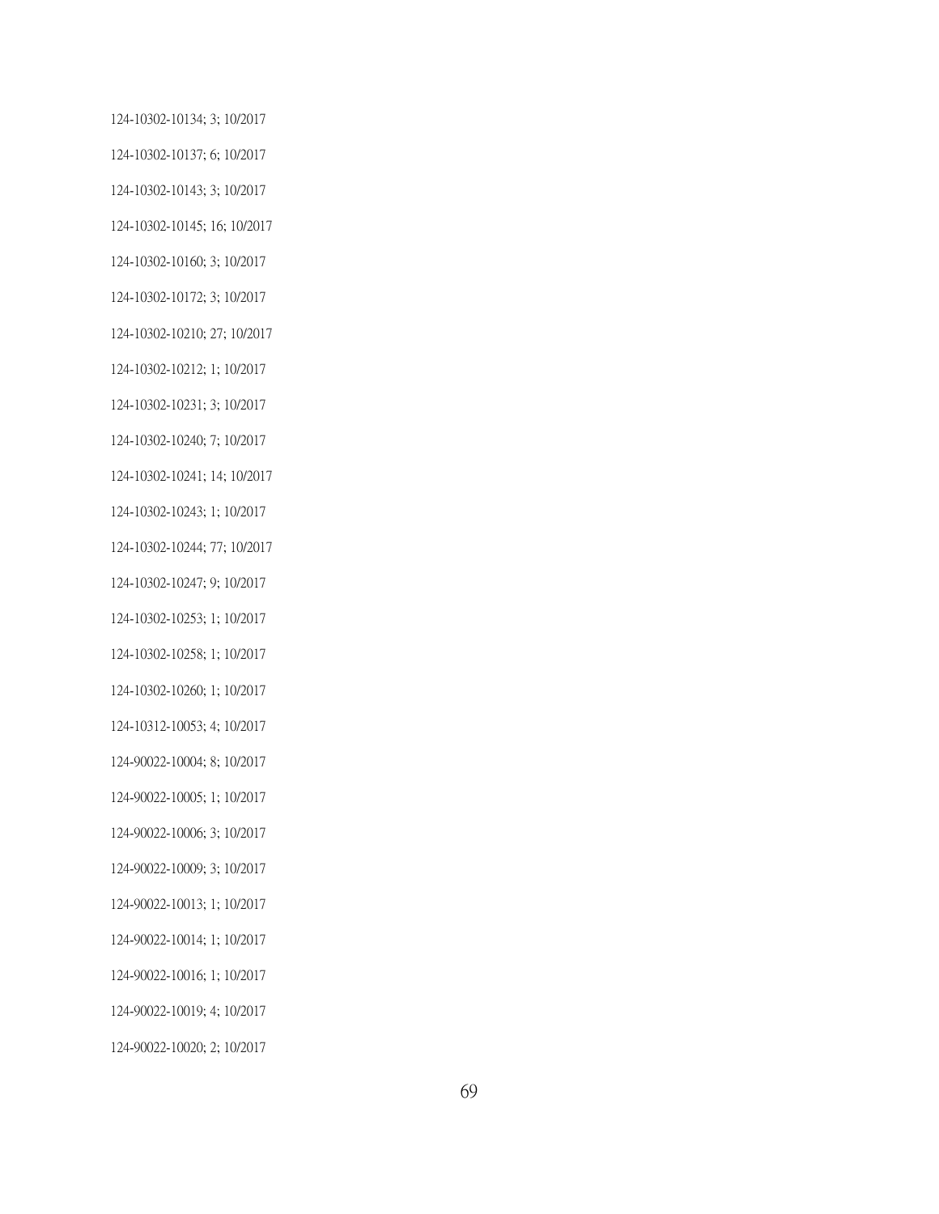124-10302-10134; 3; 10/2017

124-10302-10137; 6; 10/2017

124-10302-10143; 3; 10/2017

124-10302-10145; 16; 10/2017

124-10302-10160; 3; 10/2017

124-10302-10172; 3; 10/2017

124-10302-10210; 27; 10/2017

124-10302-10212; 1; 10/2017

124-10302-10231; 3; 10/2017

124-10302-10240; 7; 10/2017

124-10302-10241; 14; 10/2017

124-10302-10243; 1; 10/2017

124-10302-10244; 77; 10/2017

124-10302-10247; 9; 10/2017

124-10302-10253; 1; 10/2017

124-10302-10258; 1; 10/2017

124-10302-10260; 1; 10/2017

124-10312-10053; 4; 10/2017

124-90022-10004; 8; 10/2017

124-90022-10005; 1; 10/2017

124-90022-10006; 3; 10/2017

124-90022-10009; 3; 10/2017

124-90022-10013; 1; 10/2017

124-90022-10014; 1; 10/2017

124-90022-10016; 1; 10/2017

124-90022-10019; 4; 10/2017

124-90022-10020; 2; 10/2017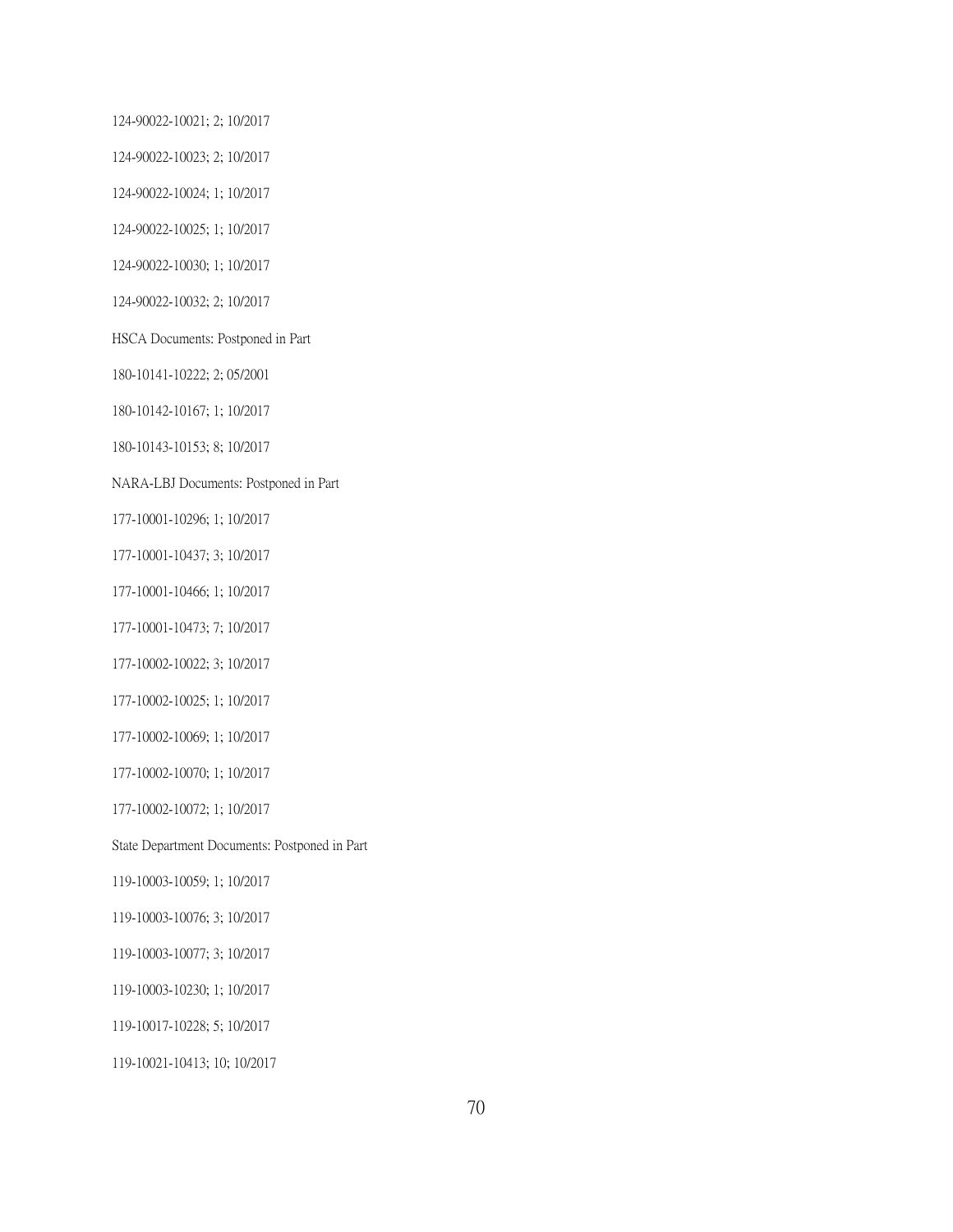124-90022-10021; 2; 10/2017

124-90022-10023; 2; 10/2017

124-90022-10024; 1; 10/2017

124-90022-10025; 1; 10/2017

124-90022-10030; 1; 10/2017

124-90022-10032; 2; 10/2017

HSCA Documents: Postponed in Part

180-10141-10222; 2; 05/2001

180-10142-10167; 1; 10/2017

180-10143-10153; 8; 10/2017

NARA-LBJ Documents: Postponed in Part

177-10001-10296; 1; 10/2017

177-10001-10437; 3; 10/2017

177-10001-10466; 1; 10/2017

177-10001-10473; 7; 10/2017

177-10002-10022; 3; 10/2017

177-10002-10025; 1; 10/2017

177-10002-10069; 1; 10/2017

177-10002-10070; 1; 10/2017

177-10002-10072; 1; 10/2017

State Department Documents: Postponed in Part

119-10003-10059; 1; 10/2017

119-10003-10076; 3; 10/2017

119-10003-10077; 3; 10/2017

119-10003-10230; 1; 10/2017

119-10017-10228; 5; 10/2017

119-10021-10413; 10; 10/2017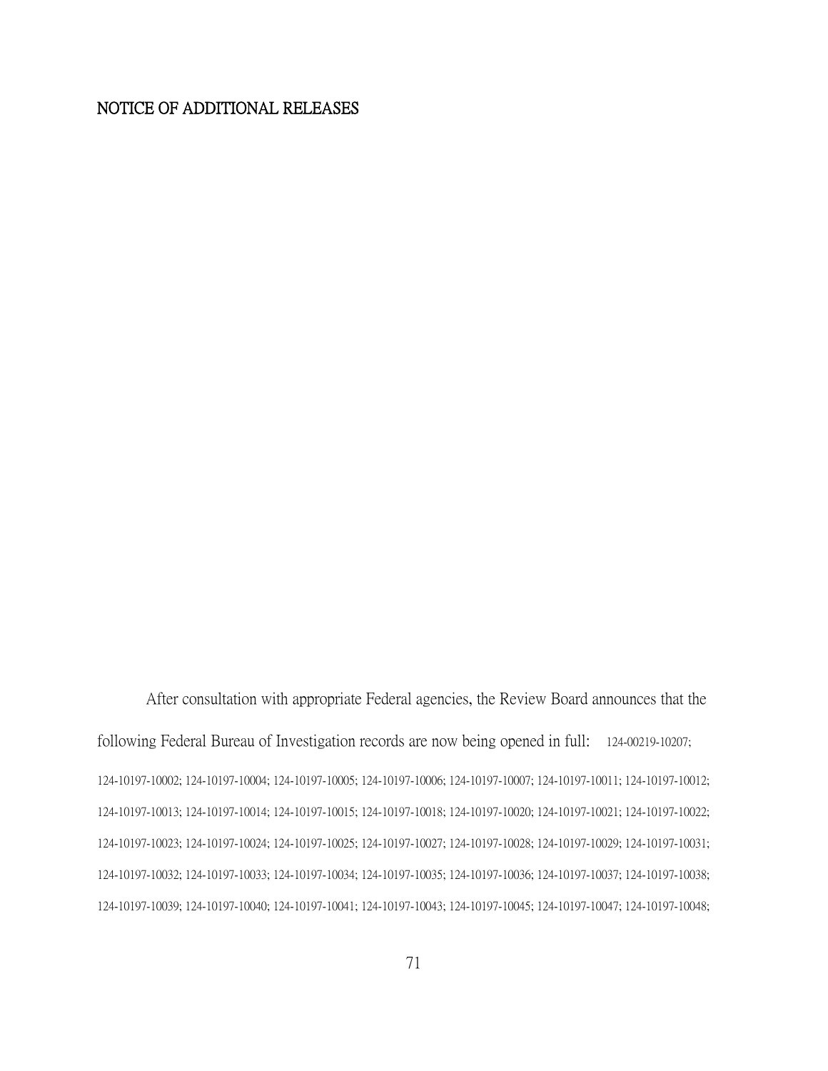## NOTICE OF ADDITIONAL RELEASES

After consultation with appropriate Federal agencies, the Review Board announces that the following Federal Bureau of Investigation records are now being opened in full: 124-00219-10207; 124-10197-10002; 124-10197-10004; 124-10197-10005; 124-10197-10006; 124-10197-10007; 124-10197-10011; 124-10197-10012; 124-10197-10013; 124-10197-10014; 124-10197-10015; 124-10197-10018; 124-10197-10020; 124-10197-10021; 124-10197-10022; 124-10197-10023; 124-10197-10024; 124-10197-10025; 124-10197-10027; 124-10197-10028; 124-10197-10029; 124-10197-10031; 124-10197-10032; 124-10197-10033; 124-10197-10034; 124-10197-10035; 124-10197-10036; 124-10197-10037; 124-10197-10038; 124-10197-10039; 124-10197-10040; 124-10197-10041; 124-10197-10043; 124-10197-10045; 124-10197-10047; 124-10197-10048;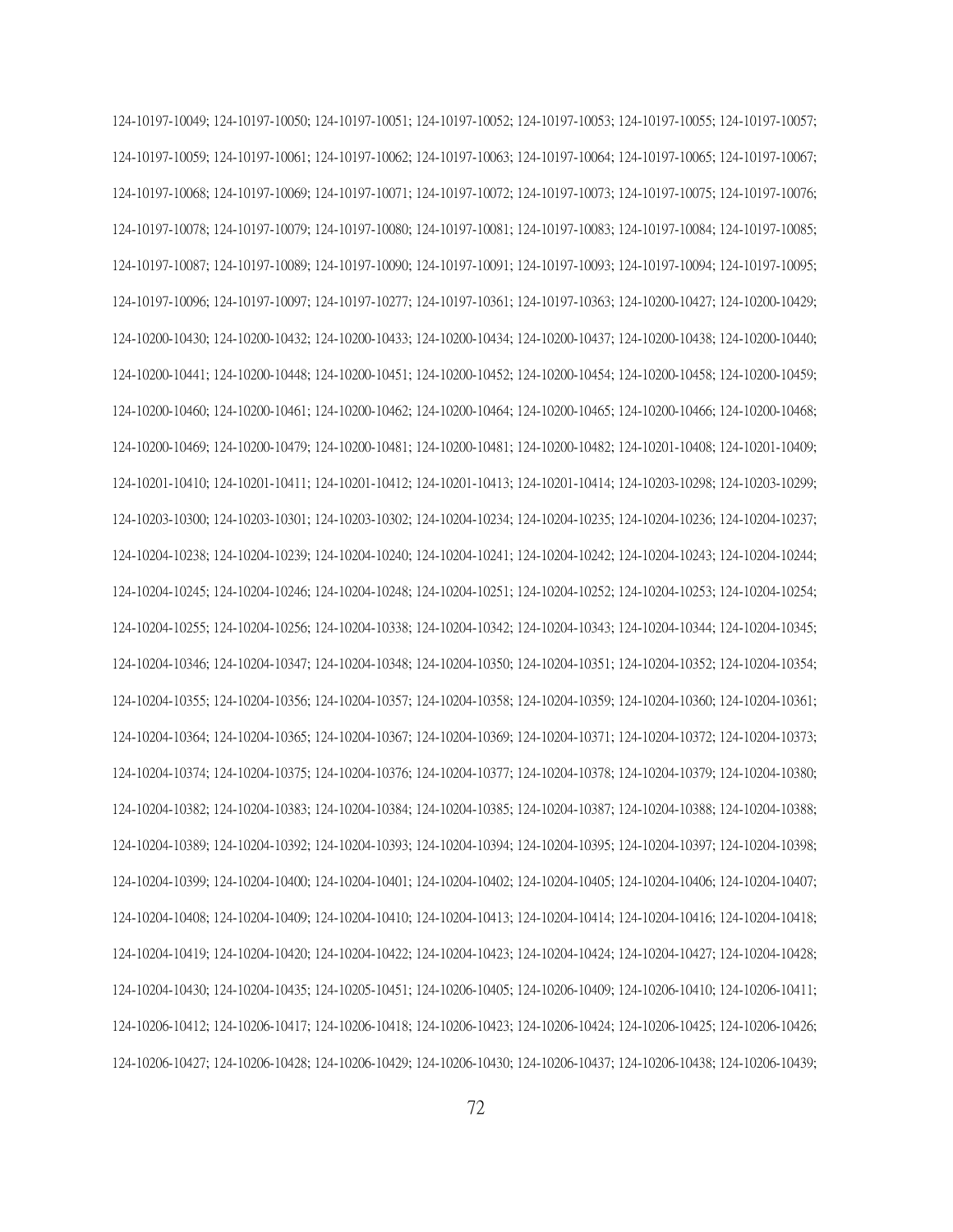124-10197-10049; 124-10197-10050; 124-10197-10051; 124-10197-10052; 124-10197-10053; 124-10197-10055; 124-10197-10057; 124-10197-10059; 124-10197-10061; 124-10197-10062; 124-10197-10063; 124-10197-10064; 124-10197-10065; 124-10197-10067; 124-10197-10068; 124-10197-10069; 124-10197-10071; 124-10197-10072; 124-10197-10073; 124-10197-10075; 124-10197-10076; 124-10197-10078; 124-10197-10079; 124-10197-10080; 124-10197-10081; 124-10197-10083; 124-10197-10084; 124-10197-10085; 124-10197-10087; 124-10197-10089; 124-10197-10090; 124-10197-10091; 124-10197-10093; 124-10197-10094; 124-10197-10095; 124-10197-10096; 124-10197-10097; 124-10197-10277; 124-10197-10361; 124-10197-10363; 124-10200-10427; 124-10200-10429; 124-10200-10430; 124-10200-10432; 124-10200-10433; 124-10200-10434; 124-10200-10437; 124-10200-10438; 124-10200-10440; 124-10200-10441; 124-10200-10448; 124-10200-10451; 124-10200-10452; 124-10200-10454; 124-10200-10458; 124-10200-10459; 124-10200-10460; 124-10200-10461; 124-10200-10462; 124-10200-10464; 124-10200-10465; 124-10200-10466; 124-10200-10468; 124-10200-10469; 124-10200-10479; 124-10200-10481; 124-10200-10481; 124-10200-10482; 124-10201-10408; 124-10201-10409; 124-10201-10410; 124-10201-10411; 124-10201-10412; 124-10201-10413; 124-10201-10414; 124-10203-10298; 124-10203-10299; 124-10203-10300; 124-10203-10301; 124-10203-10302; 124-10204-10234; 124-10204-10235; 124-10204-10236; 124-10204-10237; 124-10204-10238; 124-10204-10239; 124-10204-10240; 124-10204-10241; 124-10204-10242; 124-10204-10243; 124-10204-10244; 124-10204-10245; 124-10204-10246; 124-10204-10248; 124-10204-10251; 124-10204-10252; 124-10204-10253; 124-10204-10254; 124-10204-10255; 124-10204-10256; 124-10204-10338; 124-10204-10342; 124-10204-10343; 124-10204-10344; 124-10204-10345; 124-10204-10346; 124-10204-10347; 124-10204-10348; 124-10204-10350; 124-10204-10351; 124-10204-10352; 124-10204-10354; 124-10204-10355; 124-10204-10356; 124-10204-10357; 124-10204-10358; 124-10204-10359; 124-10204-10360; 124-10204-10361; 124-10204-10364; 124-10204-10365; 124-10204-10367; 124-10204-10369; 124-10204-10371; 124-10204-10372; 124-10204-10373; 124-10204-10374; 124-10204-10375; 124-10204-10376; 124-10204-10377; 124-10204-10378; 124-10204-10379; 124-10204-10380; 124-10204-10382; 124-10204-10383; 124-10204-10384; 124-10204-10385; 124-10204-10387; 124-10204-10388; 124-10204-10388; 124-10204-10389; 124-10204-10392; 124-10204-10393; 124-10204-10394; 124-10204-10395; 124-10204-10397; 124-10204-10398; 124-10204-10399; 124-10204-10400; 124-10204-10401; 124-10204-10402; 124-10204-10405; 124-10204-10406; 124-10204-10407; 124-10204-10408; 124-10204-10409; 124-10204-10410; 124-10204-10413; 124-10204-10414; 124-10204-10416; 124-10204-10418; 124-10204-10419; 124-10204-10420; 124-10204-10422; 124-10204-10423; 124-10204-10424; 124-10204-10427; 124-10204-10428; 124-10204-10430; 124-10204-10435; 124-10205-10451; 124-10206-10405; 124-10206-10409; 124-10206-10410; 124-10206-10411; 124-10206-10412; 124-10206-10417; 124-10206-10418; 124-10206-10423; 124-10206-10424; 124-10206-10425; 124-10206-10426; 124-10206-10427; 124-10206-10428; 124-10206-10429; 124-10206-10430; 124-10206-10437; 124-10206-10438; 124-10206-10439;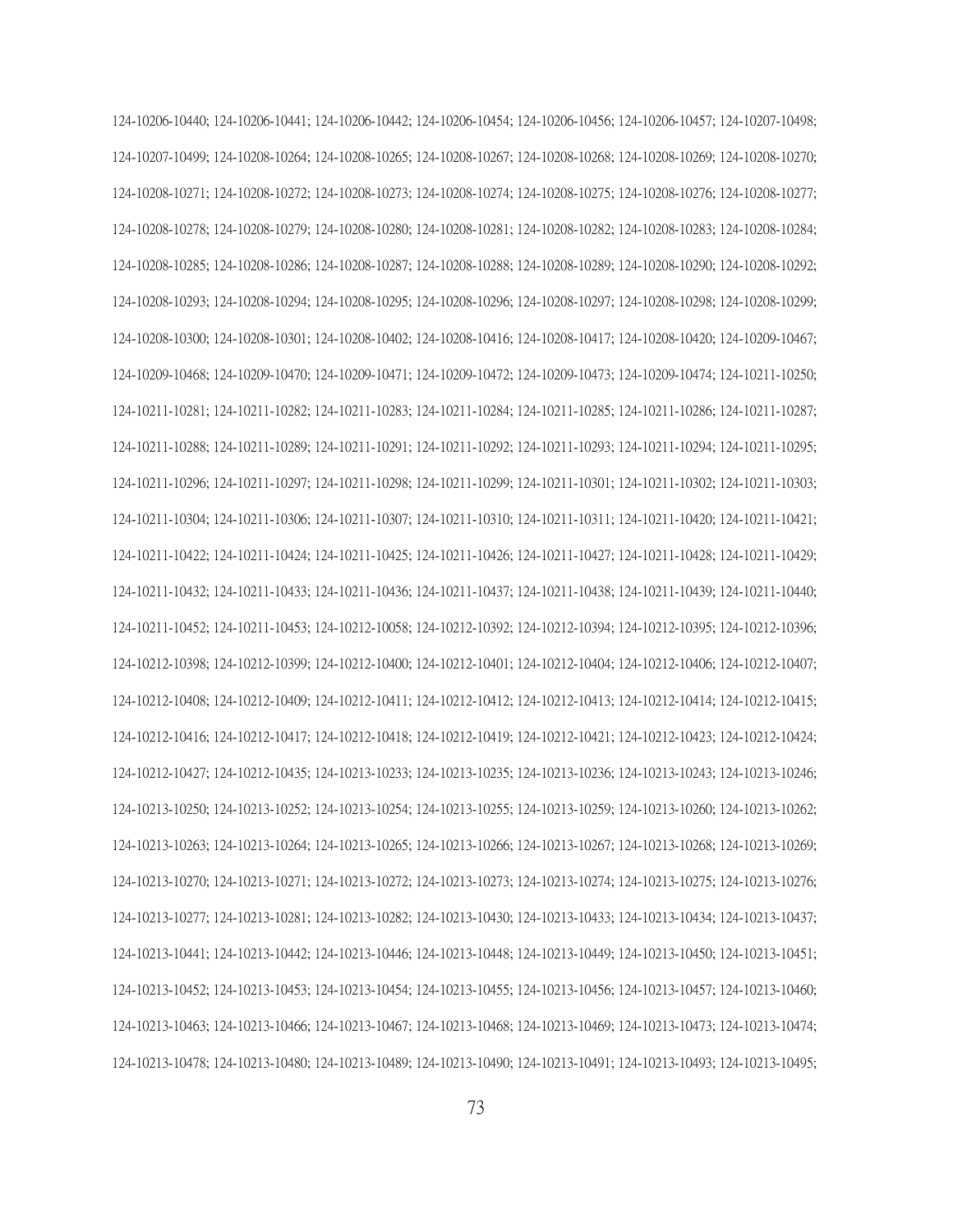124-10206-10440; 124-10206-10441; 124-10206-10442; 124-10206-10454; 124-10206-10456; 124-10206-10457; 124-10207-10498; 124-10207-10499; 124-10208-10264; 124-10208-10265; 124-10208-10267; 124-10208-10268; 124-10208-10269; 124-10208-10270; 124-10208-10271; 124-10208-10272; 124-10208-10273; 124-10208-10274; 124-10208-10275; 124-10208-10276; 124-10208-10277; 124-10208-10278; 124-10208-10279; 124-10208-10280; 124-10208-10281; 124-10208-10282; 124-10208-10283; 124-10208-10284; 124-10208-10285; 124-10208-10286; 124-10208-10287; 124-10208-10288; 124-10208-10289; 124-10208-10290; 124-10208-10292; 124-10208-10293; 124-10208-10294; 124-10208-10295; 124-10208-10296; 124-10208-10297; 124-10208-10298; 124-10208-10299; 124-10208-10300; 124-10208-10301; 124-10208-10402; 124-10208-10416; 124-10208-10417; 124-10208-10420; 124-10209-10467; 124-10209-10468; 124-10209-10470; 124-10209-10471; 124-10209-10472; 124-10209-10473; 124-10209-10474; 124-10211-10250; 124-10211-10281; 124-10211-10282; 124-10211-10283; 124-10211-10284; 124-10211-10285; 124-10211-10286; 124-10211-10287; 124-10211-10288; 124-10211-10289; 124-10211-10291; 124-10211-10292; 124-10211-10293; 124-10211-10294; 124-10211-10295; 124-10211-10296; 124-10211-10297; 124-10211-10298; 124-10211-10299; 124-10211-10301; 124-10211-10302; 124-10211-10303; 124-10211-10304; 124-10211-10306; 124-10211-10307; 124-10211-10310; 124-10211-10311; 124-10211-10420; 124-10211-10421; 124-10211-10422; 124-10211-10424; 124-10211-10425; 124-10211-10426; 124-10211-10427; 124-10211-10428; 124-10211-10429; 124-10211-10432; 124-10211-10433; 124-10211-10436; 124-10211-10437; 124-10211-10438; 124-10211-10439; 124-10211-10440; 124-10211-10452; 124-10211-10453; 124-10212-10058; 124-10212-10392; 124-10212-10394; 124-10212-10395; 124-10212-10396; 124-10212-10398; 124-10212-10399; 124-10212-10400; 124-10212-10401; 124-10212-10404; 124-10212-10406; 124-10212-10407; 124-10212-10408; 124-10212-10409; 124-10212-10411; 124-10212-10412; 124-10212-10413; 124-10212-10414; 124-10212-10415; 124-10212-10416; 124-10212-10417; 124-10212-10418; 124-10212-10419; 124-10212-10421; 124-10212-10423; 124-10212-10424; 124-10212-10427; 124-10212-10435; 124-10213-10233; 124-10213-10235; 124-10213-10236; 124-10213-10243; 124-10213-10246; 124-10213-10250; 124-10213-10252; 124-10213-10254; 124-10213-10255; 124-10213-10259; 124-10213-10260; 124-10213-10262; 124-10213-10263; 124-10213-10264; 124-10213-10265; 124-10213-10266; 124-10213-10267; 124-10213-10268; 124-10213-10269; 124-10213-10270; 124-10213-10271; 124-10213-10272; 124-10213-10273; 124-10213-10274; 124-10213-10275; 124-10213-10276; 124-10213-10277; 124-10213-10281; 124-10213-10282; 124-10213-10430; 124-10213-10433; 124-10213-10434; 124-10213-10437; 124-10213-10441; 124-10213-10442; 124-10213-10446; 124-10213-10448; 124-10213-10449; 124-10213-10450; 124-10213-10451; 124-10213-10452; 124-10213-10453; 124-10213-10454; 124-10213-10455; 124-10213-10456; 124-10213-10457; 124-10213-10460; 124-10213-10463; 124-10213-10466; 124-10213-10467; 124-10213-10468; 124-10213-10469; 124-10213-10473; 124-10213-10474; 124-10213-10478; 124-10213-10480; 124-10213-10489; 124-10213-10490; 124-10213-10491; 124-10213-10493; 124-10213-10495;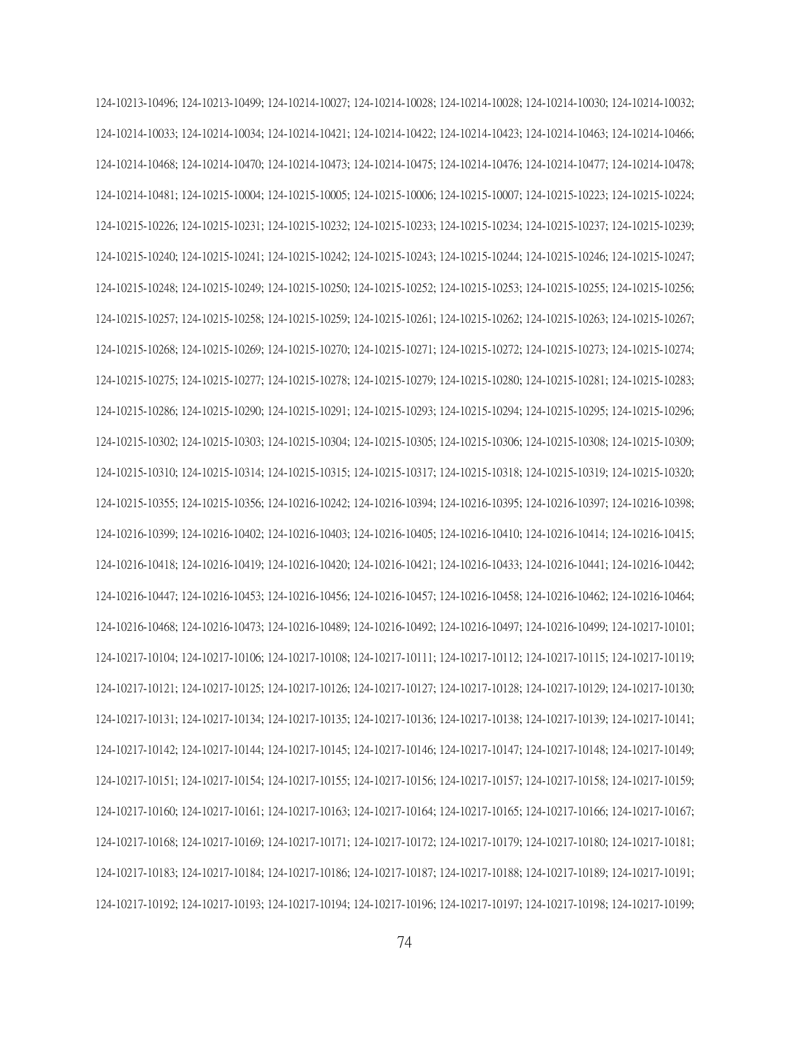124-10213-10496; 124-10213-10499; 124-10214-10027; 124-10214-10028; 124-10214-10028; 124-10214-10030; 124-10214-10032; 124-10214-10033; 124-10214-10034; 124-10214-10421; 124-10214-10422; 124-10214-10423; 124-10214-10463; 124-10214-10466; 124-10214-10468; 124-10214-10470; 124-10214-10473; 124-10214-10475; 124-10214-10476; 124-10214-10477; 124-10214-10478; 124-10214-10481; 124-10215-10004; 124-10215-10005; 124-10215-10006; 124-10215-10007; 124-10215-10223; 124-10215-10224; 124-10215-10226; 124-10215-10231; 124-10215-10232; 124-10215-10233; 124-10215-10234; 124-10215-10237; 124-10215-10239; 124-10215-10240; 124-10215-10241; 124-10215-10242; 124-10215-10243; 124-10215-10244; 124-10215-10246; 124-10215-10247; 124-10215-10248; 124-10215-10249; 124-10215-10250; 124-10215-10252; 124-10215-10253; 124-10215-10255; 124-10215-10256; 124-10215-10257; 124-10215-10258; 124-10215-10259; 124-10215-10261; 124-10215-10262; 124-10215-10263; 124-10215-10267; 124-10215-10268; 124-10215-10269; 124-10215-10270; 124-10215-10271; 124-10215-10272; 124-10215-10273; 124-10215-10274; 124-10215-10275; 124-10215-10277; 124-10215-10278; 124-10215-10279; 124-10215-10280; 124-10215-10281; 124-10215-10283; 124-10215-10286; 124-10215-10290; 124-10215-10291; 124-10215-10293; 124-10215-10294; 124-10215-10295; 124-10215-10296; 124-10215-10302; 124-10215-10303; 124-10215-10304; 124-10215-10305; 124-10215-10306; 124-10215-10308; 124-10215-10309; 124-10215-10310; 124-10215-10314; 124-10215-10315; 124-10215-10317; 124-10215-10318; 124-10215-10319; 124-10215-10320; 124-10215-10355; 124-10215-10356; 124-10216-10242; 124-10216-10394; 124-10216-10395; 124-10216-10397; 124-10216-10398; 124-10216-10399; 124-10216-10402; 124-10216-10403; 124-10216-10405; 124-10216-10410; 124-10216-10414; 124-10216-10415; 124-10216-10418; 124-10216-10419; 124-10216-10420; 124-10216-10421; 124-10216-10433; 124-10216-10441; 124-10216-10442; 124-10216-10447; 124-10216-10453; 124-10216-10456; 124-10216-10457; 124-10216-10458; 124-10216-10462; 124-10216-10464; 124-10216-10468; 124-10216-10473; 124-10216-10489; 124-10216-10492; 124-10216-10497; 124-10216-10499; 124-10217-10101; 124-10217-10104; 124-10217-10106; 124-10217-10108; 124-10217-10111; 124-10217-10112; 124-10217-10115; 124-10217-10119; 124-10217-10121; 124-10217-10125; 124-10217-10126; 124-10217-10127; 124-10217-10128; 124-10217-10129; 124-10217-10130; 124-10217-10131; 124-10217-10134; 124-10217-10135; 124-10217-10136; 124-10217-10138; 124-10217-10139; 124-10217-10141; 124-10217-10142; 124-10217-10144; 124-10217-10145; 124-10217-10146; 124-10217-10147; 124-10217-10148; 124-10217-10149; 124-10217-10151; 124-10217-10154; 124-10217-10155; 124-10217-10156; 124-10217-10157; 124-10217-10158; 124-10217-10159; 124-10217-10160; 124-10217-10161; 124-10217-10163; 124-10217-10164; 124-10217-10165; 124-10217-10166; 124-10217-10167; 124-10217-10168; 124-10217-10169; 124-10217-10171; 124-10217-10172; 124-10217-10179; 124-10217-10180; 124-10217-10181; 124-10217-10183; 124-10217-10184; 124-10217-10186; 124-10217-10187; 124-10217-10188; 124-10217-10189; 124-10217-10191; 124-10217-10192; 124-10217-10193; 124-10217-10194; 124-10217-10196; 124-10217-10197; 124-10217-10198; 124-10217-10199;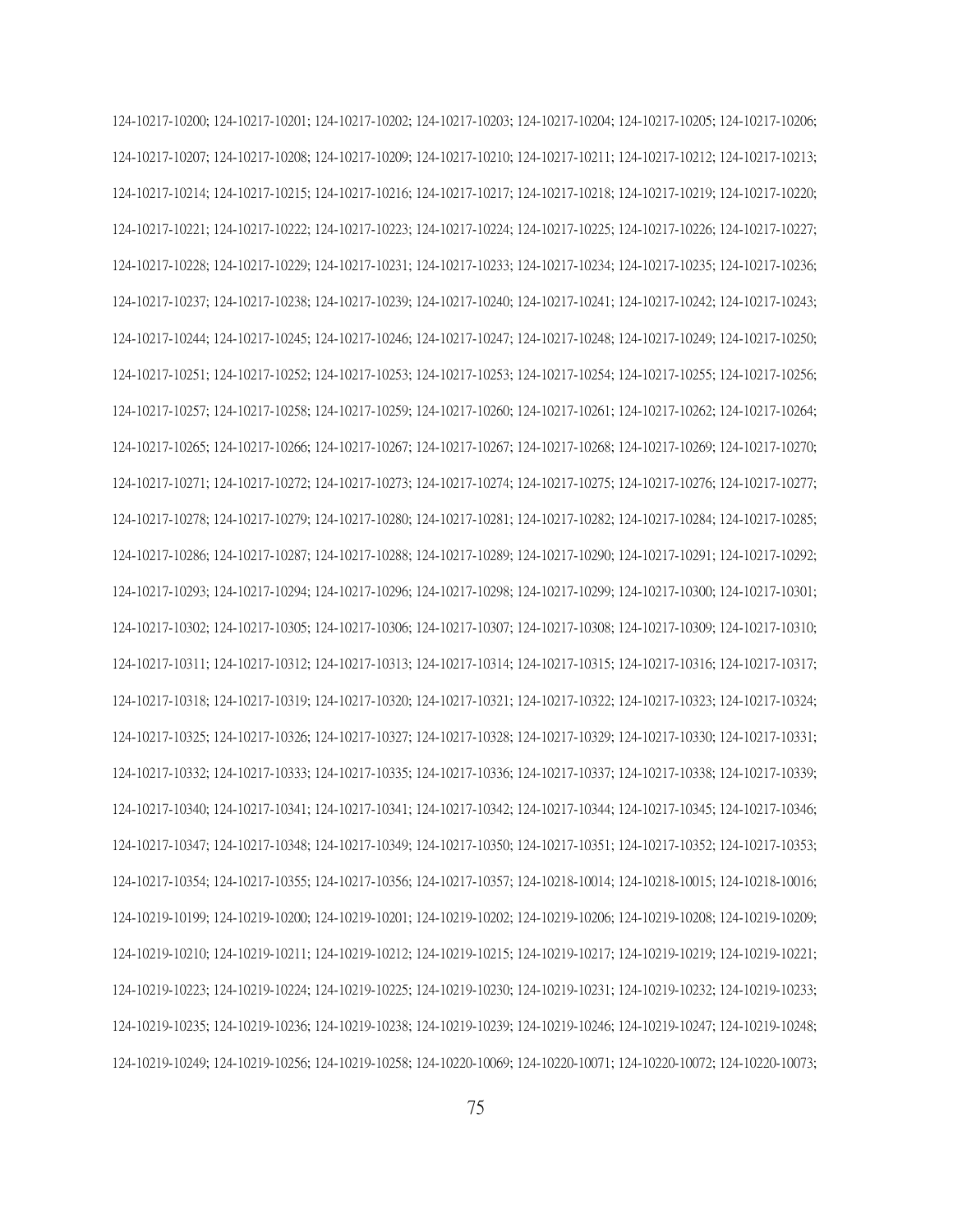124-10217-10200; 124-10217-10201; 124-10217-10202; 124-10217-10203; 124-10217-10204; 124-10217-10205; 124-10217-10206; 124-10217-10207; 124-10217-10208; 124-10217-10209; 124-10217-10210; 124-10217-10211; 124-10217-10212; 124-10217-10213; 124-10217-10214; 124-10217-10215; 124-10217-10216; 124-10217-10217; 124-10217-10218; 124-10217-10219; 124-10217-10220; 124-10217-10221; 124-10217-10222; 124-10217-10223; 124-10217-10224; 124-10217-10225; 124-10217-10226; 124-10217-10227; 124-10217-10228; 124-10217-10229; 124-10217-10231; 124-10217-10233; 124-10217-10234; 124-10217-10235; 124-10217-10236; 124-10217-10237; 124-10217-10238; 124-10217-10239; 124-10217-10240; 124-10217-10241; 124-10217-10242; 124-10217-10243; 124-10217-10244; 124-10217-10245; 124-10217-10246; 124-10217-10247; 124-10217-10248; 124-10217-10249; 124-10217-10250; 124-10217-10251; 124-10217-10252; 124-10217-10253; 124-10217-10253; 124-10217-10254; 124-10217-10255; 124-10217-10256; 124-10217-10257; 124-10217-10258; 124-10217-10259; 124-10217-10260; 124-10217-10261; 124-10217-10262; 124-10217-10264; 124-10217-10265; 124-10217-10266; 124-10217-10267; 124-10217-10267; 124-10217-10268; 124-10217-10269; 124-10217-10270; 124-10217-10271; 124-10217-10272; 124-10217-10273; 124-10217-10274; 124-10217-10275; 124-10217-10276; 124-10217-10277; 124-10217-10278; 124-10217-10279; 124-10217-10280; 124-10217-10281; 124-10217-10282; 124-10217-10284; 124-10217-10285; 124-10217-10286; 124-10217-10287; 124-10217-10288; 124-10217-10289; 124-10217-10290; 124-10217-10291; 124-10217-10292; 124-10217-10293; 124-10217-10294; 124-10217-10296; 124-10217-10298; 124-10217-10299; 124-10217-10300; 124-10217-10301; 124-10217-10302; 124-10217-10305; 124-10217-10306; 124-10217-10307; 124-10217-10308; 124-10217-10309; 124-10217-10310; 124-10217-10311; 124-10217-10312; 124-10217-10313; 124-10217-10314; 124-10217-10315; 124-10217-10316; 124-10217-10317; 124-10217-10318; 124-10217-10319; 124-10217-10320; 124-10217-10321; 124-10217-10322; 124-10217-10323; 124-10217-10324; 124-10217-10325; 124-10217-10326; 124-10217-10327; 124-10217-10328; 124-10217-10329; 124-10217-10330; 124-10217-10331; 124-10217-10332; 124-10217-10333; 124-10217-10335; 124-10217-10336; 124-10217-10337; 124-10217-10338; 124-10217-10339; 124-10217-10340; 124-10217-10341; 124-10217-10341; 124-10217-10342; 124-10217-10344; 124-10217-10345; 124-10217-10346; 124-10217-10347; 124-10217-10348; 124-10217-10349; 124-10217-10350; 124-10217-10351; 124-10217-10352; 124-10217-10353; 124-10217-10354; 124-10217-10355; 124-10217-10356; 124-10217-10357; 124-10218-10014; 124-10218-10015; 124-10218-10016; 124-10219-10199; 124-10219-10200; 124-10219-10201; 124-10219-10202; 124-10219-10206; 124-10219-10208; 124-10219-10209; 124-10219-10210; 124-10219-10211; 124-10219-10212; 124-10219-10215; 124-10219-10217; 124-10219-10219; 124-10219-10221; 124-10219-10223; 124-10219-10224; 124-10219-10225; 124-10219-10230; 124-10219-10231; 124-10219-10232; 124-10219-10233; 124-10219-10235; 124-10219-10236; 124-10219-10238; 124-10219-10239; 124-10219-10246; 124-10219-10247; 124-10219-10248; 124-10219-10249; 124-10219-10256; 124-10219-10258; 124-10220-10069; 124-10220-10071; 124-10220-10072; 124-10220-10073;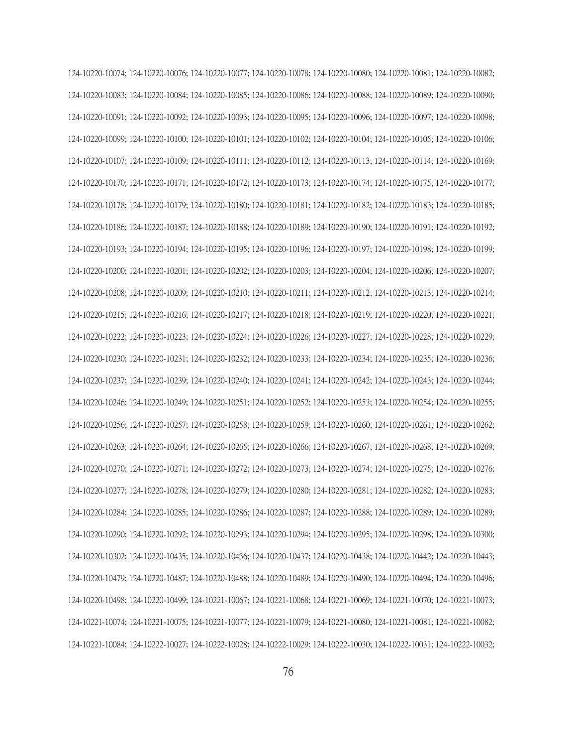124-10220-10074; 124-10220-10076; 124-10220-10077; 124-10220-10078; 124-10220-10080; 124-10220-10081; 124-10220-10082; 124-10220-10083; 124-10220-10084; 124-10220-10085; 124-10220-10086; 124-10220-10088; 124-10220-10089; 124-10220-10090; 124-10220-10091; 124-10220-10092; 124-10220-10093; 124-10220-10095; 124-10220-10096; 124-10220-10097; 124-10220-10098; 124-10220-10099; 124-10220-10100; 124-10220-10101; 124-10220-10102; 124-10220-10104; 124-10220-10105; 124-10220-10106; 124-10220-10107; 124-10220-10109; 124-10220-10111; 124-10220-10112; 124-10220-10113; 124-10220-10114; 124-10220-10169; 124-10220-10170; 124-10220-10171; 124-10220-10172; 124-10220-10173; 124-10220-10174; 124-10220-10175; 124-10220-10177; 124-10220-10178; 124-10220-10179; 124-10220-10180; 124-10220-10181; 124-10220-10182; 124-10220-10183; 124-10220-10185; 124-10220-10186; 124-10220-10187; 124-10220-10188; 124-10220-10189; 124-10220-10190; 124-10220-10191; 124-10220-10192; 124-10220-10193; 124-10220-10194; 124-10220-10195; 124-10220-10196; 124-10220-10197; 124-10220-10198; 124-10220-10199; 124-10220-10200; 124-10220-10201; 124-10220-10202; 124-10220-10203; 124-10220-10204; 124-10220-10206; 124-10220-10207; 124-10220-10208; 124-10220-10209; 124-10220-10210; 124-10220-10211; 124-10220-10212; 124-10220-10213; 124-10220-10214; 124-10220-10215; 124-10220-10216; 124-10220-10217; 124-10220-10218; 124-10220-10219; 124-10220-10220; 124-10220-10221; 124-10220-10222; 124-10220-10223; 124-10220-10224; 124-10220-10226; 124-10220-10227; 124-10220-10228; 124-10220-10229; 124-10220-10230; 124-10220-10231; 124-10220-10232; 124-10220-10233; 124-10220-10234; 124-10220-10235; 124-10220-10236; 124-10220-10237; 124-10220-10239; 124-10220-10240; 124-10220-10241; 124-10220-10242; 124-10220-10243; 124-10220-10244; 124-10220-10246; 124-10220-10249; 124-10220-10251; 124-10220-10252; 124-10220-10253; 124-10220-10254; 124-10220-10255; 124-10220-10256; 124-10220-10257; 124-10220-10258; 124-10220-10259; 124-10220-10260; 124-10220-10261; 124-10220-10262; 124-10220-10263; 124-10220-10264; 124-10220-10265; 124-10220-10266; 124-10220-10267; 124-10220-10268; 124-10220-10269; 124-10220-10270; 124-10220-10271; 124-10220-10272; 124-10220-10273; 124-10220-10274; 124-10220-10275; 124-10220-10276; 124-10220-10277; 124-10220-10278; 124-10220-10279; 124-10220-10280; 124-10220-10281; 124-10220-10282; 124-10220-10283; 124-10220-10284; 124-10220-10285; 124-10220-10286; 124-10220-10287; 124-10220-10288; 124-10220-10289; 124-10220-10289; 124-10220-10290; 124-10220-10292; 124-10220-10293; 124-10220-10294; 124-10220-10295; 124-10220-10298; 124-10220-10300; 124-10220-10302; 124-10220-10435; 124-10220-10436; 124-10220-10437; 124-10220-10438; 124-10220-10442; 124-10220-10443; 124-10220-10479; 124-10220-10487; 124-10220-10488; 124-10220-10489; 124-10220-10490; 124-10220-10494; 124-10220-10496; 124-10220-10498; 124-10220-10499; 124-10221-10067; 124-10221-10068; 124-10221-10069; 124-10221-10070; 124-10221-10073; 124-10221-10074; 124-10221-10075; 124-10221-10077; 124-10221-10079; 124-10221-10080; 124-10221-10081; 124-10221-10082; 124-10221-10084; 124-10222-10027; 124-10222-10028; 124-10222-10029; 124-10222-10030; 124-10222-10031; 124-10222-10032;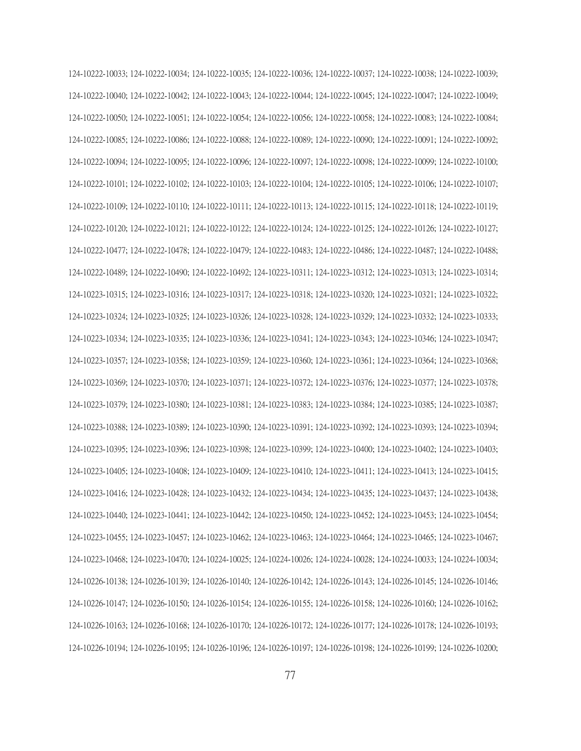124-10222-10033; 124-10222-10034; 124-10222-10035; 124-10222-10036; 124-10222-10037; 124-10222-10038; 124-10222-10039; 124-10222-10040; 124-10222-10042; 124-10222-10043; 124-10222-10044; 124-10222-10045; 124-10222-10047; 124-10222-10049; 124-10222-10050; 124-10222-10051; 124-10222-10054; 124-10222-10056; 124-10222-10058; 124-10222-10083; 124-10222-10084; 124-10222-10085; 124-10222-10086; 124-10222-10088; 124-10222-10089; 124-10222-10090; 124-10222-10091; 124-10222-10092; 124-10222-10094; 124-10222-10095; 124-10222-10096; 124-10222-10097; 124-10222-10098; 124-10222-10099; 124-10222-10100; 124-10222-10101; 124-10222-10102; 124-10222-10103; 124-10222-10104; 124-10222-10105; 124-10222-10106; 124-10222-10107; 124-10222-10109; 124-10222-10110; 124-10222-10111; 124-10222-10113; 124-10222-10115; 124-10222-10118; 124-10222-10119; 124-10222-10120; 124-10222-10121; 124-10222-10122; 124-10222-10124; 124-10222-10125; 124-10222-10126; 124-10222-10127; 124-10222-10477; 124-10222-10478; 124-10222-10479; 124-10222-10483; 124-10222-10486; 124-10222-10487; 124-10222-10488; 124-10222-10489; 124-10222-10490; 124-10222-10492; 124-10223-10311; 124-10223-10312; 124-10223-10313; 124-10223-10314; 124-10223-10315; 124-10223-10316; 124-10223-10317; 124-10223-10318; 124-10223-10320; 124-10223-10321; 124-10223-10322; 124-10223-10324; 124-10223-10325; 124-10223-10326; 124-10223-10328; 124-10223-10329; 124-10223-10332; 124-10223-10333; 124-10223-10334; 124-10223-10335; 124-10223-10336; 124-10223-10341; 124-10223-10343; 124-10223-10346; 124-10223-10347; 124-10223-10357; 124-10223-10358; 124-10223-10359; 124-10223-10360; 124-10223-10361; 124-10223-10364; 124-10223-10368; 124-10223-10369; 124-10223-10370; 124-10223-10371; 124-10223-10372; 124-10223-10376; 124-10223-10377; 124-10223-10378; 124-10223-10379; 124-10223-10380; 124-10223-10381; 124-10223-10383; 124-10223-10384; 124-10223-10385; 124-10223-10387; 124-10223-10388; 124-10223-10389; 124-10223-10390; 124-10223-10391; 124-10223-10392; 124-10223-10393; 124-10223-10394; 124-10223-10395; 124-10223-10396; 124-10223-10398; 124-10223-10399; 124-10223-10400; 124-10223-10402; 124-10223-10403; 124-10223-10405; 124-10223-10408; 124-10223-10409; 124-10223-10410; 124-10223-10411; 124-10223-10413; 124-10223-10415; 124-10223-10416; 124-10223-10428; 124-10223-10432; 124-10223-10434; 124-10223-10435; 124-10223-10437; 124-10223-10438; 124-10223-10440; 124-10223-10441; 124-10223-10442; 124-10223-10450; 124-10223-10452; 124-10223-10453; 124-10223-10454; 124-10223-10455; 124-10223-10457; 124-10223-10462; 124-10223-10463; 124-10223-10464; 124-10223-10465; 124-10223-10467; 124-10223-10468; 124-10223-10470; 124-10224-10025; 124-10224-10026; 124-10224-10028; 124-10224-10033; 124-10224-10034; 124-10226-10138; 124-10226-10139; 124-10226-10140; 124-10226-10142; 124-10226-10143; 124-10226-10145; 124-10226-10146; 124-10226-10147; 124-10226-10150; 124-10226-10154; 124-10226-10155; 124-10226-10158; 124-10226-10160; 124-10226-10162; 124-10226-10163; 124-10226-10168; 124-10226-10170; 124-10226-10172; 124-10226-10177; 124-10226-10178; 124-10226-10193; 124-10226-10194; 124-10226-10195; 124-10226-10196; 124-10226-10197; 124-10226-10198; 124-10226-10199; 124-10226-10200;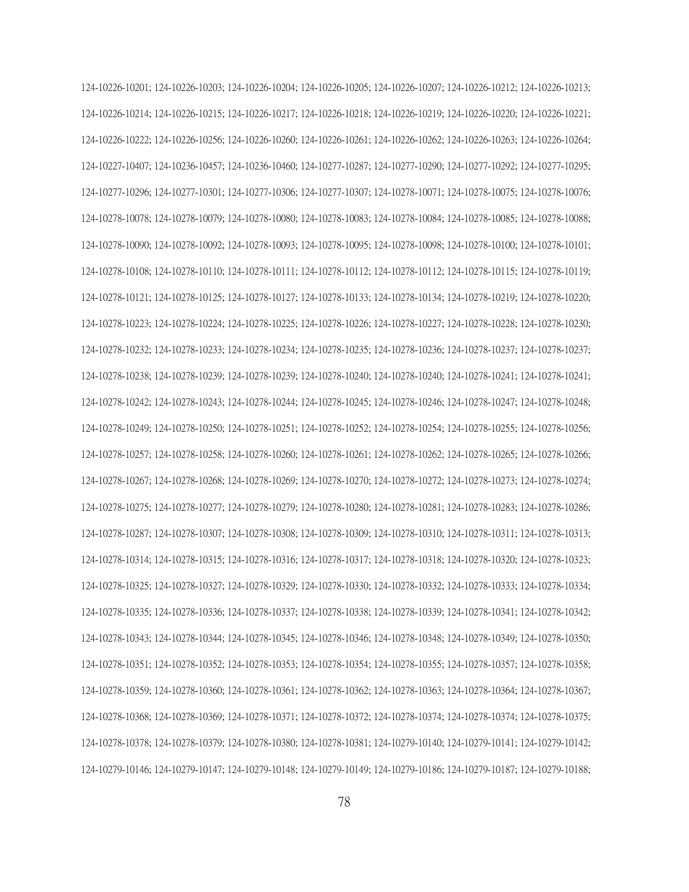124-10226-10201; 124-10226-10203; 124-10226-10204; 124-10226-10205; 124-10226-10207; 124-10226-10212; 124-10226-10213; 124-10226-10214; 124-10226-10215; 124-10226-10217; 124-10226-10218; 124-10226-10219; 124-10226-10220; 124-10226-10221; 124-10226-10222; 124-10226-10256; 124-10226-10260; 124-10226-10261; 124-10226-10262; 124-10226-10263; 124-10226-10264; 124-10227-10407; 124-10236-10457; 124-10236-10460; 124-10277-10287; 124-10277-10290; 124-10277-10292; 124-10277-10295; 124-10277-10296; 124-10277-10301; 124-10277-10306; 124-10277-10307; 124-10278-10071; 124-10278-10075; 124-10278-10076; 124-10278-10078; 124-10278-10079; 124-10278-10080; 124-10278-10083; 124-10278-10084; 124-10278-10085; 124-10278-10088; 124-10278-10090; 124-10278-10092; 124-10278-10093; 124-10278-10095; 124-10278-10098; 124-10278-10100; 124-10278-10101; 124-10278-10108; 124-10278-10110; 124-10278-10111; 124-10278-10112; 124-10278-10112; 124-10278-10115; 124-10278-10119; 124-10278-10121; 124-10278-10125; 124-10278-10127; 124-10278-10133; 124-10278-10134; 124-10278-10219; 124-10278-10220; 124-10278-10223; 124-10278-10224; 124-10278-10225; 124-10278-10226; 124-10278-10227; 124-10278-10228; 124-10278-10230; 124-10278-10232; 124-10278-10233; 124-10278-10234; 124-10278-10235; 124-10278-10236; 124-10278-10237; 124-10278-10237; 124-10278-10238; 124-10278-10239; 124-10278-10239; 124-10278-10240; 124-10278-10240; 124-10278-10241; 124-10278-10241; 124-10278-10242; 124-10278-10243; 124-10278-10244; 124-10278-10245; 124-10278-10246; 124-10278-10247; 124-10278-10248; 124-10278-10249; 124-10278-10250; 124-10278-10251; 124-10278-10252; 124-10278-10254; 124-10278-10255; 124-10278-10256; 124-10278-10257; 124-10278-10258; 124-10278-10260; 124-10278-10261; 124-10278-10262; 124-10278-10265; 124-10278-10266; 124-10278-10267; 124-10278-10268; 124-10278-10269; 124-10278-10270; 124-10278-10272; 124-10278-10273; 124-10278-10274; 124-10278-10275; 124-10278-10277; 124-10278-10279; 124-10278-10280; 124-10278-10281; 124-10278-10283; 124-10278-10286; 124-10278-10287; 124-10278-10307; 124-10278-10308; 124-10278-10309; 124-10278-10310; 124-10278-10311; 124-10278-10313; 124-10278-10314; 124-10278-10315; 124-10278-10316; 124-10278-10317; 124-10278-10318; 124-10278-10320; 124-10278-10323; 124-10278-10325; 124-10278-10327; 124-10278-10329; 124-10278-10330; 124-10278-10332; 124-10278-10333; 124-10278-10334; 124-10278-10335; 124-10278-10336; 124-10278-10337; 124-10278-10338; 124-10278-10339; 124-10278-10341; 124-10278-10342; 124-10278-10343; 124-10278-10344; 124-10278-10345; 124-10278-10346; 124-10278-10348; 124-10278-10349; 124-10278-10350; 124-10278-10351; 124-10278-10352; 124-10278-10353; 124-10278-10354; 124-10278-10355; 124-10278-10357; 124-10278-10358; 124-10278-10359; 124-10278-10360; 124-10278-10361; 124-10278-10362; 124-10278-10363; 124-10278-10364; 124-10278-10367; 124-10278-10368; 124-10278-10369; 124-10278-10371; 124-10278-10372; 124-10278-10374; 124-10278-10374; 124-10278-10375; 124-10278-10378; 124-10278-10379; 124-10278-10380; 124-10278-10381; 124-10279-10140; 124-10279-10141; 124-10279-10142; 124-10279-10146; 124-10279-10147; 124-10279-10148; 124-10279-10149; 124-10279-10186; 124-10279-10187; 124-10279-10188;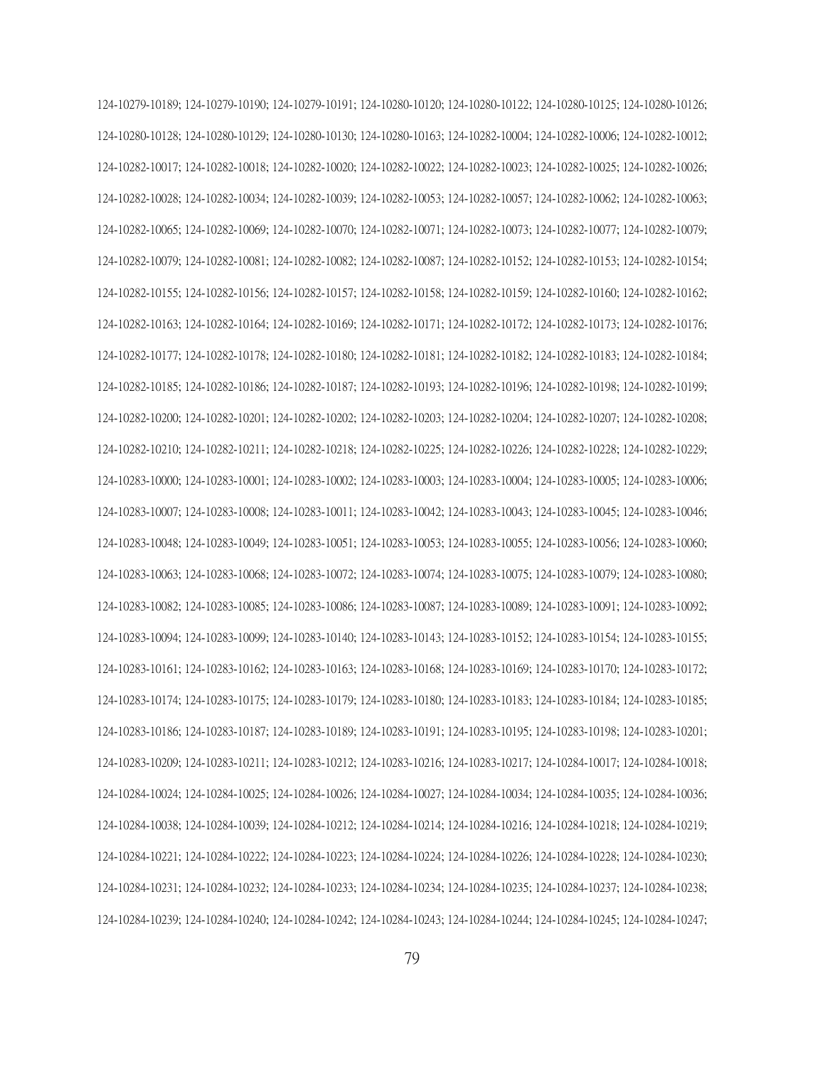124-10279-10189; 124-10279-10190; 124-10279-10191; 124-10280-10120; 124-10280-10122; 124-10280-10125; 124-10280-10126; 124-10280-10128; 124-10280-10129; 124-10280-10130; 124-10280-10163; 124-10282-10004; 124-10282-10006; 124-10282-10012; 124-10282-10017; 124-10282-10018; 124-10282-10020; 124-10282-10022; 124-10282-10023; 124-10282-10025; 124-10282-10026; 124-10282-10028; 124-10282-10034; 124-10282-10039; 124-10282-10053; 124-10282-10057; 124-10282-10062; 124-10282-10063; 124-10282-10065; 124-10282-10069; 124-10282-10070; 124-10282-10071; 124-10282-10073; 124-10282-10077; 124-10282-10079; 124-10282-10079; 124-10282-10081; 124-10282-10082; 124-10282-10087; 124-10282-10152; 124-10282-10153; 124-10282-10154; 124-10282-10155; 124-10282-10156; 124-10282-10157; 124-10282-10158; 124-10282-10159; 124-10282-10160; 124-10282-10162; 124-10282-10163; 124-10282-10164; 124-10282-10169; 124-10282-10171; 124-10282-10172; 124-10282-10173; 124-10282-10176; 124-10282-10177; 124-10282-10178; 124-10282-10180; 124-10282-10181; 124-10282-10182; 124-10282-10183; 124-10282-10184; 124-10282-10185; 124-10282-10186; 124-10282-10187; 124-10282-10193; 124-10282-10196; 124-10282-10198; 124-10282-10199; 124-10282-10200; 124-10282-10201; 124-10282-10202; 124-10282-10203; 124-10282-10204; 124-10282-10207; 124-10282-10208; 124-10282-10210; 124-10282-10211; 124-10282-10218; 124-10282-10225; 124-10282-10226; 124-10282-10228; 124-10282-10229; 124-10283-10000; 124-10283-10001; 124-10283-10002; 124-10283-10003; 124-10283-10004; 124-10283-10005; 124-10283-10006; 124-10283-10007; 124-10283-10008; 124-10283-10011; 124-10283-10042; 124-10283-10043; 124-10283-10045; 124-10283-10046; 124-10283-10048; 124-10283-10049; 124-10283-10051; 124-10283-10053; 124-10283-10055; 124-10283-10056; 124-10283-10060; 124-10283-10063; 124-10283-10068; 124-10283-10072; 124-10283-10074; 124-10283-10075; 124-10283-10079; 124-10283-10080; 124-10283-10082; 124-10283-10085; 124-10283-10086; 124-10283-10087; 124-10283-10089; 124-10283-10091; 124-10283-10092; 124-10283-10094; 124-10283-10099; 124-10283-10140; 124-10283-10143; 124-10283-10152; 124-10283-10154; 124-10283-10155; 124-10283-10161; 124-10283-10162; 124-10283-10163; 124-10283-10168; 124-10283-10169; 124-10283-10170; 124-10283-10172; 124-10283-10174; 124-10283-10175; 124-10283-10179; 124-10283-10180; 124-10283-10183; 124-10283-10184; 124-10283-10185; 124-10283-10186; 124-10283-10187; 124-10283-10189; 124-10283-10191; 124-10283-10195; 124-10283-10198; 124-10283-10201; 124-10283-10209; 124-10283-10211; 124-10283-10212; 124-10283-10216; 124-10283-10217; 124-10284-10017; 124-10284-10018; 124-10284-10024; 124-10284-10025; 124-10284-10026; 124-10284-10027; 124-10284-10034; 124-10284-10035; 124-10284-10036; 124-10284-10038; 124-10284-10039; 124-10284-10212; 124-10284-10214; 124-10284-10216; 124-10284-10218; 124-10284-10219; 124-10284-10221; 124-10284-10222; 124-10284-10223; 124-10284-10224; 124-10284-10226; 124-10284-10228; 124-10284-10230; 124-10284-10231; 124-10284-10232; 124-10284-10233; 124-10284-10234; 124-10284-10235; 124-10284-10237; 124-10284-10238; 124-10284-10239; 124-10284-10240; 124-10284-10242; 124-10284-10243; 124-10284-10244; 124-10284-10245; 124-10284-10247;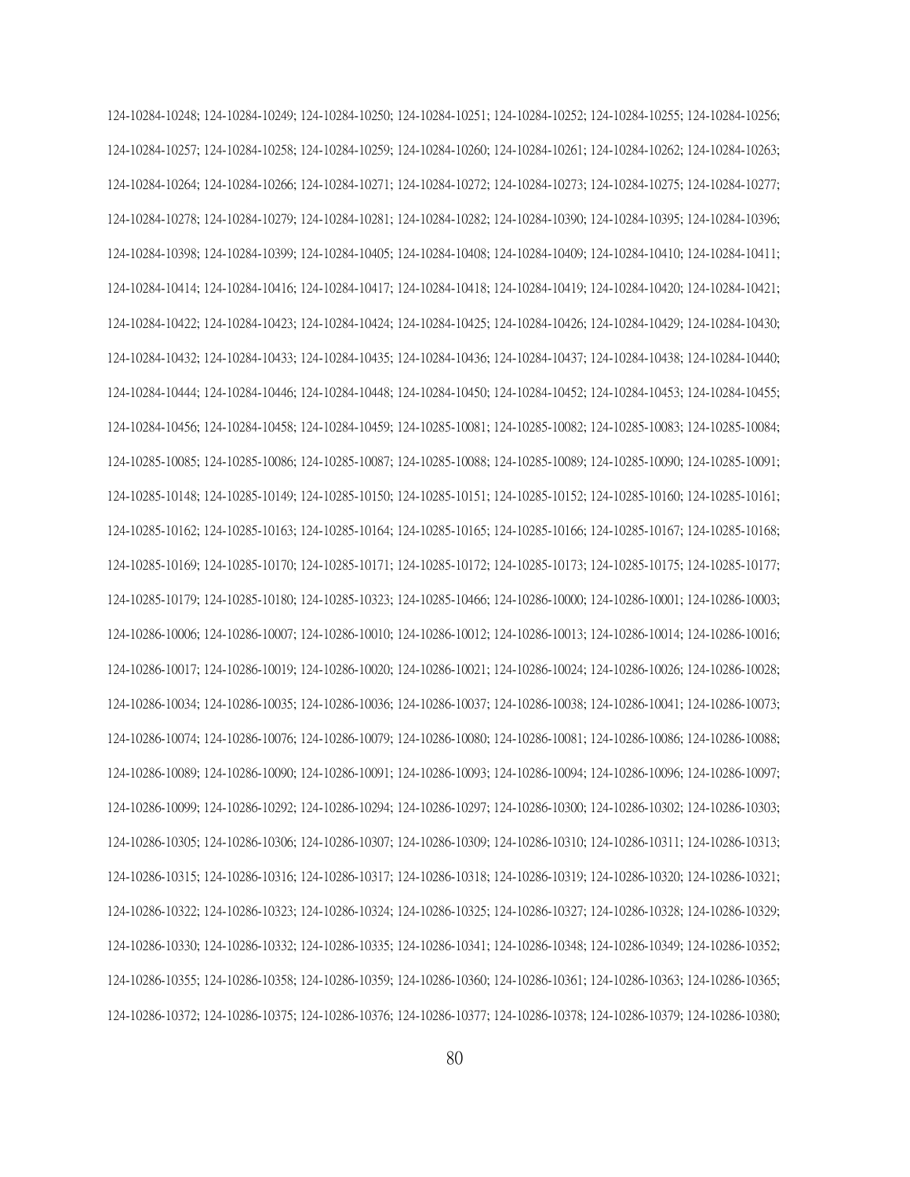124-10284-10248; 124-10284-10249; 124-10284-10250; 124-10284-10251; 124-10284-10252; 124-10284-10255; 124-10284-10256; 124-10284-10257; 124-10284-10258; 124-10284-10259; 124-10284-10260; 124-10284-10261; 124-10284-10262; 124-10284-10263; 124-10284-10264; 124-10284-10266; 124-10284-10271; 124-10284-10272; 124-10284-10273; 124-10284-10275; 124-10284-10277; 124-10284-10278; 124-10284-10279; 124-10284-10281; 124-10284-10282; 124-10284-10390; 124-10284-10395; 124-10284-10396; 124-10284-10398; 124-10284-10399; 124-10284-10405; 124-10284-10408; 124-10284-10409; 124-10284-10410; 124-10284-10411; 124-10284-10414; 124-10284-10416; 124-10284-10417; 124-10284-10418; 124-10284-10419; 124-10284-10420; 124-10284-10421; 124-10284-10422; 124-10284-10423; 124-10284-10424; 124-10284-10425; 124-10284-10426; 124-10284-10429; 124-10284-10430; 124-10284-10432; 124-10284-10433; 124-10284-10435; 124-10284-10436; 124-10284-10437; 124-10284-10438; 124-10284-10440; 124-10284-10444; 124-10284-10446; 124-10284-10448; 124-10284-10450; 124-10284-10452; 124-10284-10453; 124-10284-10455; 124-10284-10456; 124-10284-10458; 124-10284-10459; 124-10285-10081; 124-10285-10082; 124-10285-10083; 124-10285-10084; 124-10285-10085; 124-10285-10086; 124-10285-10087; 124-10285-10088; 124-10285-10089; 124-10285-10090; 124-10285-10091; 124-10285-10148; 124-10285-10149; 124-10285-10150; 124-10285-10151; 124-10285-10152; 124-10285-10160; 124-10285-10161; 124-10285-10162; 124-10285-10163; 124-10285-10164; 124-10285-10165; 124-10285-10166; 124-10285-10167; 124-10285-10168; 124-10285-10169; 124-10285-10170; 124-10285-10171; 124-10285-10172; 124-10285-10173; 124-10285-10175; 124-10285-10177; 124-10285-10179; 124-10285-10180; 124-10285-10323; 124-10285-10466; 124-10286-10000; 124-10286-10001; 124-10286-10003; 124-10286-10006; 124-10286-10007; 124-10286-10010; 124-10286-10012; 124-10286-10013; 124-10286-10014; 124-10286-10016; 124-10286-10017; 124-10286-10019; 124-10286-10020; 124-10286-10021; 124-10286-10024; 124-10286-10026; 124-10286-10028; 124-10286-10034; 124-10286-10035; 124-10286-10036; 124-10286-10037; 124-10286-10038; 124-10286-10041; 124-10286-10073; 124-10286-10074; 124-10286-10076; 124-10286-10079; 124-10286-10080; 124-10286-10081; 124-10286-10086; 124-10286-10088; 124-10286-10089; 124-10286-10090; 124-10286-10091; 124-10286-10093; 124-10286-10094; 124-10286-10096; 124-10286-10097; 124-10286-10099; 124-10286-10292; 124-10286-10294; 124-10286-10297; 124-10286-10300; 124-10286-10302; 124-10286-10303; 124-10286-10305; 124-10286-10306; 124-10286-10307; 124-10286-10309; 124-10286-10310; 124-10286-10311; 124-10286-10313; 124-10286-10315; 124-10286-10316; 124-10286-10317; 124-10286-10318; 124-10286-10319; 124-10286-10320; 124-10286-10321; 124-10286-10322; 124-10286-10323; 124-10286-10324; 124-10286-10325; 124-10286-10327; 124-10286-10328; 124-10286-10329; 124-10286-10330; 124-10286-10332; 124-10286-10335; 124-10286-10341; 124-10286-10348; 124-10286-10349; 124-10286-10352; 124-10286-10355; 124-10286-10358; 124-10286-10359; 124-10286-10360; 124-10286-10361; 124-10286-10363; 124-10286-10365; 124-10286-10372; 124-10286-10375; 124-10286-10376; 124-10286-10377; 124-10286-10378; 124-10286-10379; 124-10286-10380;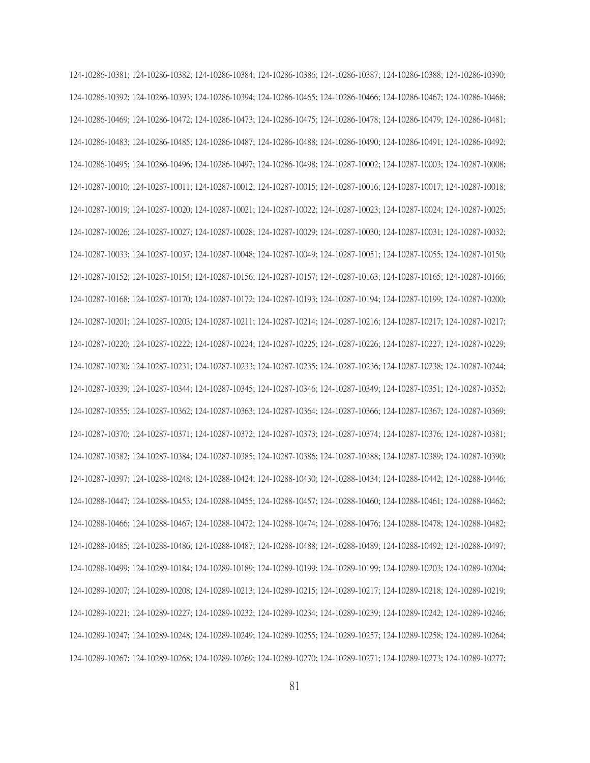124-10286-10381; 124-10286-10382; 124-10286-10384; 124-10286-10386; 124-10286-10387; 124-10286-10388; 124-10286-10390; 124-10286-10392; 124-10286-10393; 124-10286-10394; 124-10286-10465; 124-10286-10466; 124-10286-10467; 124-10286-10468; 124-10286-10469; 124-10286-10472; 124-10286-10473; 124-10286-10475; 124-10286-10478; 124-10286-10479; 124-10286-10481; 124-10286-10483; 124-10286-10485; 124-10286-10487; 124-10286-10488; 124-10286-10490; 124-10286-10491; 124-10286-10492; 124-10286-10495; 124-10286-10496; 124-10286-10497; 124-10286-10498; 124-10287-10002; 124-10287-10003; 124-10287-10008; 124-10287-10010; 124-10287-10011; 124-10287-10012; 124-10287-10015; 124-10287-10016; 124-10287-10017; 124-10287-10018; 124-10287-10019; 124-10287-10020; 124-10287-10021; 124-10287-10022; 124-10287-10023; 124-10287-10024; 124-10287-10025; 124-10287-10026; 124-10287-10027; 124-10287-10028; 124-10287-10029; 124-10287-10030; 124-10287-10031; 124-10287-10032; 124-10287-10033; 124-10287-10037; 124-10287-10048; 124-10287-10049; 124-10287-10051; 124-10287-10055; 124-10287-10150; 124-10287-10152; 124-10287-10154; 124-10287-10156; 124-10287-10157; 124-10287-10163; 124-10287-10165; 124-10287-10166; 124-10287-10168; 124-10287-10170; 124-10287-10172; 124-10287-10193; 124-10287-10194; 124-10287-10199; 124-10287-10200; 124-10287-10201; 124-10287-10203; 124-10287-10211; 124-10287-10214; 124-10287-10216; 124-10287-10217; 124-10287-10217; 124-10287-10220; 124-10287-10222; 124-10287-10224; 124-10287-10225; 124-10287-10226; 124-10287-10227; 124-10287-10229; 124-10287-10230; 124-10287-10231; 124-10287-10233; 124-10287-10235; 124-10287-10236; 124-10287-10238; 124-10287-10244; 124-10287-10339; 124-10287-10344; 124-10287-10345; 124-10287-10346; 124-10287-10349; 124-10287-10351; 124-10287-10352; 124-10287-10355; 124-10287-10362; 124-10287-10363; 124-10287-10364; 124-10287-10366; 124-10287-10367; 124-10287-10369; 124-10287-10370; 124-10287-10371; 124-10287-10372; 124-10287-10373; 124-10287-10374; 124-10287-10376; 124-10287-10381; 124-10287-10382; 124-10287-10384; 124-10287-10385; 124-10287-10386; 124-10287-10388; 124-10287-10389; 124-10287-10390; 124-10287-10397; 124-10288-10248; 124-10288-10424; 124-10288-10430; 124-10288-10434; 124-10288-10442; 124-10288-10446; 124-10288-10447; 124-10288-10453; 124-10288-10455; 124-10288-10457; 124-10288-10460; 124-10288-10461; 124-10288-10462; 124-10288-10466; 124-10288-10467; 124-10288-10472; 124-10288-10474; 124-10288-10476; 124-10288-10478; 124-10288-10482; 124-10288-10485; 124-10288-10486; 124-10288-10487; 124-10288-10488; 124-10288-10489; 124-10288-10492; 124-10288-10497; 124-10288-10499; 124-10289-10184; 124-10289-10189; 124-10289-10199; 124-10289-10199; 124-10289-10203; 124-10289-10204; 124-10289-10207; 124-10289-10208; 124-10289-10213; 124-10289-10215; 124-10289-10217; 124-10289-10218; 124-10289-10219; 124-10289-10221; 124-10289-10227; 124-10289-10232; 124-10289-10234; 124-10289-10239; 124-10289-10242; 124-10289-10246; 124-10289-10247; 124-10289-10248; 124-10289-10249; 124-10289-10255; 124-10289-10257; 124-10289-10258; 124-10289-10264; 124-10289-10267; 124-10289-10268; 124-10289-10269; 124-10289-10270; 124-10289-10271; 124-10289-10273; 124-10289-10277;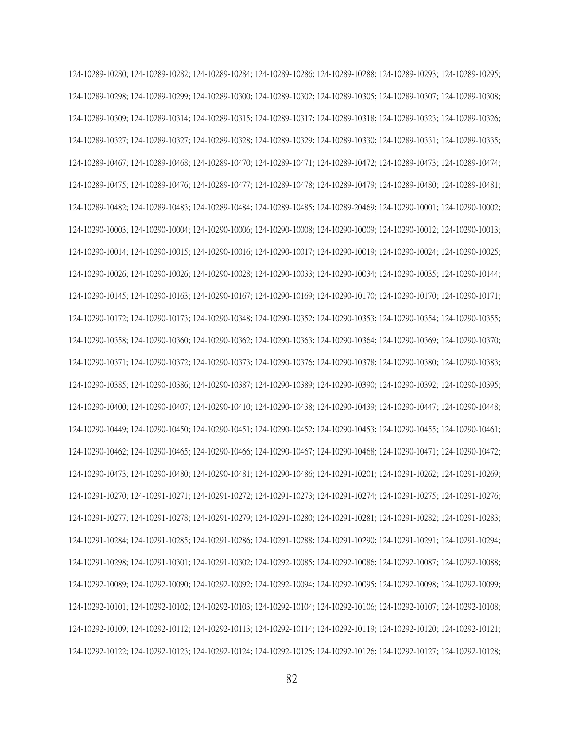124-10289-10280; 124-10289-10282; 124-10289-10284; 124-10289-10286; 124-10289-10288; 124-10289-10293; 124-10289-10295; 124-10289-10298; 124-10289-10299; 124-10289-10300; 124-10289-10302; 124-10289-10305; 124-10289-10307; 124-10289-10308; 124-10289-10309; 124-10289-10314; 124-10289-10315; 124-10289-10317; 124-10289-10318; 124-10289-10323; 124-10289-10326; 124-10289-10327; 124-10289-10327; 124-10289-10328; 124-10289-10329; 124-10289-10330; 124-10289-10331; 124-10289-10335; 124-10289-10467; 124-10289-10468; 124-10289-10470; 124-10289-10471; 124-10289-10472; 124-10289-10473; 124-10289-10474; 124-10289-10475; 124-10289-10476; 124-10289-10477; 124-10289-10478; 124-10289-10479; 124-10289-10480; 124-10289-10481; 124-10289-10482; 124-10289-10483; 124-10289-10484; 124-10289-10485; 124-10289-20469; 124-10290-10001; 124-10290-10002; 124-10290-10003; 124-10290-10004; 124-10290-10006; 124-10290-10008; 124-10290-10009; 124-10290-10012; 124-10290-10013; 124-10290-10014; 124-10290-10015; 124-10290-10016; 124-10290-10017; 124-10290-10019; 124-10290-10024; 124-10290-10025; 124-10290-10026; 124-10290-10026; 124-10290-10028; 124-10290-10033; 124-10290-10034; 124-10290-10035; 124-10290-10144; 124-10290-10145; 124-10290-10163; 124-10290-10167; 124-10290-10169; 124-10290-10170; 124-10290-10170; 124-10290-10171; 124-10290-10172; 124-10290-10173; 124-10290-10348; 124-10290-10352; 124-10290-10353; 124-10290-10354; 124-10290-10355; 124-10290-10358; 124-10290-10360; 124-10290-10362; 124-10290-10363; 124-10290-10364; 124-10290-10369; 124-10290-10370; 124-10290-10371; 124-10290-10372; 124-10290-10373; 124-10290-10376; 124-10290-10378; 124-10290-10380; 124-10290-10383; 124-10290-10385; 124-10290-10386; 124-10290-10387; 124-10290-10389; 124-10290-10390; 124-10290-10392; 124-10290-10395; 124-10290-10400; 124-10290-10407; 124-10290-10410; 124-10290-10438; 124-10290-10439; 124-10290-10447; 124-10290-10448; 124-10290-10449; 124-10290-10450; 124-10290-10451; 124-10290-10452; 124-10290-10453; 124-10290-10455; 124-10290-10461; 124-10290-10462; 124-10290-10465; 124-10290-10466; 124-10290-10467; 124-10290-10468; 124-10290-10471; 124-10290-10472; 124-10290-10473; 124-10290-10480; 124-10290-10481; 124-10290-10486; 124-10291-10201; 124-10291-10262; 124-10291-10269; 124-10291-10270; 124-10291-10271; 124-10291-10272; 124-10291-10273; 124-10291-10274; 124-10291-10275; 124-10291-10276; 124-10291-10277; 124-10291-10278; 124-10291-10279; 124-10291-10280; 124-10291-10281; 124-10291-10282; 124-10291-10283; 124-10291-10284; 124-10291-10285; 124-10291-10286; 124-10291-10288; 124-10291-10290; 124-10291-10291; 124-10291-10294; 124-10291-10298; 124-10291-10301; 124-10291-10302; 124-10292-10085; 124-10292-10086; 124-10292-10087; 124-10292-10088; 124-10292-10089; 124-10292-10090; 124-10292-10092; 124-10292-10094; 124-10292-10095; 124-10292-10098; 124-10292-10099; 124-10292-10101; 124-10292-10102; 124-10292-10103; 124-10292-10104; 124-10292-10106; 124-10292-10107; 124-10292-10108; 124-10292-10109; 124-10292-10112; 124-10292-10113; 124-10292-10114; 124-10292-10119; 124-10292-10120; 124-10292-10121; 124-10292-10122; 124-10292-10123; 124-10292-10124; 124-10292-10125; 124-10292-10126; 124-10292-10127; 124-10292-10128;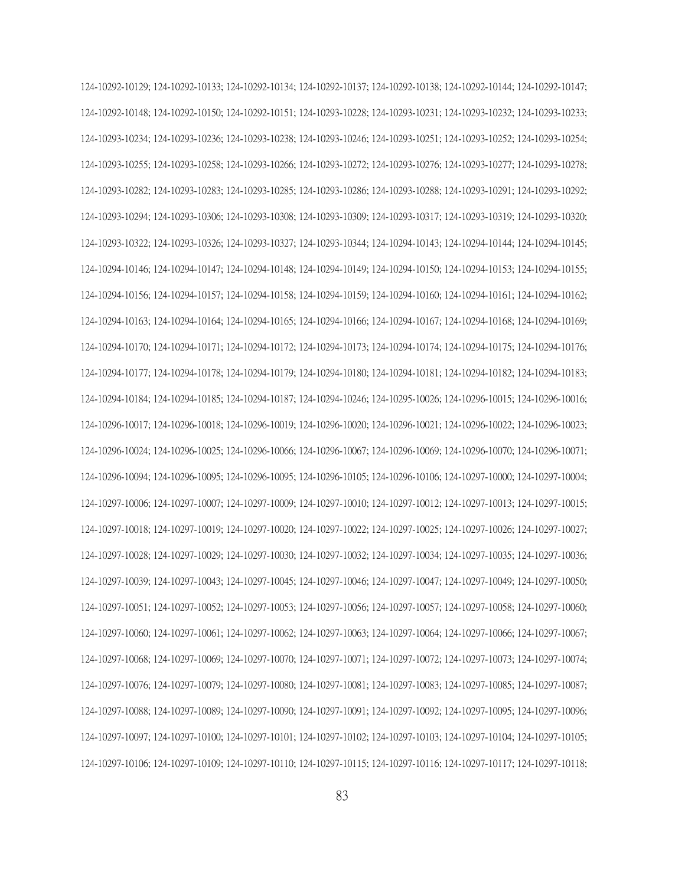124-10292-10129; 124-10292-10133; 124-10292-10134; 124-10292-10137; 124-10292-10138; 124-10292-10144; 124-10292-10147; 124-10292-10148; 124-10292-10150; 124-10292-10151; 124-10293-10228; 124-10293-10231; 124-10293-10232; 124-10293-10233; 124-10293-10234; 124-10293-10236; 124-10293-10238; 124-10293-10246; 124-10293-10251; 124-10293-10252; 124-10293-10254; 124-10293-10255; 124-10293-10258; 124-10293-10266; 124-10293-10272; 124-10293-10276; 124-10293-10277; 124-10293-10278; 124-10293-10282; 124-10293-10283; 124-10293-10285; 124-10293-10286; 124-10293-10288; 124-10293-10291; 124-10293-10292; 124-10293-10294; 124-10293-10306; 124-10293-10308; 124-10293-10309; 124-10293-10317; 124-10293-10319; 124-10293-10320; 124-10293-10322; 124-10293-10326; 124-10293-10327; 124-10293-10344; 124-10294-10143; 124-10294-10144; 124-10294-10145; 124-10294-10146; 124-10294-10147; 124-10294-10148; 124-10294-10149; 124-10294-10150; 124-10294-10153; 124-10294-10155; 124-10294-10156; 124-10294-10157; 124-10294-10158; 124-10294-10159; 124-10294-10160; 124-10294-10161; 124-10294-10162; 124-10294-10163; 124-10294-10164; 124-10294-10165; 124-10294-10166; 124-10294-10167; 124-10294-10168; 124-10294-10169; 124-10294-10170; 124-10294-10171; 124-10294-10172; 124-10294-10173; 124-10294-10174; 124-10294-10175; 124-10294-10176; 124-10294-10177; 124-10294-10178; 124-10294-10179; 124-10294-10180; 124-10294-10181; 124-10294-10182; 124-10294-10183; 124-10294-10184; 124-10294-10185; 124-10294-10187; 124-10294-10246; 124-10295-10026; 124-10296-10015; 124-10296-10016; 124-10296-10017; 124-10296-10018; 124-10296-10019; 124-10296-10020; 124-10296-10021; 124-10296-10022; 124-10296-10023; 124-10296-10024; 124-10296-10025; 124-10296-10066; 124-10296-10067; 124-10296-10069; 124-10296-10070; 124-10296-10071; 124-10296-10094; 124-10296-10095; 124-10296-10095; 124-10296-10105; 124-10296-10106; 124-10297-10000; 124-10297-10004; 124-10297-10006; 124-10297-10007; 124-10297-10009; 124-10297-10010; 124-10297-10012; 124-10297-10013; 124-10297-10015; 124-10297-10018; 124-10297-10019; 124-10297-10020; 124-10297-10022; 124-10297-10025; 124-10297-10026; 124-10297-10027; 124-10297-10028; 124-10297-10029; 124-10297-10030; 124-10297-10032; 124-10297-10034; 124-10297-10035; 124-10297-10036; 124-10297-10039; 124-10297-10043; 124-10297-10045; 124-10297-10046; 124-10297-10047; 124-10297-10049; 124-10297-10050; 124-10297-10051; 124-10297-10052; 124-10297-10053; 124-10297-10056; 124-10297-10057; 124-10297-10058; 124-10297-10060; 124-10297-10060; 124-10297-10061; 124-10297-10062; 124-10297-10063; 124-10297-10064; 124-10297-10066; 124-10297-10067; 124-10297-10068; 124-10297-10069; 124-10297-10070; 124-10297-10071; 124-10297-10072; 124-10297-10073; 124-10297-10074; 124-10297-10076; 124-10297-10079; 124-10297-10080; 124-10297-10081; 124-10297-10083; 124-10297-10085; 124-10297-10087; 124-10297-10088; 124-10297-10089; 124-10297-10090; 124-10297-10091; 124-10297-10092; 124-10297-10095; 124-10297-10096; 124-10297-10097; 124-10297-10100; 124-10297-10101; 124-10297-10102; 124-10297-10103; 124-10297-10104; 124-10297-10105; 124-10297-10106; 124-10297-10109; 124-10297-10110; 124-10297-10115; 124-10297-10116; 124-10297-10117; 124-10297-10118;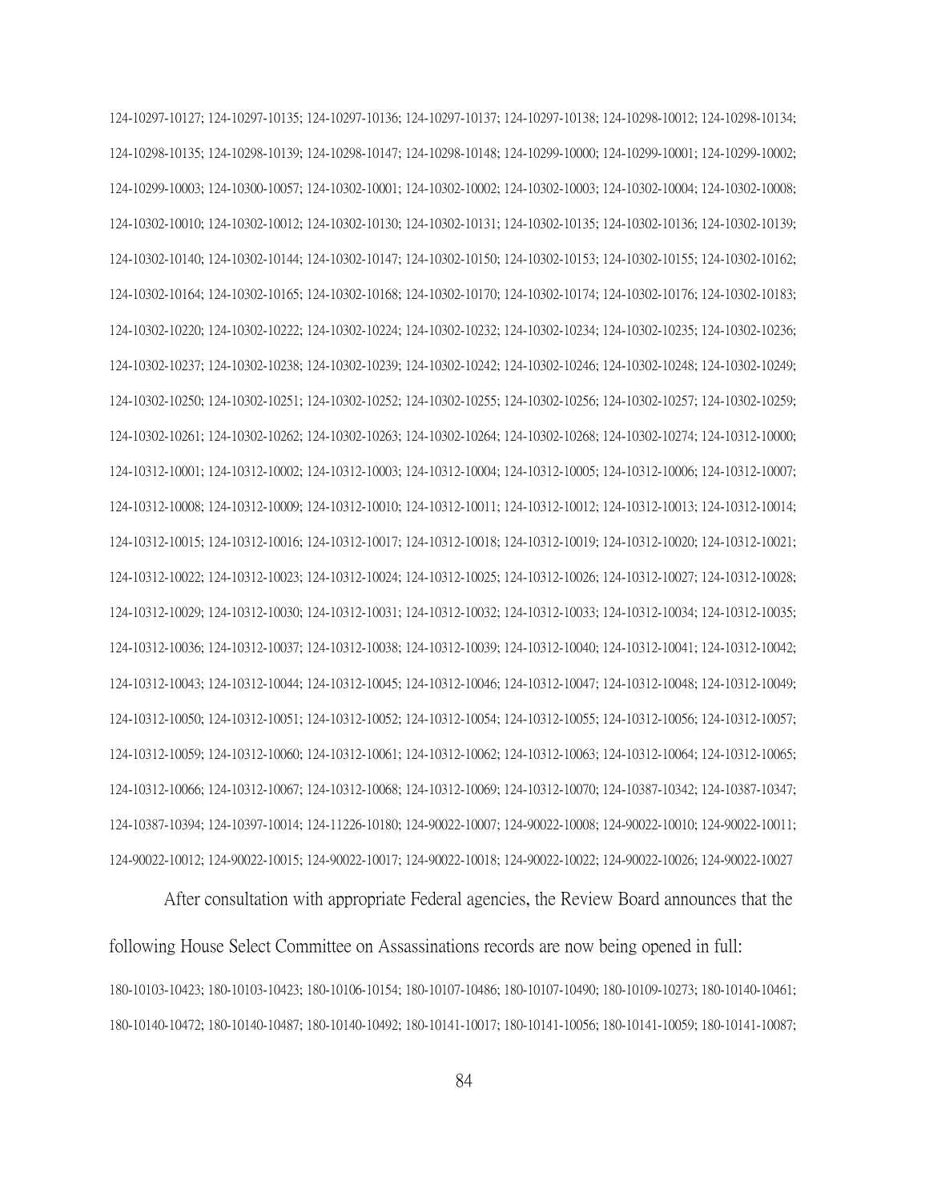124-10297-10127; 124-10297-10135; 124-10297-10136; 124-10297-10137; 124-10297-10138; 124-10298-10012; 124-10298-10134; 124-10298-10135; 124-10298-10139; 124-10298-10147; 124-10298-10148; 124-10299-10000; 124-10299-10001; 124-10299-10002; 124-10299-10003; 124-10300-10057; 124-10302-10001; 124-10302-10002; 124-10302-10003; 124-10302-10004; 124-10302-10008; 124-10302-10010; 124-10302-10012; 124-10302-10130; 124-10302-10131; 124-10302-10135; 124-10302-10136; 124-10302-10139; 124-10302-10140; 124-10302-10144; 124-10302-10147; 124-10302-10150; 124-10302-10153; 124-10302-10155; 124-10302-10162; 124-10302-10164; 124-10302-10165; 124-10302-10168; 124-10302-10170; 124-10302-10174; 124-10302-10176; 124-10302-10183; 124-10302-10220; 124-10302-10222; 124-10302-10224; 124-10302-10232; 124-10302-10234; 124-10302-10235; 124-10302-10236; 124-10302-10237; 124-10302-10238; 124-10302-10239; 124-10302-10242; 124-10302-10246; 124-10302-10248; 124-10302-10249; 124-10302-10250; 124-10302-10251; 124-10302-10252; 124-10302-10255; 124-10302-10256; 124-10302-10257; 124-10302-10259; 124-10302-10261; 124-10302-10262; 124-10302-10263; 124-10302-10264; 124-10302-10268; 124-10302-10274; 124-10312-10000; 124-10312-10001; 124-10312-10002; 124-10312-10003; 124-10312-10004; 124-10312-10005; 124-10312-10006; 124-10312-10007; 124-10312-10008; 124-10312-10009; 124-10312-10010; 124-10312-10011; 124-10312-10012; 124-10312-10013; 124-10312-10014; 124-10312-10015; 124-10312-10016; 124-10312-10017; 124-10312-10018; 124-10312-10019; 124-10312-10020; 124-10312-10021; 124-10312-10022; 124-10312-10023; 124-10312-10024; 124-10312-10025; 124-10312-10026; 124-10312-10027; 124-10312-10028; 124-10312-10029; 124-10312-10030; 124-10312-10031; 124-10312-10032; 124-10312-10033; 124-10312-10034; 124-10312-10035; 124-10312-10036; 124-10312-10037; 124-10312-10038; 124-10312-10039; 124-10312-10040; 124-10312-10041; 124-10312-10042; 124-10312-10043; 124-10312-10044; 124-10312-10045; 124-10312-10046; 124-10312-10047; 124-10312-10048; 124-10312-10049; 124-10312-10050; 124-10312-10051; 124-10312-10052; 124-10312-10054; 124-10312-10055; 124-10312-10056; 124-10312-10057; 124-10312-10059; 124-10312-10060; 124-10312-10061; 124-10312-10062; 124-10312-10063; 124-10312-10064; 124-10312-10065; 124-10312-10066; 124-10312-10067; 124-10312-10068; 124-10312-10069; 124-10312-10070; 124-10387-10342; 124-10387-10347; 124-10387-10394; 124-10397-10014; 124-11226-10180; 124-90022-10007; 124-90022-10008; 124-90022-10010; 124-90022-10011; 124-90022-10012; 124-90022-10015; 124-90022-10017; 124-90022-10018; 124-90022-10022; 124-90022-10026; 124-90022-10027

After consultation with appropriate Federal agencies, the Review Board announces that the following House Select Committee on Assassinations records are now being opened in full:

180-10103-10423; 180-10103-10423; 180-10106-10154; 180-10107-10486; 180-10107-10490; 180-10109-10273; 180-10140-10461; 180-10140-10472; 180-10140-10487; 180-10140-10492; 180-10141-10017; 180-10141-10056; 180-10141-10059; 180-10141-10087;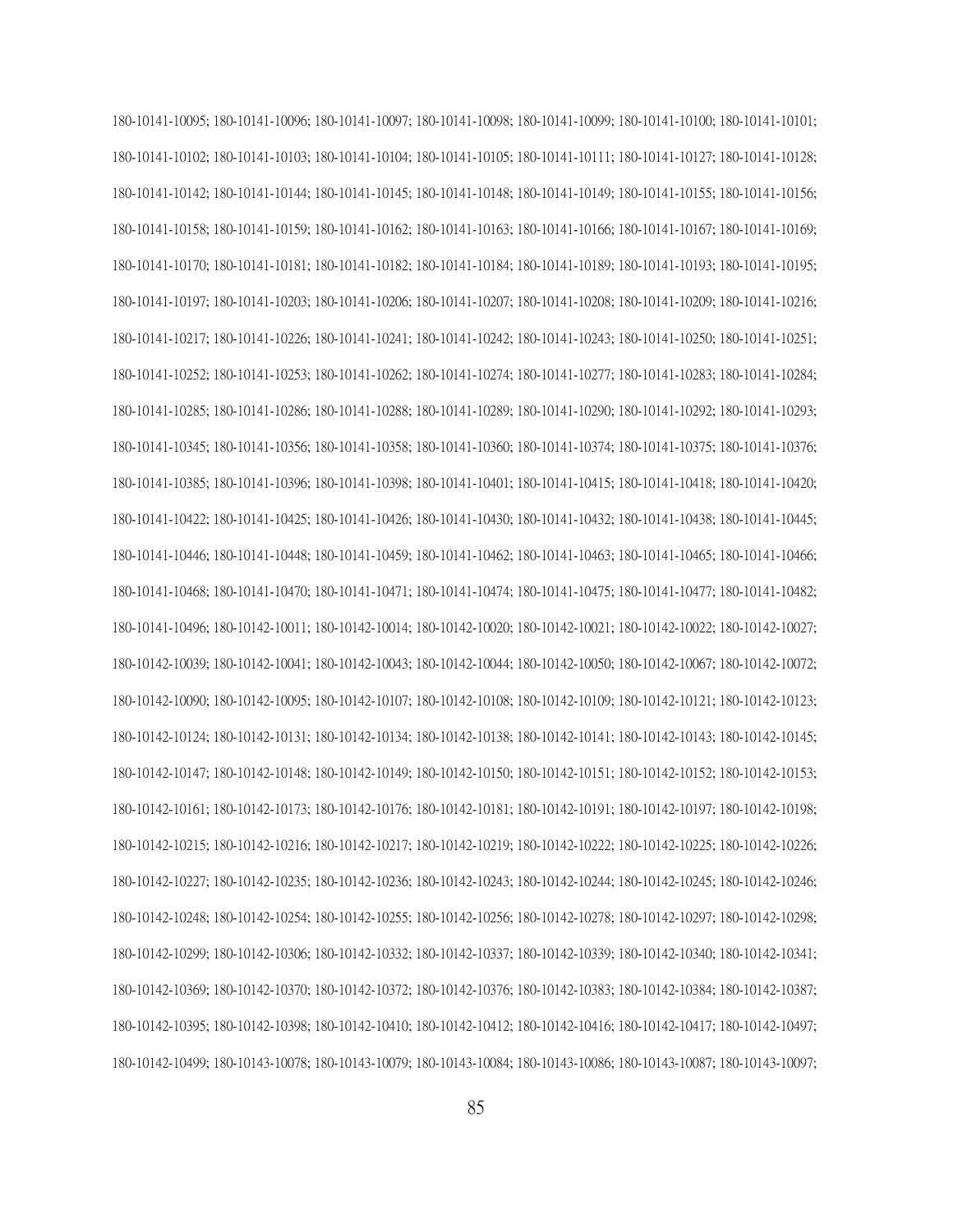180-10141-10095; 180-10141-10096; 180-10141-10097; 180-10141-10098; 180-10141-10099; 180-10141-10100; 180-10141-10101; 180-10141-10102; 180-10141-10103; 180-10141-10104; 180-10141-10105; 180-10141-10111; 180-10141-10127; 180-10141-10128; 180-10141-10142; 180-10141-10144; 180-10141-10145; 180-10141-10148; 180-10141-10149; 180-10141-10155; 180-10141-10156; 180-10141-10158; 180-10141-10159; 180-10141-10162; 180-10141-10163; 180-10141-10166; 180-10141-10167; 180-10141-10169; 180-10141-10170; 180-10141-10181; 180-10141-10182; 180-10141-10184; 180-10141-10189; 180-10141-10193; 180-10141-10195; 180-10141-10197; 180-10141-10203; 180-10141-10206; 180-10141-10207; 180-10141-10208; 180-10141-10209; 180-10141-10216; 180-10141-10217; 180-10141-10226; 180-10141-10241; 180-10141-10242; 180-10141-10243; 180-10141-10250; 180-10141-10251; 180-10141-10252; 180-10141-10253; 180-10141-10262; 180-10141-10274; 180-10141-10277; 180-10141-10283; 180-10141-10284; 180-10141-10285; 180-10141-10286; 180-10141-10288; 180-10141-10289; 180-10141-10290; 180-10141-10292; 180-10141-10293; 180-10141-10345; 180-10141-10356; 180-10141-10358; 180-10141-10360; 180-10141-10374; 180-10141-10375; 180-10141-10376; 180-10141-10385; 180-10141-10396; 180-10141-10398; 180-10141-10401; 180-10141-10415; 180-10141-10418; 180-10141-10420; 180-10141-10422; 180-10141-10425; 180-10141-10426; 180-10141-10430; 180-10141-10432; 180-10141-10438; 180-10141-10445; 180-10141-10446; 180-10141-10448; 180-10141-10459; 180-10141-10462; 180-10141-10463; 180-10141-10465; 180-10141-10466; 180-10141-10468; 180-10141-10470; 180-10141-10471; 180-10141-10474; 180-10141-10475; 180-10141-10477; 180-10141-10482; 180-10141-10496; 180-10142-10011; 180-10142-10014; 180-10142-10020; 180-10142-10021; 180-10142-10022; 180-10142-10027; 180-10142-10039; 180-10142-10041; 180-10142-10043; 180-10142-10044; 180-10142-10050; 180-10142-10067; 180-10142-10072; 180-10142-10090; 180-10142-10095; 180-10142-10107; 180-10142-10108; 180-10142-10109; 180-10142-10121; 180-10142-10123; 180-10142-10124; 180-10142-10131; 180-10142-10134; 180-10142-10138; 180-10142-10141; 180-10142-10143; 180-10142-10145; 180-10142-10147; 180-10142-10148; 180-10142-10149; 180-10142-10150; 180-10142-10151; 180-10142-10152; 180-10142-10153; 180-10142-10161; 180-10142-10173; 180-10142-10176; 180-10142-10181; 180-10142-10191; 180-10142-10197; 180-10142-10198; 180-10142-10215; 180-10142-10216; 180-10142-10217; 180-10142-10219; 180-10142-10222; 180-10142-10225; 180-10142-10226; 180-10142-10227; 180-10142-10235; 180-10142-10236; 180-10142-10243; 180-10142-10244; 180-10142-10245; 180-10142-10246; 180-10142-10248; 180-10142-10254; 180-10142-10255; 180-10142-10256; 180-10142-10278; 180-10142-10297; 180-10142-10298; 180-10142-10299; 180-10142-10306; 180-10142-10332; 180-10142-10337; 180-10142-10339; 180-10142-10340; 180-10142-10341; 180-10142-10369; 180-10142-10370; 180-10142-10372; 180-10142-10376; 180-10142-10383; 180-10142-10384; 180-10142-10387; 180-10142-10395; 180-10142-10398; 180-10142-10410; 180-10142-10412; 180-10142-10416; 180-10142-10417; 180-10142-10497; 180-10142-10499; 180-10143-10078; 180-10143-10079; 180-10143-10084; 180-10143-10086; 180-10143-10087; 180-10143-10097;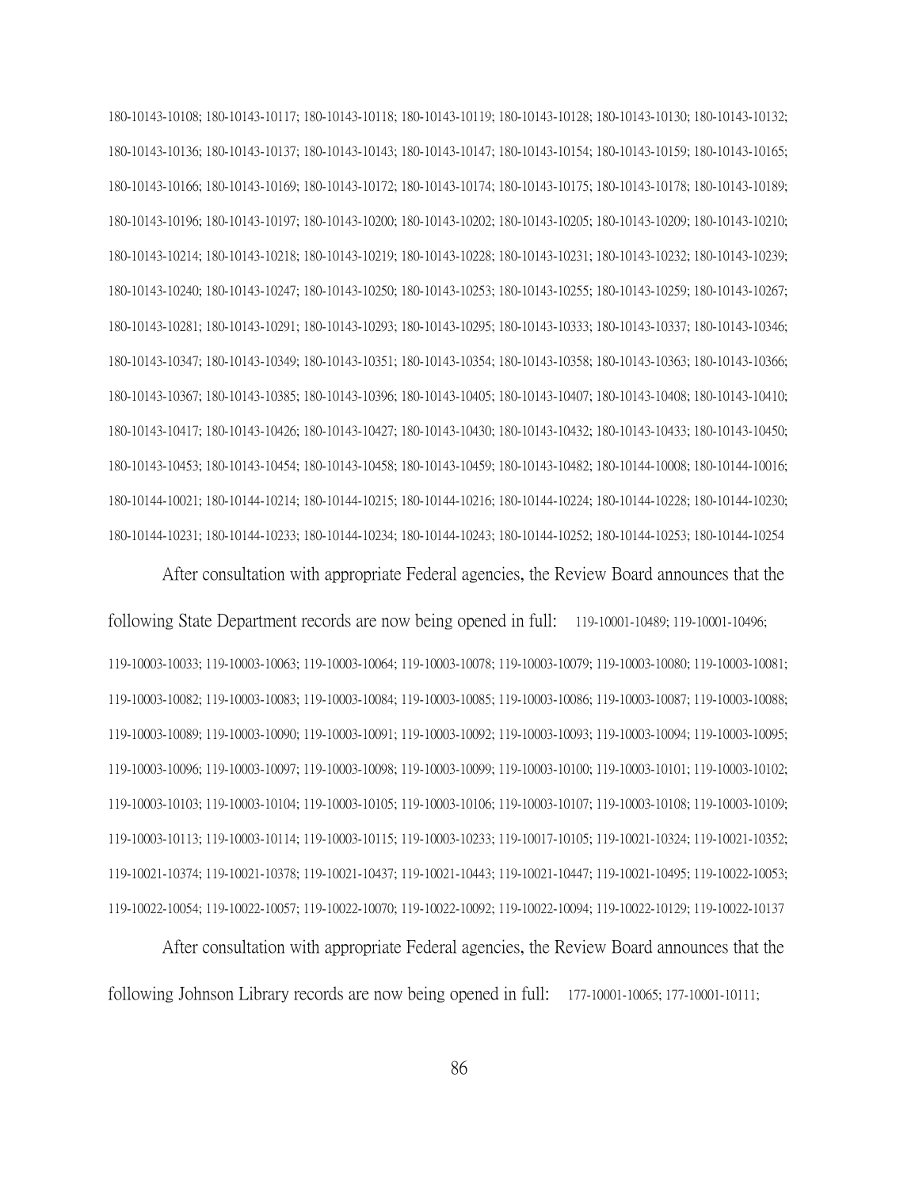180-10143-10108; 180-10143-10117; 180-10143-10118; 180-10143-10119; 180-10143-10128; 180-10143-10130; 180-10143-10132; 180-10143-10136; 180-10143-10137; 180-10143-10143; 180-10143-10147; 180-10143-10154; 180-10143-10159; 180-10143-10165; 180-10143-10166; 180-10143-10169; 180-10143-10172; 180-10143-10174; 180-10143-10175; 180-10143-10178; 180-10143-10189; 180-10143-10196; 180-10143-10197; 180-10143-10200; 180-10143-10202; 180-10143-10205; 180-10143-10209; 180-10143-10210; 180-10143-10214; 180-10143-10218; 180-10143-10219; 180-10143-10228; 180-10143-10231; 180-10143-10232; 180-10143-10239; 180-10143-10240; 180-10143-10247; 180-10143-10250; 180-10143-10253; 180-10143-10255; 180-10143-10259; 180-10143-10267; 180-10143-10281; 180-10143-10291; 180-10143-10293; 180-10143-10295; 180-10143-10333; 180-10143-10337; 180-10143-10346; 180-10143-10347; 180-10143-10349; 180-10143-10351; 180-10143-10354; 180-10143-10358; 180-10143-10363; 180-10143-10366; 180-10143-10367; 180-10143-10385; 180-10143-10396; 180-10143-10405; 180-10143-10407; 180-10143-10408; 180-10143-10410; 180-10143-10417; 180-10143-10426; 180-10143-10427; 180-10143-10430; 180-10143-10432; 180-10143-10433; 180-10143-10450; 180-10143-10453; 180-10143-10454; 180-10143-10458; 180-10143-10459; 180-10143-10482; 180-10144-10008; 180-10144-10016; 180-10144-10021; 180-10144-10214; 180-10144-10215; 180-10144-10216; 180-10144-10224; 180-10144-10228; 180-10144-10230; 180-10144-10231; 180-10144-10233; 180-10144-10234; 180-10144-10243; 180-10144-10252; 180-10144-10253; 180-10144-10254

After consultation with appropriate Federal agencies, the Review Board announces that the following State Department records are now being opened in full: 119-10001-10489; 119-10001-10496; 119-10003-10033; 119-10003-10063; 119-10003-10064; 119-10003-10078; 119-10003-10079; 119-10003-10080; 119-10003-10081; 119-10003-10082; 119-10003-10083; 119-10003-10084; 119-10003-10085; 119-10003-10086; 119-10003-10087; 119-10003-10088; 119-10003-10089; 119-10003-10090; 119-10003-10091; 119-10003-10092; 119-10003-10093; 119-10003-10094; 119-10003-10095; 119-10003-10096; 119-10003-10097; 119-10003-10098; 119-10003-10099; 119-10003-10100; 119-10003-10101; 119-10003-10102; 119-10003-10103; 119-10003-10104; 119-10003-10105; 119-10003-10106; 119-10003-10107; 119-10003-10108; 119-10003-10109; 119-10003-10113; 119-10003-10114; 119-10003-10115; 119-10003-10233; 119-10017-10105; 119-10021-10324; 119-10021-10352; 119-10021-10374; 119-10021-10378; 119-10021-10437; 119-10021-10443; 119-10021-10447; 119-10021-10495; 119-10022-10053; 119-10022-10054; 119-10022-10057; 119-10022-10070; 119-10022-10092; 119-10022-10094; 119-10022-10129; 119-10022-10137

After consultation with appropriate Federal agencies, the Review Board announces that the following Johnson Library records are now being opened in full: 177-10001-10065; 177-10001-10111;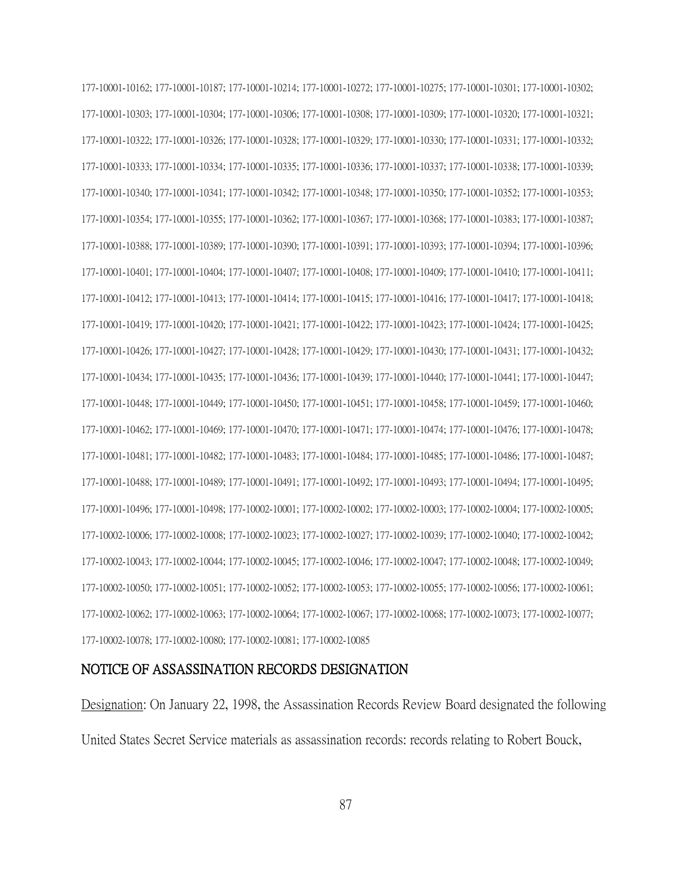177-10001-10162; 177-10001-10187; 177-10001-10214; 177-10001-10272; 177-10001-10275; 177-10001-10301; 177-10001-10302; 177-10001-10303; 177-10001-10304; 177-10001-10306; 177-10001-10308; 177-10001-10309; 177-10001-10320; 177-10001-10321; 177-10001-10322; 177-10001-10326; 177-10001-10328; 177-10001-10329; 177-10001-10330; 177-10001-10331; 177-10001-10332; 177-10001-10333; 177-10001-10334; 177-10001-10335; 177-10001-10336; 177-10001-10337; 177-10001-10338; 177-10001-10339; 177-10001-10340; 177-10001-10341; 177-10001-10342; 177-10001-10348; 177-10001-10350; 177-10001-10352; 177-10001-10353; 177-10001-10354; 177-10001-10355; 177-10001-10362; 177-10001-10367; 177-10001-10368; 177-10001-10383; 177-10001-10387; 177-10001-10388; 177-10001-10389; 177-10001-10390; 177-10001-10391; 177-10001-10393; 177-10001-10394; 177-10001-10396; 177-10001-10401; 177-10001-10404; 177-10001-10407; 177-10001-10408; 177-10001-10409; 177-10001-10410; 177-10001-10411; 177-10001-10412; 177-10001-10413; 177-10001-10414; 177-10001-10415; 177-10001-10416; 177-10001-10417; 177-10001-10418; 177-10001-10419; 177-10001-10420; 177-10001-10421; 177-10001-10422; 177-10001-10423; 177-10001-10424; 177-10001-10425; 177-10001-10426; 177-10001-10427; 177-10001-10428; 177-10001-10429; 177-10001-10430; 177-10001-10431; 177-10001-10432; 177-10001-10434; 177-10001-10435; 177-10001-10436; 177-10001-10439; 177-10001-10440; 177-10001-10441; 177-10001-10447; 177-10001-10448; 177-10001-10449; 177-10001-10450; 177-10001-10451; 177-10001-10458; 177-10001-10459; 177-10001-10460; 177-10001-10462; 177-10001-10469; 177-10001-10470; 177-10001-10471; 177-10001-10474; 177-10001-10476; 177-10001-10478; 177-10001-10481; 177-10001-10482; 177-10001-10483; 177-10001-10484; 177-10001-10485; 177-10001-10486; 177-10001-10487; 177-10001-10488; 177-10001-10489; 177-10001-10491; 177-10001-10492; 177-10001-10493; 177-10001-10494; 177-10001-10495; 177-10001-10496; 177-10001-10498; 177-10002-10001; 177-10002-10002; 177-10002-10003; 177-10002-10004; 177-10002-10005; 177-10002-10006; 177-10002-10008; 177-10002-10023; 177-10002-10027; 177-10002-10039; 177-10002-10040; 177-10002-10042; 177-10002-10043; 177-10002-10044; 177-10002-10045; 177-10002-10046; 177-10002-10047; 177-10002-10048; 177-10002-10049; 177-10002-10050; 177-10002-10051; 177-10002-10052; 177-10002-10053; 177-10002-10055; 177-10002-10056; 177-10002-10061; 177-10002-10062; 177-10002-10063; 177-10002-10064; 177-10002-10067; 177-10002-10068; 177-10002-10073; 177-10002-10077; 177-10002-10078; 177-10002-10080; 177-10002-10081; 177-10002-10085

## NOTICE OF ASSASSINATION RECORDS DESIGNATION

Designation: On January 22, 1998, the Assassination Records Review Board designated the following United States Secret Service materials as assassination records: records relating to Robert Bouck,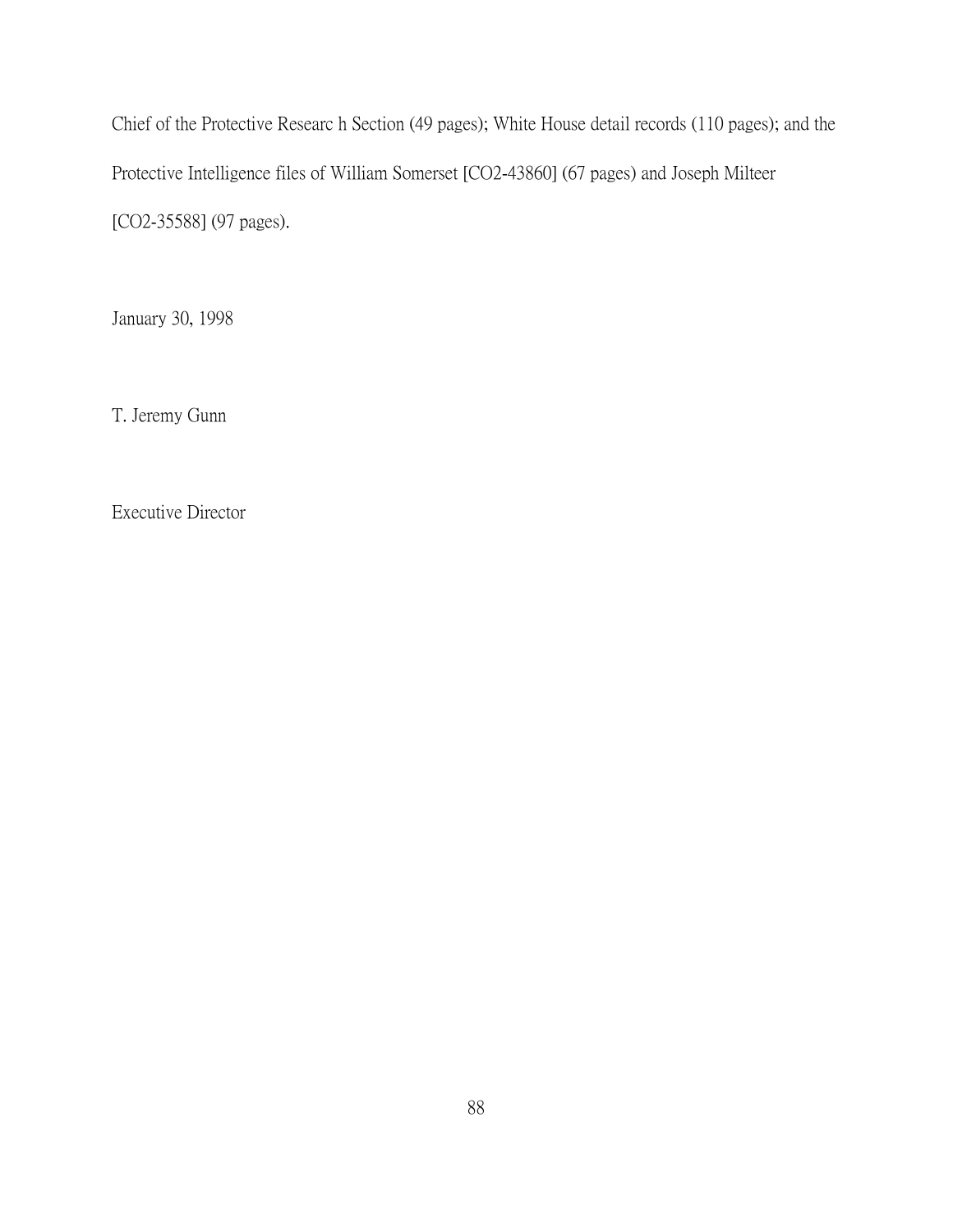Chief of the Protective Researc h Section (49 pages); White House detail records (110 pages); and the Protective Intelligence files of William Somerset [CO2-43860] (67 pages) and Joseph Milteer [CO2-35588] (97 pages).

January 30, 1998

T. Jeremy Gunn

Executive Director